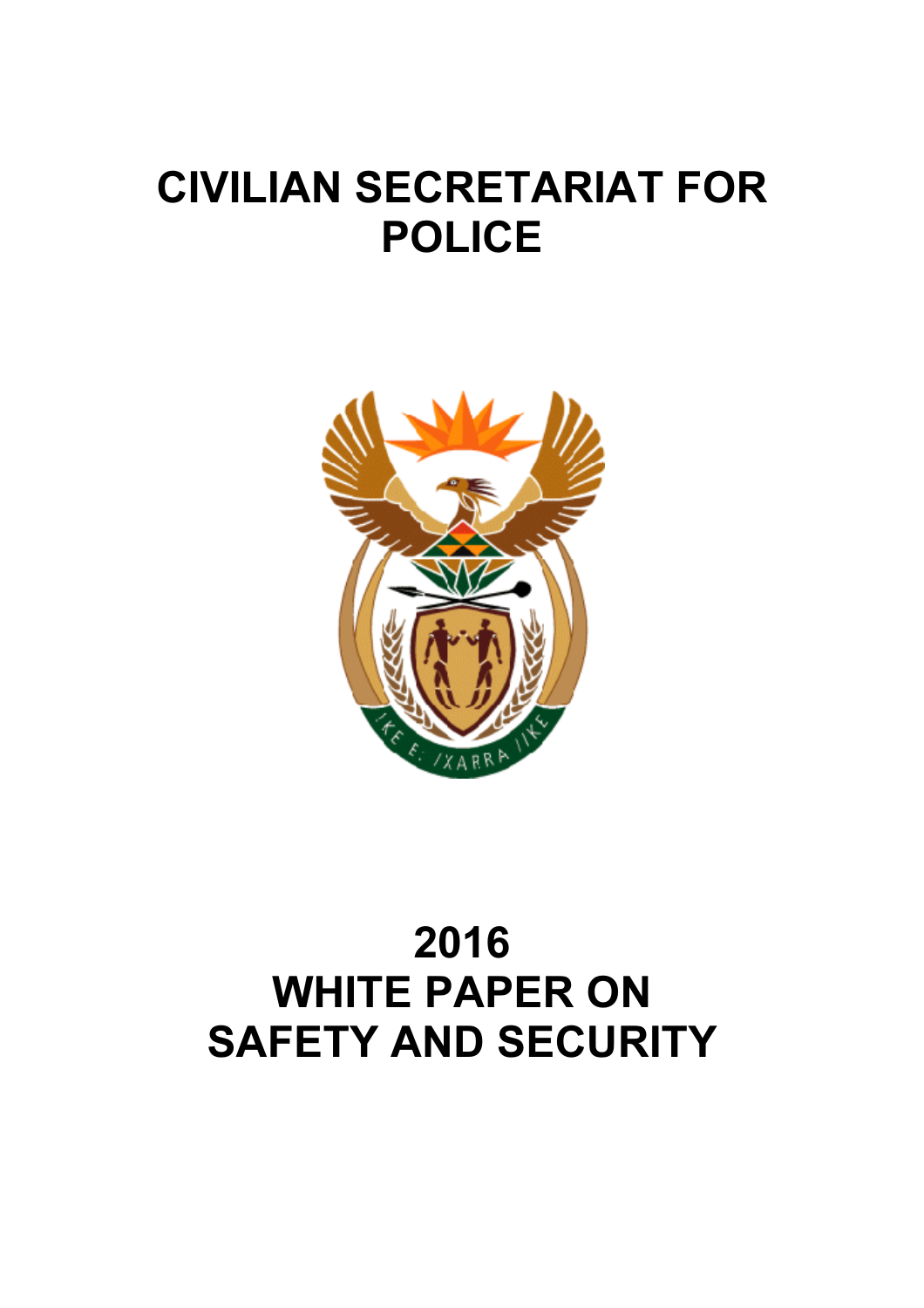# CIVILIAN SECRETARIAT FOR POLICE

# 2016 WHITE PAPER ON SAFETY AND SECURITY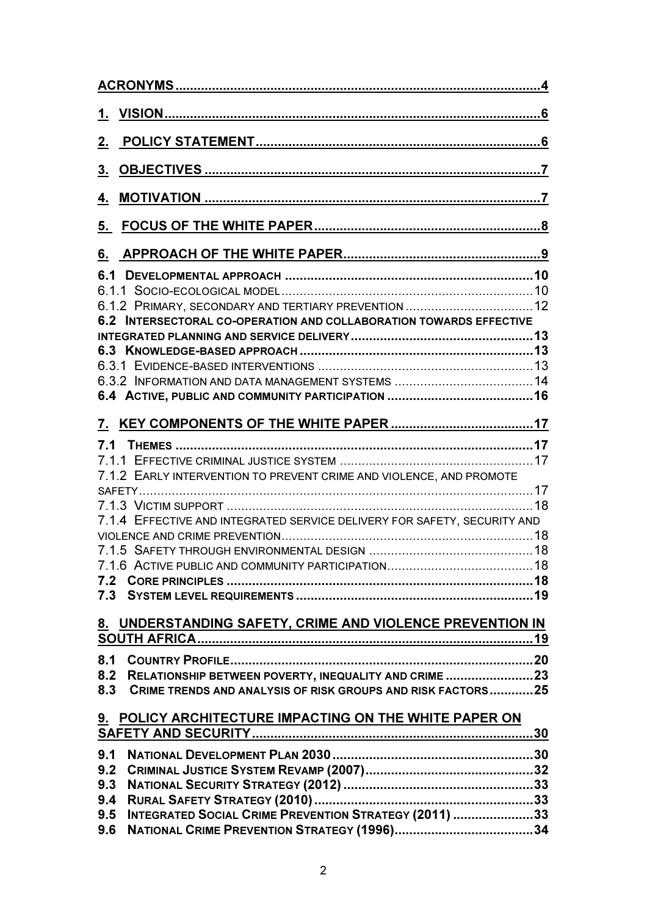[ACRONYMS .......... 4](#)

1. VISION .......... 6
2. POLICY STATEMENT .......... 6
3. OBJECTIVES .......... 7
4. MOTIVATION .......... 7
5. FOCUS OF THE WHITE PAPER .......... 8
6. APPROACH OF THE WHITE PAPER .......... 9

**6.1 Developmental approach .......... 10**

6.1.1 Socio-ecological model .......... 10

6.1.2 Primary, secondary and tertiary prevention .......... 12

**6.2 Intersectoral co-operation and collaboration towards effective integrated planning and service delivery .......... 13**

**6.3 Knowledge-based approach .......... 13**

6.3.1 Evidence-based interventions .......... 13

6.3.2 Information and data management systems .......... 14

**6.4 Active, public and community participation .......... 16**

7. KEY COMPONENTS OF THE WHITE PAPER .......... 17

**7.1 Themes .......... 17**

7.1.1 Effective criminal justice system .......... 17

7.1.2 Early intervention to prevent crime and violence, and promote safety .......... 17

7.1.3 Victim support .......... 18

7.1.4 Effective and integrated service delivery for safety, security and violence and crime prevention .......... 18

7.1.5 Safety through environmental design .......... 18

7.1.6 Active public and community participation .......... 18

**7.2 Core principles .......... 18**

**7.3 System level requirements .......... 19**

8. UNDERSTANDING SAFETY, CRIME AND VIOLENCE PREVENTION IN SOUTH AFRICA .......... 19

**8.1 Country Profile .......... 20**

**8.2 Relationship between poverty, inequality and crime .......... 23**

**8.3 Crime trends and analysis of risk groups and risk factors .......... 25**

9. POLICY ARCHITECTURE IMPACTING ON THE WHITE PAPER ON SAFETY AND SECURITY .......... 30

**9.1 National Development Plan 2030 .......... 30**

**9.2 Criminal Justice System Revamp (2007) .......... 32**

**9.3 National Security Strategy (2012) .......... 33**

**9.4 Rural Safety Strategy (2010) .......... 33**

**9.5 Integrated Social Crime Prevention Strategy (2011) .......... 33**

**9.6 National Crime Prevention Strategy (1996) .......... 34**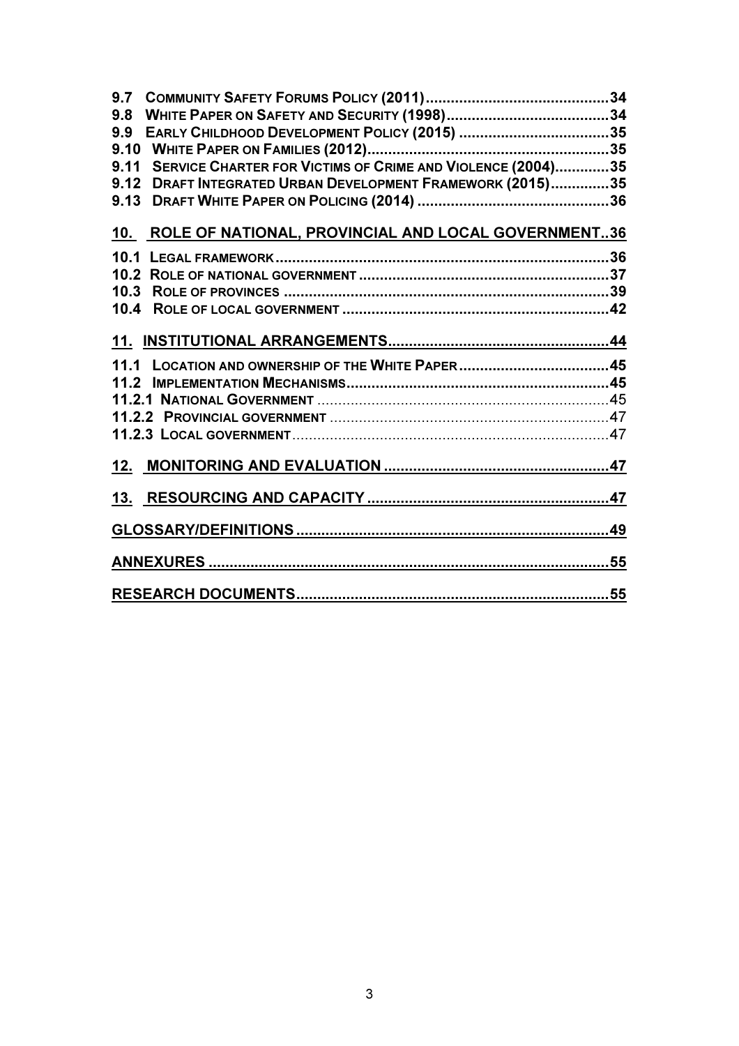**9.7 COMMUNITY SAFETY FORUMS POLICY (2011)....................................................34**
**9.8 WHITE PAPER ON SAFETY AND SECURITY (1998)........................................34**
**9.9 EARLY CHILDHOOD DEVELOPMENT POLICY (2015) ....................................35**
**9.10 WHITE PAPER ON FAMILIES (2012).........................................................35**
**9.11 SERVICE CHARTER FOR VICTIMS OF CRIME AND VIOLENCE (2004).............35**
**9.12 DRAFT INTEGRATED URBAN DEVELOPMENT FRAMEWORK (2015)..............35**
**9.13 DRAFT WHITE PAPER ON POLICING (2014) ..............................................36**

**10. ROLE OF NATIONAL, PROVINCIAL AND LOCAL GOVERNMENT..36**

**10.1 LEGAL FRAMEWORK..................................................................................36**
**10.2 ROLE OF NATIONAL GOVERNMENT ...........................................................37**
**10.3 ROLE OF PROVINCES ..............................................................................39**
**10.4 ROLE OF LOCAL GOVERNMENT ................................................................42**

**11. INSTITUTIONAL ARRANGEMENTS......................................................44**

**11.1 LOCATION AND OWNERSHIP OF THE WHITE PAPER....................................45**
**11.2 IMPLEMENTATION MECHANISMS..............................................................45**
**11.2.1 NATIONAL GOVERNMENT** .....................................................................45
**11.2.2 PROVINCIAL GOVERNMENT** ..................................................................47
**11.2.3 LOCAL GOVERNMENT**............................................................................47

**12. MONITORING AND EVALUATION .......................................................47**

**13. RESOURCING AND CAPACITY ...........................................................47**

**GLOSSARY/DEFINITIONS..........................................................................49**

**ANNEXURES .................................................................................................55**

**RESEARCH DOCUMENTS...........................................................................55**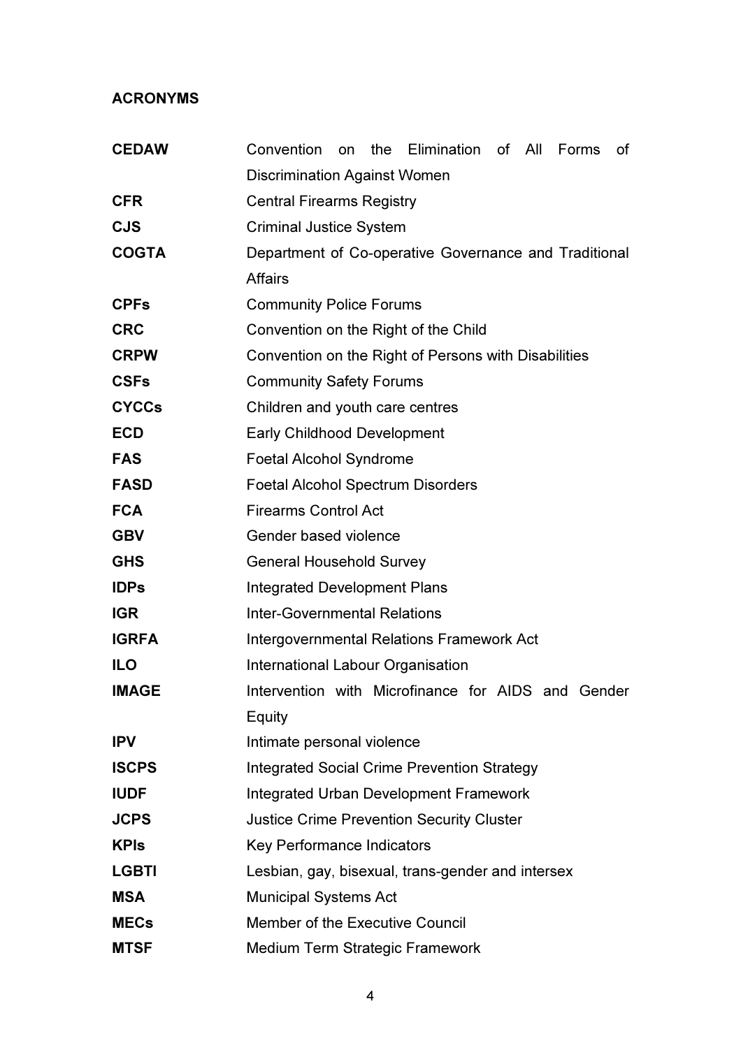**ACRONYMS**

| | |
|---|---|
| **CEDAW** | Convention on the Elimination of All Forms of Discrimination Against Women |
| **CFR** | Central Firearms Registry |
| **CJS** | Criminal Justice System |
| **COGTA** | Department of Co-operative Governance and Traditional Affairs |
| **CPFs** | Community Police Forums |
| **CRC** | Convention on the Right of the Child |
| **CRPW** | Convention on the Right of Persons with Disabilities |
| **CSFs** | Community Safety Forums |
| **CYCCs** | Children and youth care centres |
| **ECD** | Early Childhood Development |
| **FAS** | Foetal Alcohol Syndrome |
| **FASD** | Foetal Alcohol Spectrum Disorders |
| **FCA** | Firearms Control Act |
| **GBV** | Gender based violence |
| **GHS** | General Household Survey |
| **IDPs** | Integrated Development Plans |
| **IGR** | Inter-Governmental Relations |
| **IGRFA** | Intergovernmental Relations Framework Act |
| **ILO** | International Labour Organisation |
| **IMAGE** | Intervention with Microfinance for AIDS and Gender Equity |
| **IPV** | Intimate personal violence |
| **ISCPS** | Integrated Social Crime Prevention Strategy |
| **IUDF** | Integrated Urban Development Framework |
| **JCPS** | Justice Crime Prevention Security Cluster |
| **KPIs** | Key Performance Indicators |
| **LGBTI** | Lesbian, gay, bisexual, trans-gender and intersex |
| **MSA** | Municipal Systems Act |
| **MECs** | Member of the Executive Council |
| **MTSF** | Medium Term Strategic Framework |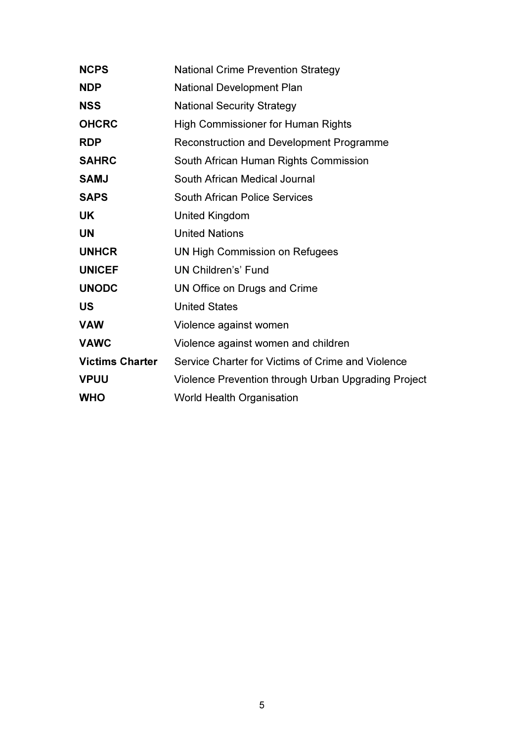| | |
|---|---|
| **NCPS** | National Crime Prevention Strategy |
| **NDP** | National Development Plan |
| **NSS** | National Security Strategy |
| **OHCRC** | High Commissioner for Human Rights |
| **RDP** | Reconstruction and Development Programme |
| **SAHRC** | South African Human Rights Commission |
| **SAMJ** | South African Medical Journal |
| **SAPS** | South African Police Services |
| **UK** | United Kingdom |
| **UN** | United Nations |
| **UNHCR** | UN High Commission on Refugees |
| **UNICEF** | UN Children's' Fund |
| **UNODC** | UN Office on Drugs and Crime |
| **US** | United States |
| **VAW** | Violence against women |
| **VAWC** | Violence against women and children |
| **Victims Charter** | Service Charter for Victims of Crime and Violence |
| **VPUU** | Violence Prevention through Urban Upgrading Project |
| **WHO** | World Health Organisation |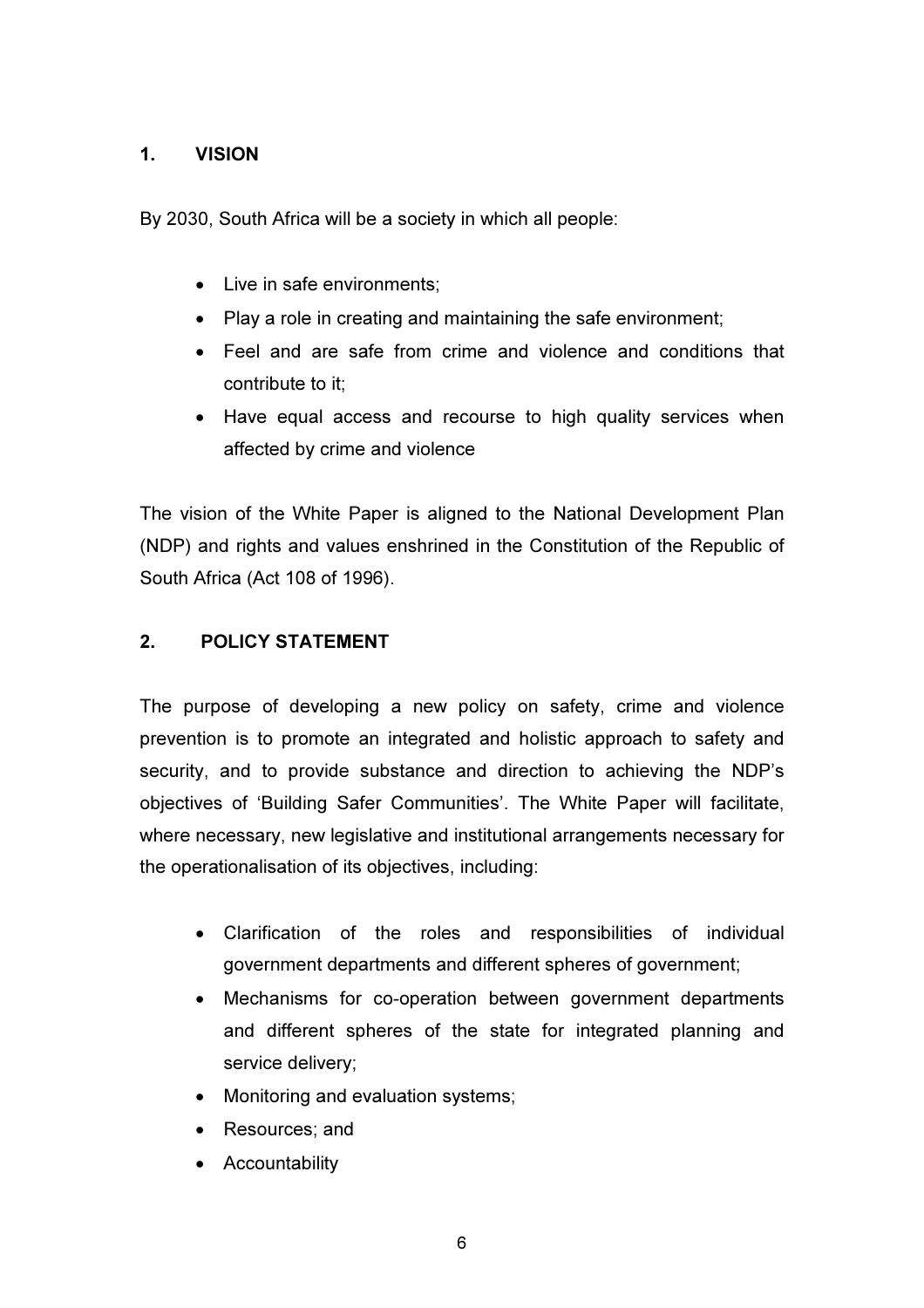## 1. VISION

By 2030, South Africa will be a society in which all people:

- Live in safe environments;
- Play a role in creating and maintaining the safe environment;
- Feel and are safe from crime and violence and conditions that contribute to it;
- Have equal access and recourse to high quality services when affected by crime and violence

The vision of the White Paper is aligned to the National Development Plan (NDP) and rights and values enshrined in the Constitution of the Republic of South Africa (Act 108 of 1996).

## 2. POLICY STATEMENT

The purpose of developing a new policy on safety, crime and violence prevention is to promote an integrated and holistic approach to safety and security, and to provide substance and direction to achieving the NDP's objectives of 'Building Safer Communities'. The White Paper will facilitate, where necessary, new legislative and institutional arrangements necessary for the operationalisation of its objectives, including:

- Clarification of the roles and responsibilities of individual government departments and different spheres of government;
- Mechanisms for co-operation between government departments and different spheres of the state for integrated planning and service delivery;
- Monitoring and evaluation systems;
- Resources; and
- Accountability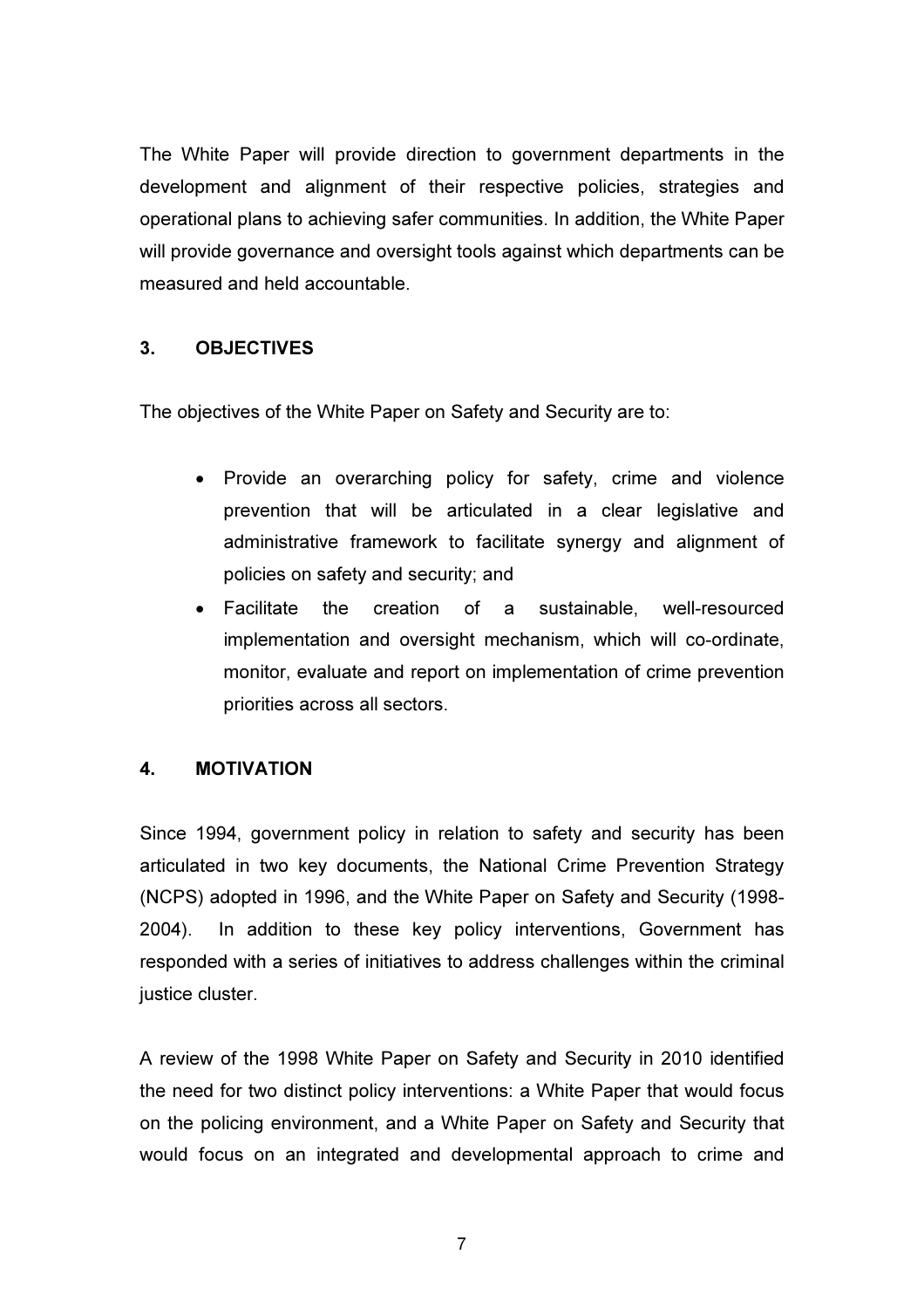The White Paper will provide direction to government departments in the development and alignment of their respective policies, strategies and operational plans to achieving safer communities. In addition, the White Paper will provide governance and oversight tools against which departments can be measured and held accountable.

## 3. OBJECTIVES

The objectives of the White Paper on Safety and Security are to:

- Provide an overarching policy for safety, crime and violence prevention that will be articulated in a clear legislative and administrative framework to facilitate synergy and alignment of policies on safety and security; and
- Facilitate the creation of a sustainable, well-resourced implementation and oversight mechanism, which will co-ordinate, monitor, evaluate and report on implementation of crime prevention priorities across all sectors.

## 4. MOTIVATION

Since 1994, government policy in relation to safety and security has been articulated in two key documents, the National Crime Prevention Strategy (NCPS) adopted in 1996, and the White Paper on Safety and Security (1998-2004). In addition to these key policy interventions, Government has responded with a series of initiatives to address challenges within the criminal justice cluster.

A review of the 1998 White Paper on Safety and Security in 2010 identified the need for two distinct policy interventions: a White Paper that would focus on the policing environment, and a White Paper on Safety and Security that would focus on an integrated and developmental approach to crime and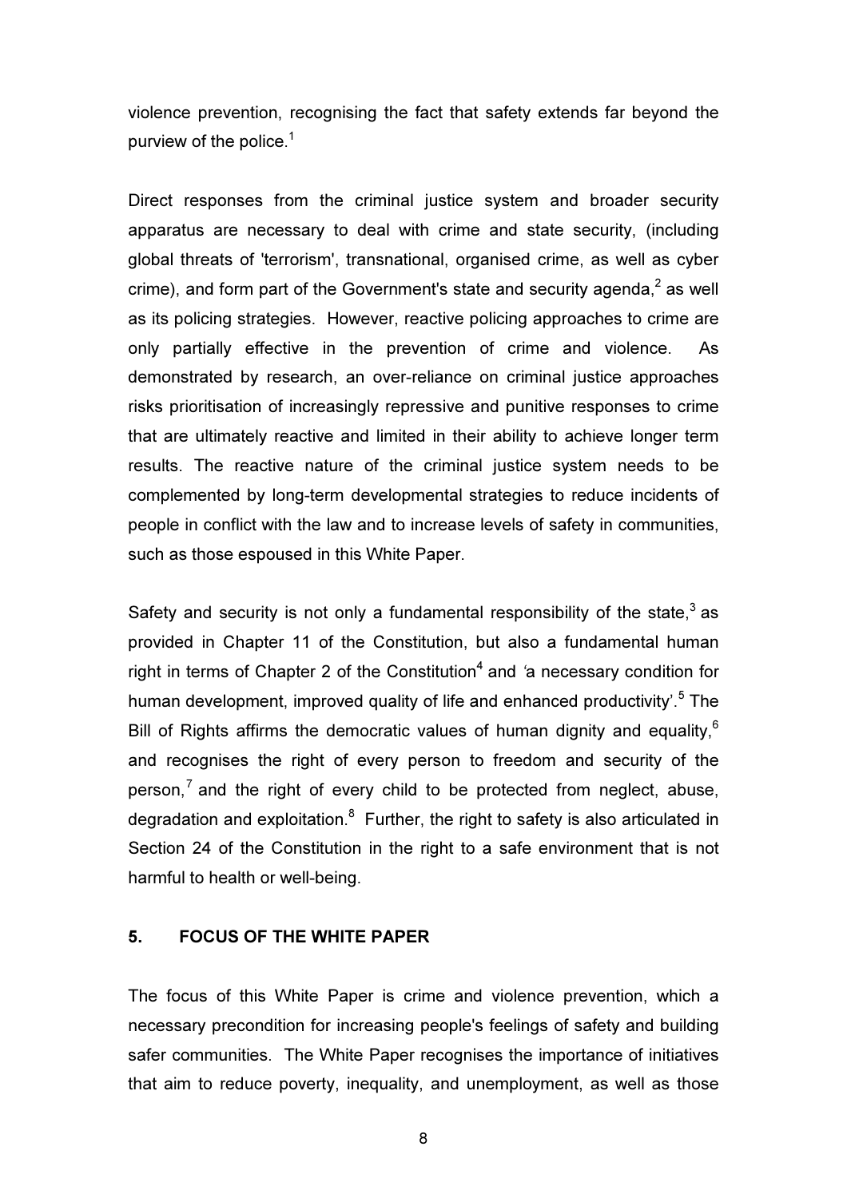violence prevention, recognising the fact that safety extends far beyond the purview of the police.[1]

Direct responses from the criminal justice system and broader security apparatus are necessary to deal with crime and state security, (including global threats of 'terrorism', transnational, organised crime, as well as cyber crime), and form part of the Government's state and security agenda,[2] as well as its policing strategies. However, reactive policing approaches to crime are only partially effective in the prevention of crime and violence. As demonstrated by research, an over-reliance on criminal justice approaches risks prioritisation of increasingly repressive and punitive responses to crime that are ultimately reactive and limited in their ability to achieve longer term results. The reactive nature of the criminal justice system needs to be complemented by long-term developmental strategies to reduce incidents of people in conflict with the law and to increase levels of safety in communities, such as those espoused in this White Paper.

Safety and security is not only a fundamental responsibility of the state,[3] as provided in Chapter 11 of the Constitution, but also a fundamental human right in terms of Chapter 2 of the Constitution[4] and 'a necessary condition for human development, improved quality of life and enhanced productivity'.[5] The Bill of Rights affirms the democratic values of human dignity and equality,[6] and recognises the right of every person to freedom and security of the person,[7] and the right of every child to be protected from neglect, abuse, degradation and exploitation.[8] Further, the right to safety is also articulated in Section 24 of the Constitution in the right to a safe environment that is not harmful to health or well-being.

## 5. FOCUS OF THE WHITE PAPER

The focus of this White Paper is crime and violence prevention, which a necessary precondition for increasing people's feelings of safety and building safer communities. The White Paper recognises the importance of initiatives that aim to reduce poverty, inequality, and unemployment, as well as those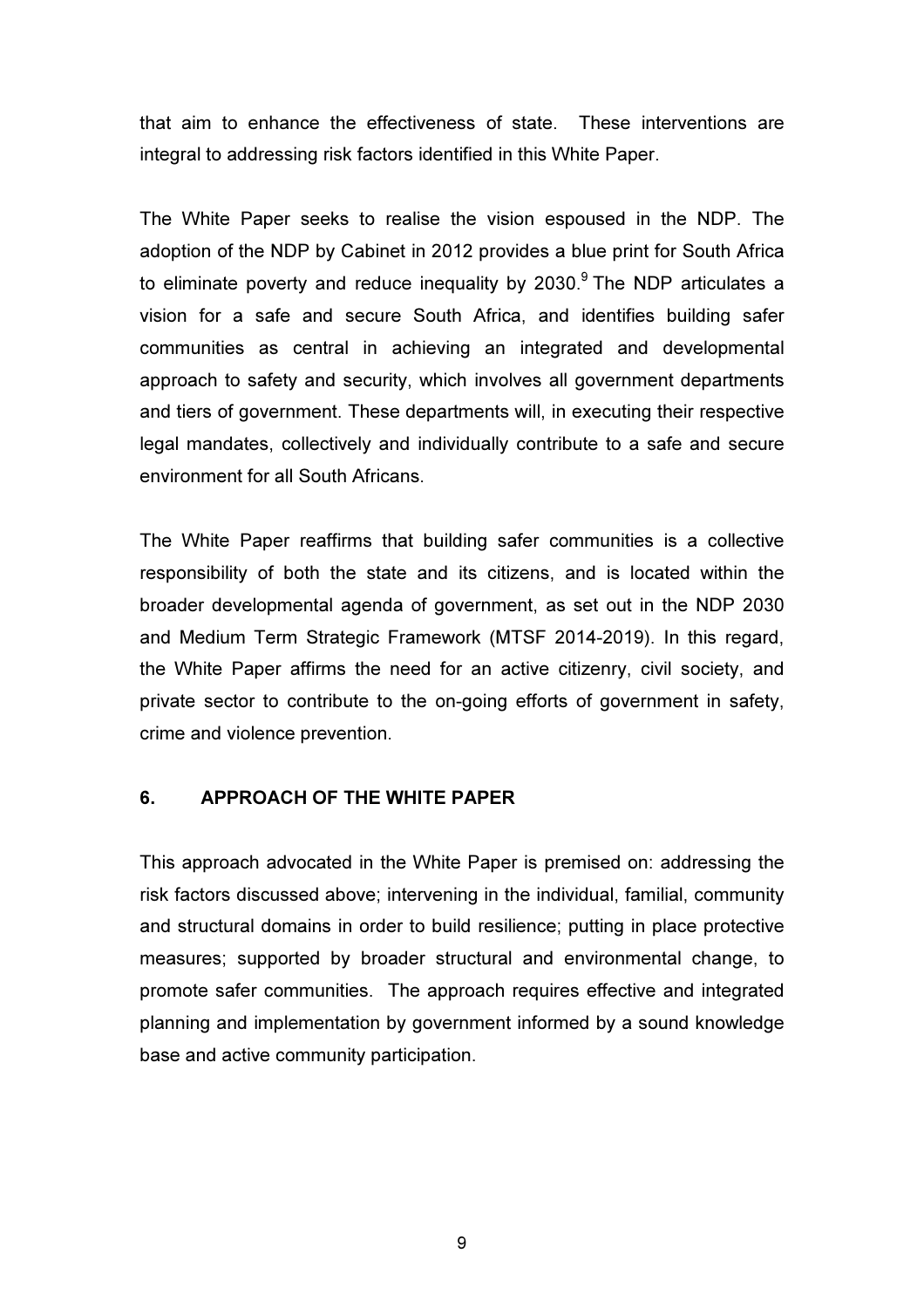that aim to enhance the effectiveness of state. These interventions are integral to addressing risk factors identified in this White Paper.

The White Paper seeks to realise the vision espoused in the NDP. The adoption of the NDP by Cabinet in 2012 provides a blue print for South Africa to eliminate poverty and reduce inequality by 2030.[9] The NDP articulates a vision for a safe and secure South Africa, and identifies building safer communities as central in achieving an integrated and developmental approach to safety and security, which involves all government departments and tiers of government. These departments will, in executing their respective legal mandates, collectively and individually contribute to a safe and secure environment for all South Africans.

The White Paper reaffirms that building safer communities is a collective responsibility of both the state and its citizens, and is located within the broader developmental agenda of government, as set out in the NDP 2030 and Medium Term Strategic Framework (MTSF 2014-2019). In this regard, the White Paper affirms the need for an active citizenry, civil society, and private sector to contribute to the on-going efforts of government in safety, crime and violence prevention.

## 6. APPROACH OF THE WHITE PAPER

This approach advocated in the White Paper is premised on: addressing the risk factors discussed above; intervening in the individual, familial, community and structural domains in order to build resilience; putting in place protective measures; supported by broader structural and environmental change, to promote safer communities. The approach requires effective and integrated planning and implementation by government informed by a sound knowledge base and active community participation.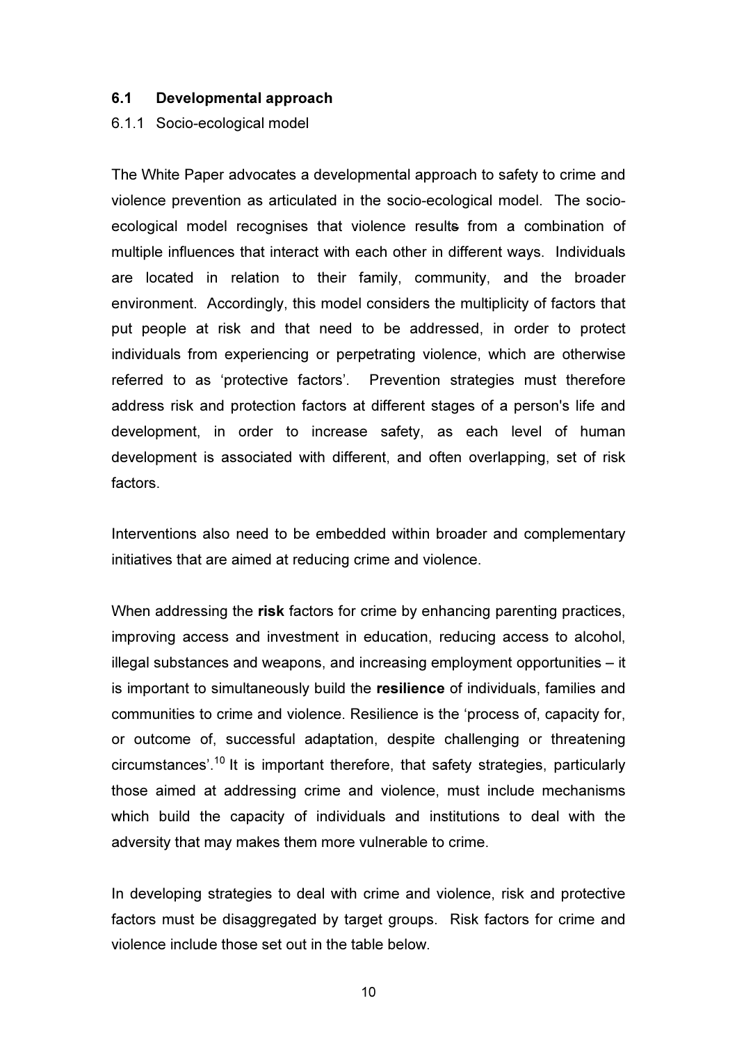### 6.1 Developmental approach

#### 6.1.1 Socio-ecological model

The White Paper advocates a developmental approach to safety to crime and violence prevention as articulated in the socio-ecological model. The socio-ecological model recognises that violence results from a combination of multiple influences that interact with each other in different ways. Individuals are located in relation to their family, community, and the broader environment. Accordingly, this model considers the multiplicity of factors that put people at risk and that need to be addressed, in order to protect individuals from experiencing or perpetrating violence, which are otherwise referred to as 'protective factors'. Prevention strategies must therefore address risk and protection factors at different stages of a person's life and development, in order to increase safety, as each level of human development is associated with different, and often overlapping, set of risk factors.

Interventions also need to be embedded within broader and complementary initiatives that are aimed at reducing crime and violence.

When addressing the **risk** factors for crime by enhancing parenting practices, improving access and investment in education, reducing access to alcohol, illegal substances and weapons, and increasing employment opportunities – it is important to simultaneously build the **resilience** of individuals, families and communities to crime and violence. Resilience is the 'process of, capacity for, or outcome of, successful adaptation, despite challenging or threatening circumstances'.[10] It is important therefore, that safety strategies, particularly those aimed at addressing crime and violence, must include mechanisms which build the capacity of individuals and institutions to deal with the adversity that may makes them more vulnerable to crime.

In developing strategies to deal with crime and violence, risk and protective factors must be disaggregated by target groups. Risk factors for crime and violence include those set out in the table below.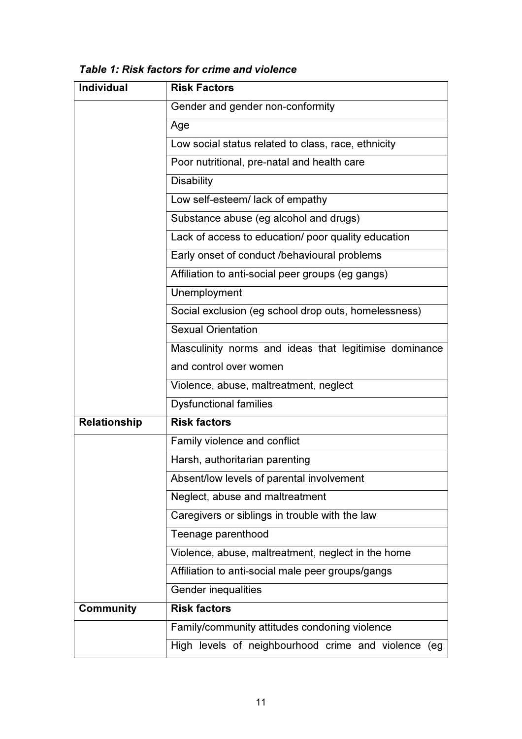*Table 1: Risk factors for crime and violence*

| Individual | Risk Factors |
|---|---|
| | Gender and gender non-conformity |
| | Age |
| | Low social status related to class, race, ethnicity |
| | Poor nutritional, pre-natal and health care |
| | Disability |
| | Low self-esteem/ lack of empathy |
| | Substance abuse (eg alcohol and drugs) |
| | Lack of access to education/ poor quality education |
| | Early onset of conduct /behavioural problems |
| | Affiliation to anti-social peer groups (eg gangs) |
| | Unemployment |
| | Social exclusion (eg school drop outs, homelessness) |
| | Sexual Orientation |
| | Masculinity norms and ideas that legitimise dominance and control over women |
| | Violence, abuse, maltreatment, neglect |
| | Dysfunctional families |
| **Relationship** | **Risk factors** |
| | Family violence and conflict |
| | Harsh, authoritarian parenting |
| | Absent/low levels of parental involvement |
| | Neglect, abuse and maltreatment |
| | Caregivers or siblings in trouble with the law |
| | Teenage parenthood |
| | Violence, abuse, maltreatment, neglect in the home |
| | Affiliation to anti-social male peer groups/gangs |
| | Gender inequalities |
| **Community** | **Risk factors** |
| | Family/community attitudes condoning violence |
| | High levels of neighbourhood crime and violence (eg |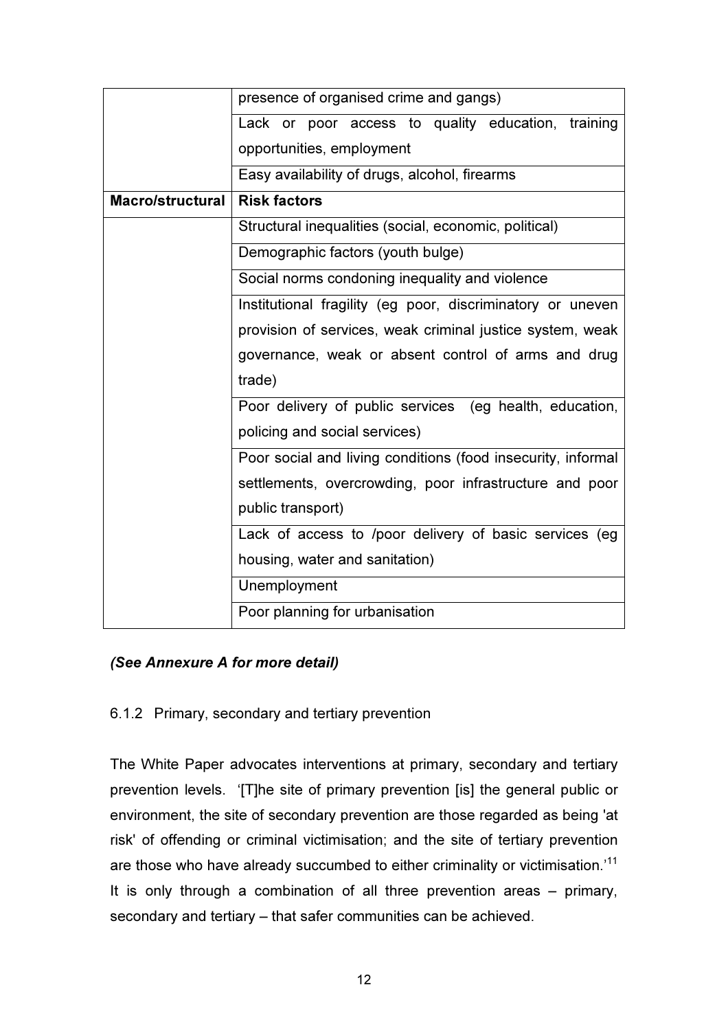| | |
|---|---|
| | presence of organised crime and gangs) |
| | Lack or poor access to quality education, training opportunities, employment |
| | Easy availability of drugs, alcohol, firearms |
| **Macro/structural** | **Risk factors** |
| | Structural inequalities (social, economic, political) |
| | Demographic factors (youth bulge) |
| | Social norms condoning inequality and violence |
| | Institutional fragility (eg poor, discriminatory or uneven provision of services, weak criminal justice system, weak governance, weak or absent control of arms and drug trade) |
| | Poor delivery of public services (eg health, education, policing and social services) |
| | Poor social and living conditions (food insecurity, informal settlements, overcrowding, poor infrastructure and poor public transport) |
| | Lack of access to /poor delivery of basic services (eg housing, water and sanitation) |
| | Unemployment |
| | Poor planning for urbanisation |

***(See Annexure A for more detail)***

6.1.2 Primary, secondary and tertiary prevention

The White Paper advocates interventions at primary, secondary and tertiary prevention levels. '[T]he site of primary prevention [is] the general public or environment, the site of secondary prevention are those regarded as being 'at risk' of offending or criminal victimisation; and the site of tertiary prevention are those who have already succumbed to either criminality or victimisation.'[11] It is only through a combination of all three prevention areas – primary, secondary and tertiary – that safer communities can be achieved.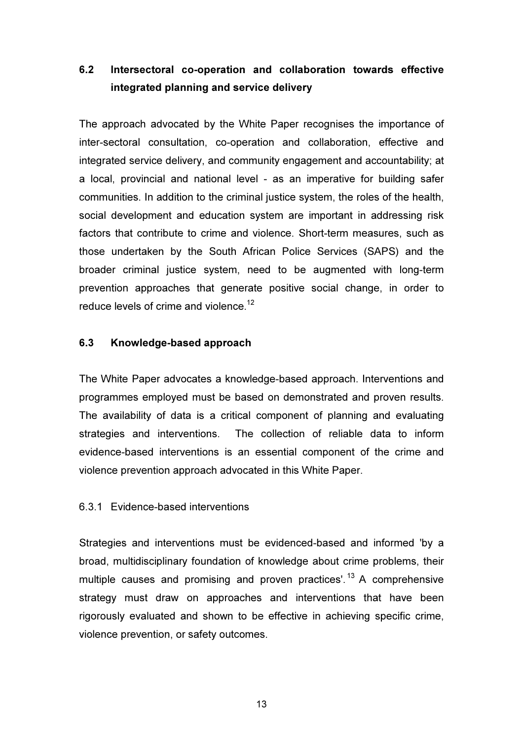## 6.2 Intersectoral co-operation and collaboration towards effective integrated planning and service delivery

The approach advocated by the White Paper recognises the importance of inter-sectoral consultation, co-operation and collaboration, effective and integrated service delivery, and community engagement and accountability; at a local, provincial and national level - as an imperative for building safer communities. In addition to the criminal justice system, the roles of the health, social development and education system are important in addressing risk factors that contribute to crime and violence. Short-term measures, such as those undertaken by the South African Police Services (SAPS) and the broader criminal justice system, need to be augmented with long-term prevention approaches that generate positive social change, in order to reduce levels of crime and violence.[12]

## 6.3 Knowledge-based approach

The White Paper advocates a knowledge-based approach. Interventions and programmes employed must be based on demonstrated and proven results. The availability of data is a critical component of planning and evaluating strategies and interventions. The collection of reliable data to inform evidence-based interventions is an essential component of the crime and violence prevention approach advocated in this White Paper.

### 6.3.1 Evidence-based interventions

Strategies and interventions must be evidenced-based and informed 'by a broad, multidisciplinary foundation of knowledge about crime problems, their multiple causes and promising and proven practices'.[13] A comprehensive strategy must draw on approaches and interventions that have been rigorously evaluated and shown to be effective in achieving specific crime, violence prevention, or safety outcomes.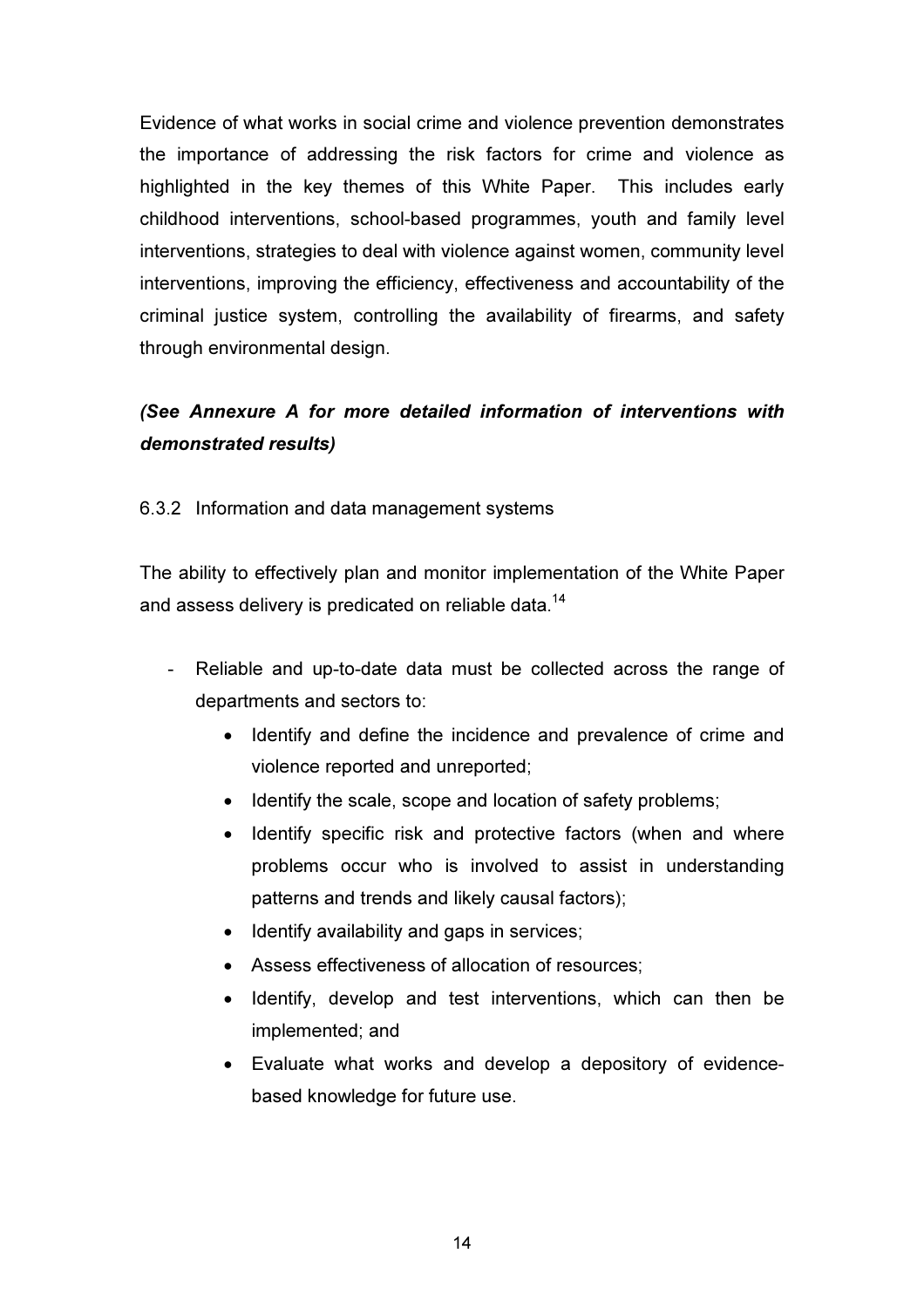Evidence of what works in social crime and violence prevention demonstrates the importance of addressing the risk factors for crime and violence as highlighted in the key themes of this White Paper. This includes early childhood interventions, school-based programmes, youth and family level interventions, strategies to deal with violence against women, community level interventions, improving the efficiency, effectiveness and accountability of the criminal justice system, controlling the availability of firearms, and safety through environmental design.

***(See Annexure A for more detailed information of interventions with demonstrated results)***

6.3.2 Information and data management systems

The ability to effectively plan and monitor implementation of the White Paper and assess delivery is predicated on reliable data.[14]

- Reliable and up-to-date data must be collected across the range of departments and sectors to:
    - Identify and define the incidence and prevalence of crime and violence reported and unreported;
    - Identify the scale, scope and location of safety problems;
    - Identify specific risk and protective factors (when and where problems occur who is involved to assist in understanding patterns and trends and likely causal factors);
    - Identify availability and gaps in services;
    - Assess effectiveness of allocation of resources;
    - Identify, develop and test interventions, which can then be implemented; and
    - Evaluate what works and develop a depository of evidence-based knowledge for future use.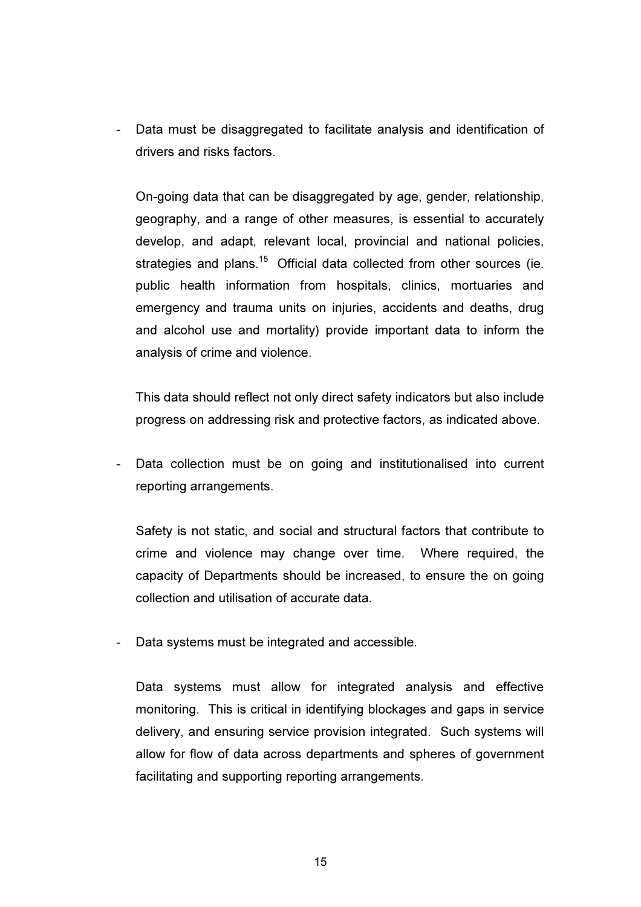- Data must be disaggregated to facilitate analysis and identification of drivers and risks factors.

  On-going data that can be disaggregated by age, gender, relationship, geography, and a range of other measures, is essential to accurately develop, and adapt, relevant local, provincial and national policies, strategies and plans.[15] Official data collected from other sources (ie. public health information from hospitals, clinics, mortuaries and emergency and trauma units on injuries, accidents and deaths, drug and alcohol use and mortality) provide important data to inform the analysis of crime and violence.

  This data should reflect not only direct safety indicators but also include progress on addressing risk and protective factors, as indicated above.

- Data collection must be on going and institutionalised into current reporting arrangements.

  Safety is not static, and social and structural factors that contribute to crime and violence may change over time. Where required, the capacity of Departments should be increased, to ensure the on going collection and utilisation of accurate data.

- Data systems must be integrated and accessible.

  Data systems must allow for integrated analysis and effective monitoring. This is critical in identifying blockages and gaps in service delivery, and ensuring service provision integrated. Such systems will allow for flow of data across departments and spheres of government facilitating and supporting reporting arrangements.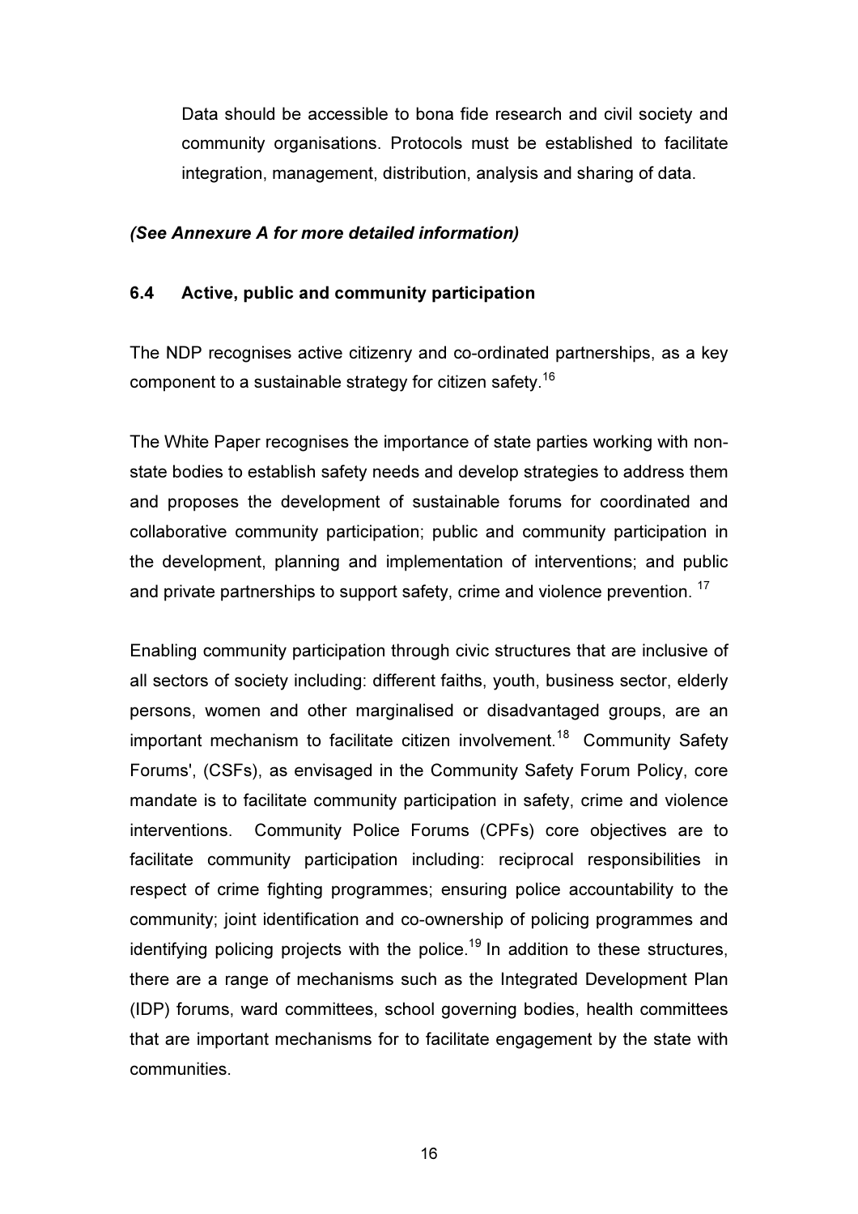Data should be accessible to bona fide research and civil society and community organisations. Protocols must be established to facilitate integration, management, distribution, analysis and sharing of data.

***(See Annexure A for more detailed information)***

### 6.4 Active, public and community participation

The NDP recognises active citizenry and co-ordinated partnerships, as a key component to a sustainable strategy for citizen safety.[16]

The White Paper recognises the importance of state parties working with non-state bodies to establish safety needs and develop strategies to address them and proposes the development of sustainable forums for coordinated and collaborative community participation; public and community participation in the development, planning and implementation of interventions; and public and private partnerships to support safety, crime and violence prevention. [17]

Enabling community participation through civic structures that are inclusive of all sectors of society including: different faiths, youth, business sector, elderly persons, women and other marginalised or disadvantaged groups, are an important mechanism to facilitate citizen involvement.[18] Community Safety Forums', (CSFs), as envisaged in the Community Safety Forum Policy, core mandate is to facilitate community participation in safety, crime and violence interventions. Community Police Forums (CPFs) core objectives are to facilitate community participation including: reciprocal responsibilities in respect of crime fighting programmes; ensuring police accountability to the community; joint identification and co-ownership of policing programmes and identifying policing projects with the police.[19] In addition to these structures, there are a range of mechanisms such as the Integrated Development Plan (IDP) forums, ward committees, school governing bodies, health committees that are important mechanisms for to facilitate engagement by the state with communities.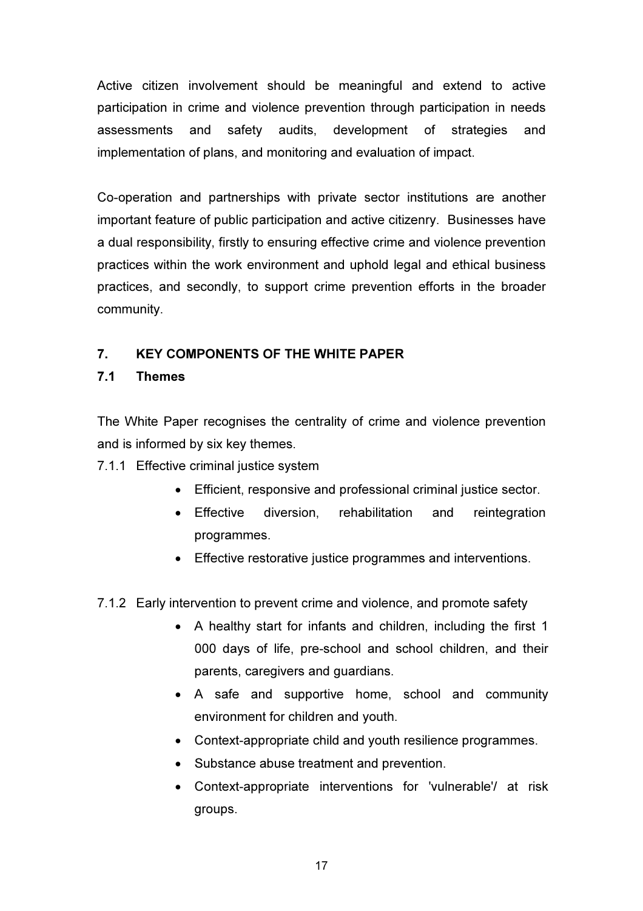Active citizen involvement should be meaningful and extend to active participation in crime and violence prevention through participation in needs assessments and safety audits, development of strategies and implementation of plans, and monitoring and evaluation of impact.

Co-operation and partnerships with private sector institutions are another important feature of public participation and active citizenry. Businesses have a dual responsibility, firstly to ensuring effective crime and violence prevention practices within the work environment and uphold legal and ethical business practices, and secondly, to support crime prevention efforts in the broader community.

## 7. KEY COMPONENTS OF THE WHITE PAPER

### 7.1 Themes

The White Paper recognises the centrality of crime and violence prevention and is informed by six key themes.

7.1.1 Effective criminal justice system

- Efficient, responsive and professional criminal justice sector.
- Effective diversion, rehabilitation and reintegration programmes.
- Effective restorative justice programmes and interventions.

7.1.2 Early intervention to prevent crime and violence, and promote safety

- A healthy start for infants and children, including the first 1 000 days of life, pre-school and school children, and their parents, caregivers and guardians.
- A safe and supportive home, school and community environment for children and youth.
- Context-appropriate child and youth resilience programmes.
- Substance abuse treatment and prevention.
- Context-appropriate interventions for 'vulnerable'/ at risk groups.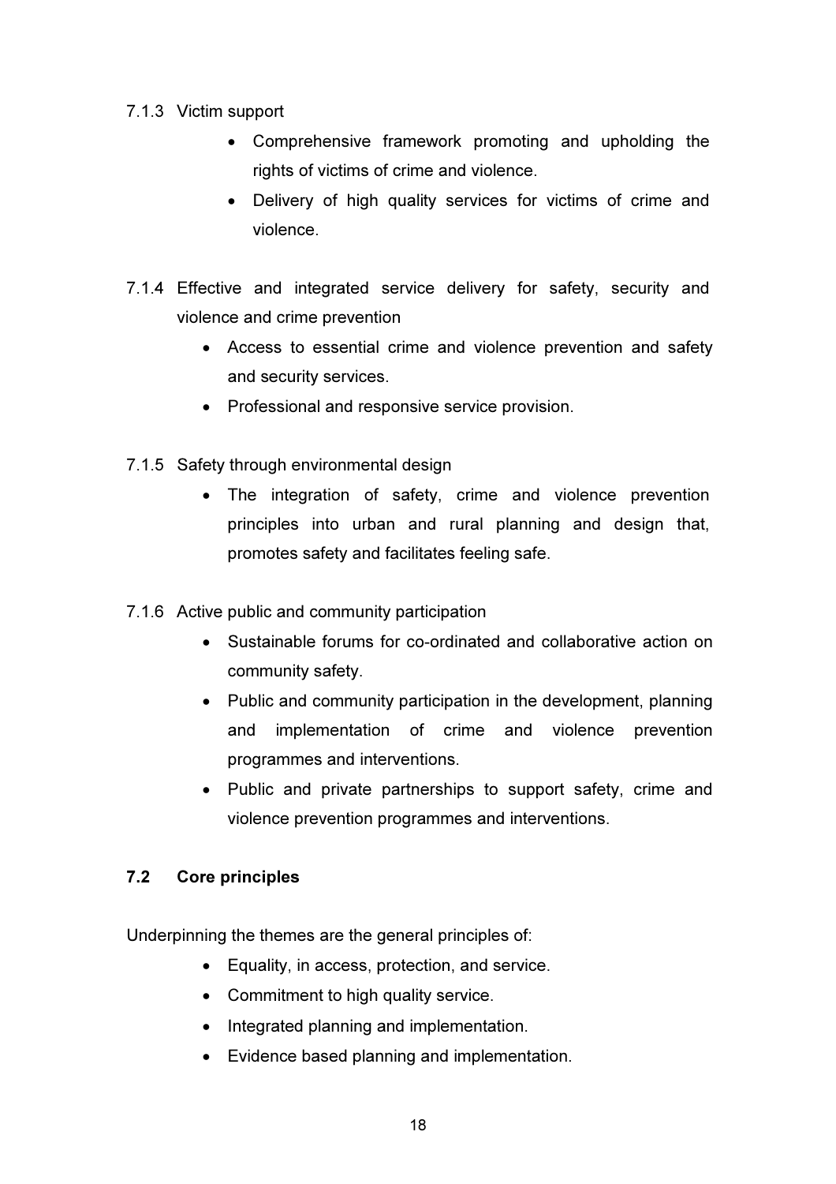7.1.3 Victim support

- Comprehensive framework promoting and upholding the rights of victims of crime and violence.
- Delivery of high quality services for victims of crime and violence.

7.1.4 Effective and integrated service delivery for safety, security and violence and crime prevention

- Access to essential crime and violence prevention and safety and security services.
- Professional and responsive service provision.

7.1.5 Safety through environmental design

- The integration of safety, crime and violence prevention principles into urban and rural planning and design that, promotes safety and facilitates feeling safe.

7.1.6 Active public and community participation

- Sustainable forums for co-ordinated and collaborative action on community safety.
- Public and community participation in the development, planning and implementation of crime and violence prevention programmes and interventions.
- Public and private partnerships to support safety, crime and violence prevention programmes and interventions.

### 7.2 Core principles

Underpinning the themes are the general principles of:

- Equality, in access, protection, and service.
- Commitment to high quality service.
- Integrated planning and implementation.
- Evidence based planning and implementation.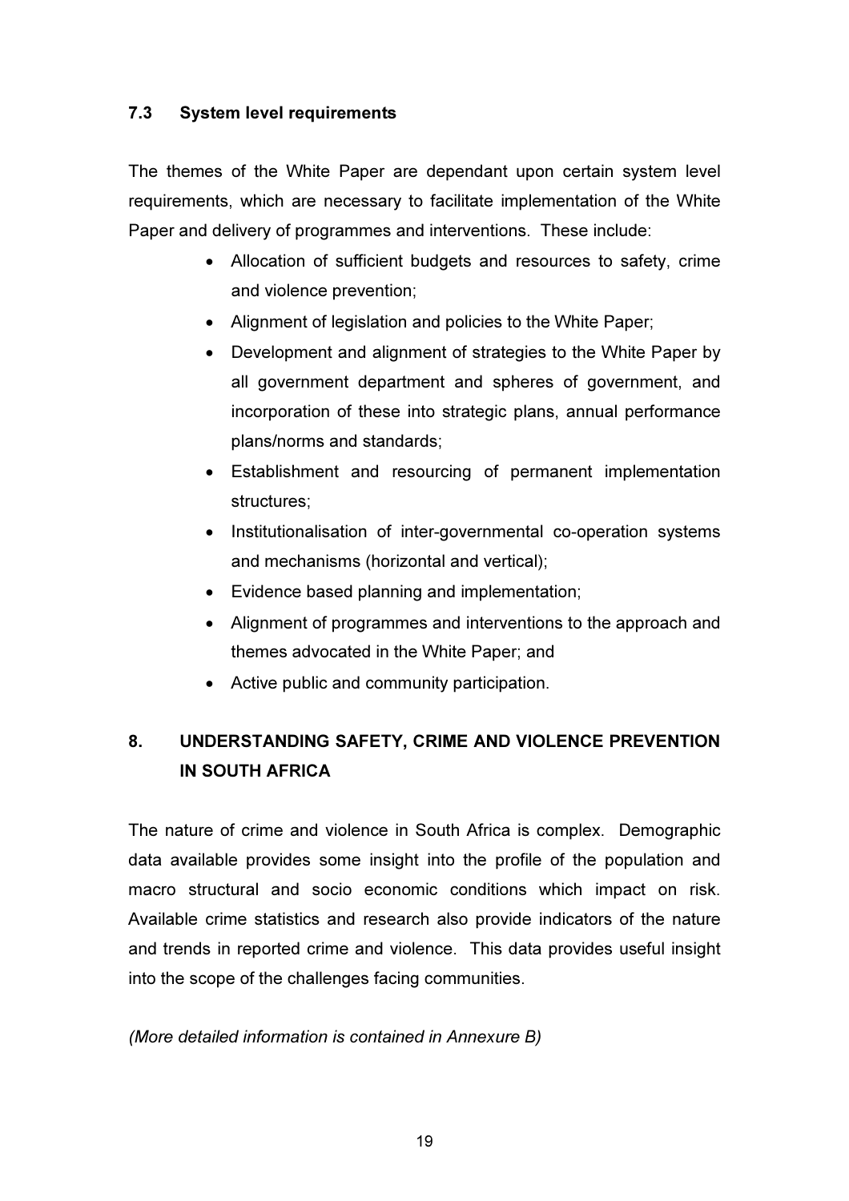### 7.3 System level requirements

The themes of the White Paper are dependant upon certain system level requirements, which are necessary to facilitate implementation of the White Paper and delivery of programmes and interventions. These include:

- Allocation of sufficient budgets and resources to safety, crime and violence prevention;
- Alignment of legislation and policies to the White Paper;
- Development and alignment of strategies to the White Paper by all government department and spheres of government, and incorporation of these into strategic plans, annual performance plans/norms and standards;
- Establishment and resourcing of permanent implementation structures;
- Institutionalisation of inter-governmental co-operation systems and mechanisms (horizontal and vertical);
- Evidence based planning and implementation;
- Alignment of programmes and interventions to the approach and themes advocated in the White Paper; and
- Active public and community participation.

## 8. UNDERSTANDING SAFETY, CRIME AND VIOLENCE PREVENTION IN SOUTH AFRICA

The nature of crime and violence in South Africa is complex. Demographic data available provides some insight into the profile of the population and macro structural and socio economic conditions which impact on risk. Available crime statistics and research also provide indicators of the nature and trends in reported crime and violence. This data provides useful insight into the scope of the challenges facing communities.

*(More detailed information is contained in Annexure B)*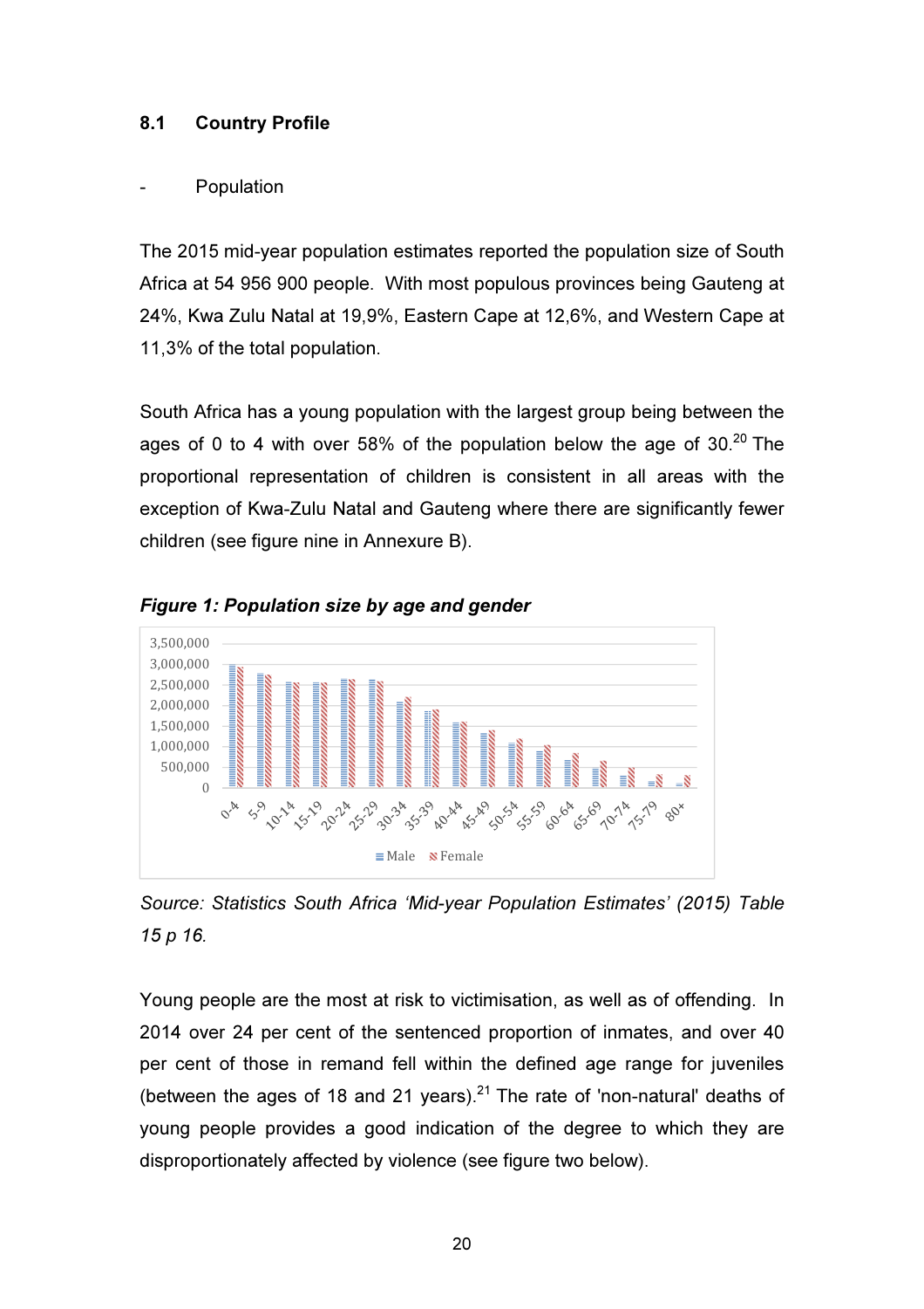## 8.1 Country Profile

- Population

The 2015 mid-year population estimates reported the population size of South Africa at 54 956 900 people. With most populous provinces being Gauteng at 24%, Kwa Zulu Natal at 19,9%, Eastern Cape at 12,6%, and Western Cape at 11,3% of the total population.

South Africa has a young population with the largest group being between the ages of 0 to 4 with over 58% of the population below the age of 30.[20] The proportional representation of children is consistent in all areas with the exception of Kwa-Zulu Natal and Gauteng where there are significantly fewer children (see figure nine in Annexure B).

***Figure 1: Population size by age and gender***

*Source: Statistics South Africa 'Mid-year Population Estimates' (2015) Table 15 p 16.*

Young people are the most at risk to victimisation, as well as of offending. In 2014 over 24 per cent of the sentenced proportion of inmates, and over 40 per cent of those in remand fell within the defined age range for juveniles (between the ages of 18 and 21 years).[21] The rate of 'non-natural' deaths of young people provides a good indication of the degree to which they are disproportionately affected by violence (see figure two below).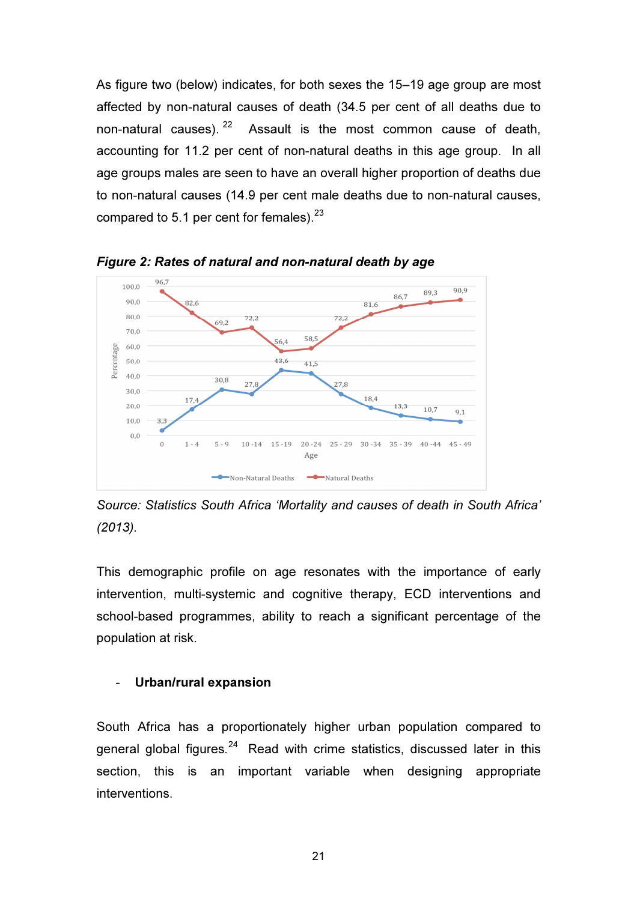As figure two (below) indicates, for both sexes the 15–19 age group are most affected by non-natural causes of death (34.5 per cent of all deaths due to non-natural causes).[22] Assault is the most common cause of death, accounting for 11.2 per cent of non-natural deaths in this age group. In all age groups males are seen to have an overall higher proportion of deaths due to non-natural causes (14.9 per cent male deaths due to non-natural causes, compared to 5.1 per cent for females).[23]

***Figure 2: Rates of natural and non-natural death by age***

| Age | Non-Natural Deaths | Natural Deaths |
|---|---|---|
| 0 | 3,3 | 96,7 |
| 1 - 4 | 17,4 | 82,6 |
| 5 - 9 | 30,8 | 69,2 |
| 10 -14 | 27,8 | 72,2 |
| 15 -19 | 43,6 | 56,4 |
| 20 -24 | 41,5 | 58,5 |
| 25 - 29 | 27,8 | 72,2 |
| 30 -34 | 18,4 | 81,6 |
| 35 - 39 | 13,3 | 86,7 |
| 40 -44 | 10,7 | 89,3 |
| 45 - 49 | 9,1 | 90,9 |

*Source: Statistics South Africa 'Mortality and causes of death in South Africa' (2013).*

This demographic profile on age resonates with the importance of early intervention, multi-systemic and cognitive therapy, ECD interventions and school-based programmes, ability to reach a significant percentage of the population at risk.

- **Urban/rural expansion**

South Africa has a proportionately higher urban population compared to general global figures.[24] Read with crime statistics, discussed later in this section, this is an important variable when designing appropriate interventions.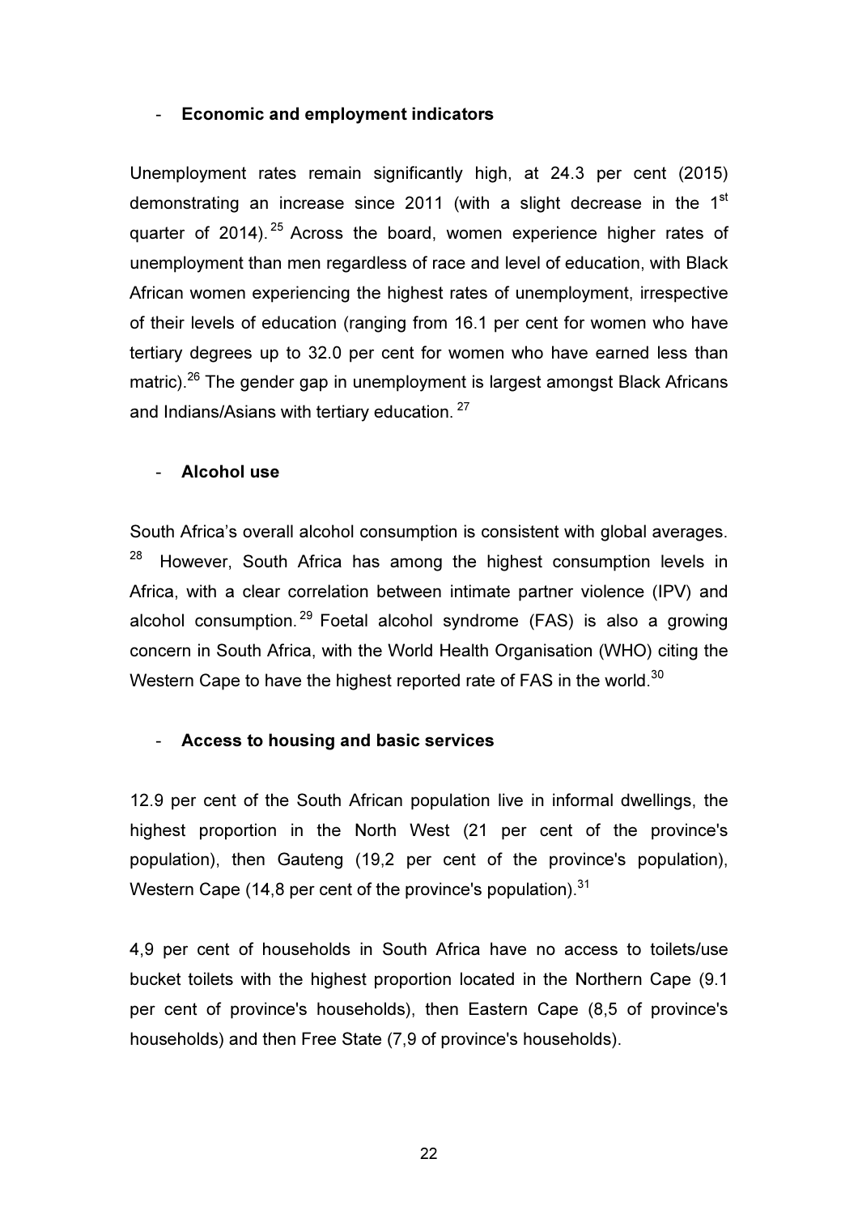- **Economic and employment indicators**

Unemployment rates remain significantly high, at 24.3 per cent (2015) demonstrating an increase since 2011 (with a slight decrease in the 1st quarter of 2014).[25] Across the board, women experience higher rates of unemployment than men regardless of race and level of education, with Black African women experiencing the highest rates of unemployment, irrespective of their levels of education (ranging from 16.1 per cent for women who have tertiary degrees up to 32.0 per cent for women who have earned less than matric).[26] The gender gap in unemployment is largest amongst Black Africans and Indians/Asians with tertiary education.[27]

- **Alcohol use**

South Africa's overall alcohol consumption is consistent with global averages.[28] However, South Africa has among the highest consumption levels in Africa, with a clear correlation between intimate partner violence (IPV) and alcohol consumption.[29] Foetal alcohol syndrome (FAS) is also a growing concern in South Africa, with the World Health Organisation (WHO) citing the Western Cape to have the highest reported rate of FAS in the world.[30]

- **Access to housing and basic services**

12.9 per cent of the South African population live in informal dwellings, the highest proportion in the North West (21 per cent of the province's population), then Gauteng (19,2 per cent of the province's population), Western Cape (14,8 per cent of the province's population).[31]

4,9 per cent of households in South Africa have no access to toilets/use bucket toilets with the highest proportion located in the Northern Cape (9.1 per cent of province's households), then Eastern Cape (8,5 of province's households) and then Free State (7,9 of province's households).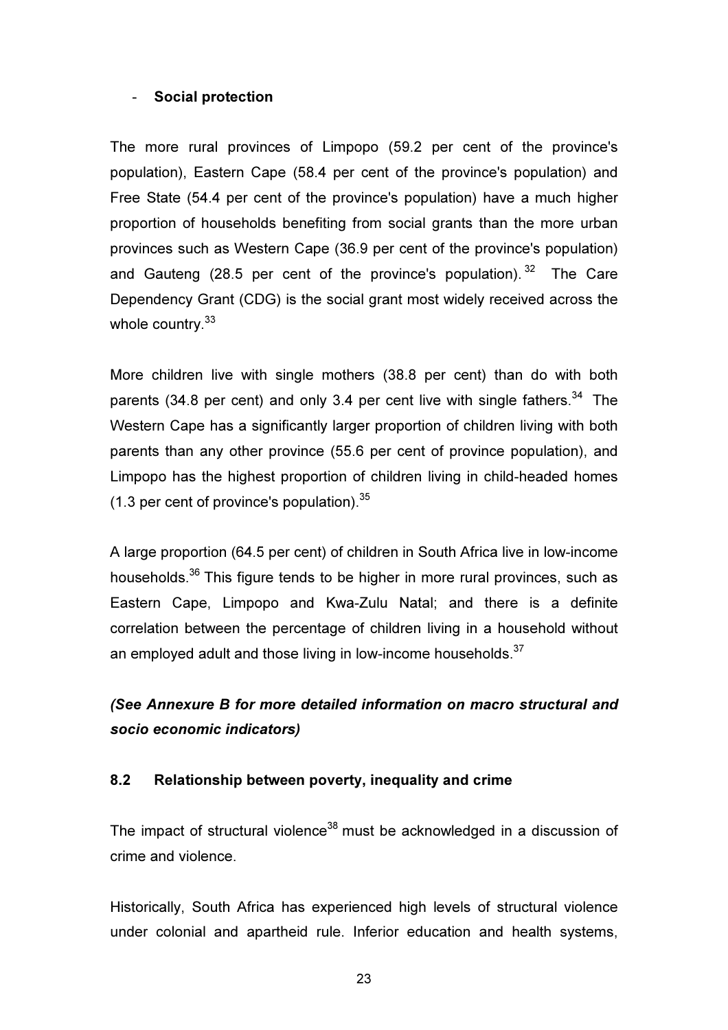- **Social protection**

The more rural provinces of Limpopo (59.2 per cent of the province's population), Eastern Cape (58.4 per cent of the province's population) and Free State (54.4 per cent of the province's population) have a much higher proportion of households benefiting from social grants than the more urban provinces such as Western Cape (36.9 per cent of the province's population) and Gauteng (28.5 per cent of the province's population).[32] The Care Dependency Grant (CDG) is the social grant most widely received across the whole country.[33]

More children live with single mothers (38.8 per cent) than do with both parents (34.8 per cent) and only 3.4 per cent live with single fathers.[34] The Western Cape has a significantly larger proportion of children living with both parents than any other province (55.6 per cent of province population), and Limpopo has the highest proportion of children living in child-headed homes (1.3 per cent of province's population).[35]

A large proportion (64.5 per cent) of children in South Africa live in low-income households.[36] This figure tends to be higher in more rural provinces, such as Eastern Cape, Limpopo and Kwa-Zulu Natal; and there is a definite correlation between the percentage of children living in a household without an employed adult and those living in low-income households.[37]

***(See Annexure B for more detailed information on macro structural and socio economic indicators)***

## 8.2 Relationship between poverty, inequality and crime

The impact of structural violence[38] must be acknowledged in a discussion of crime and violence.

Historically, South Africa has experienced high levels of structural violence under colonial and apartheid rule. Inferior education and health systems,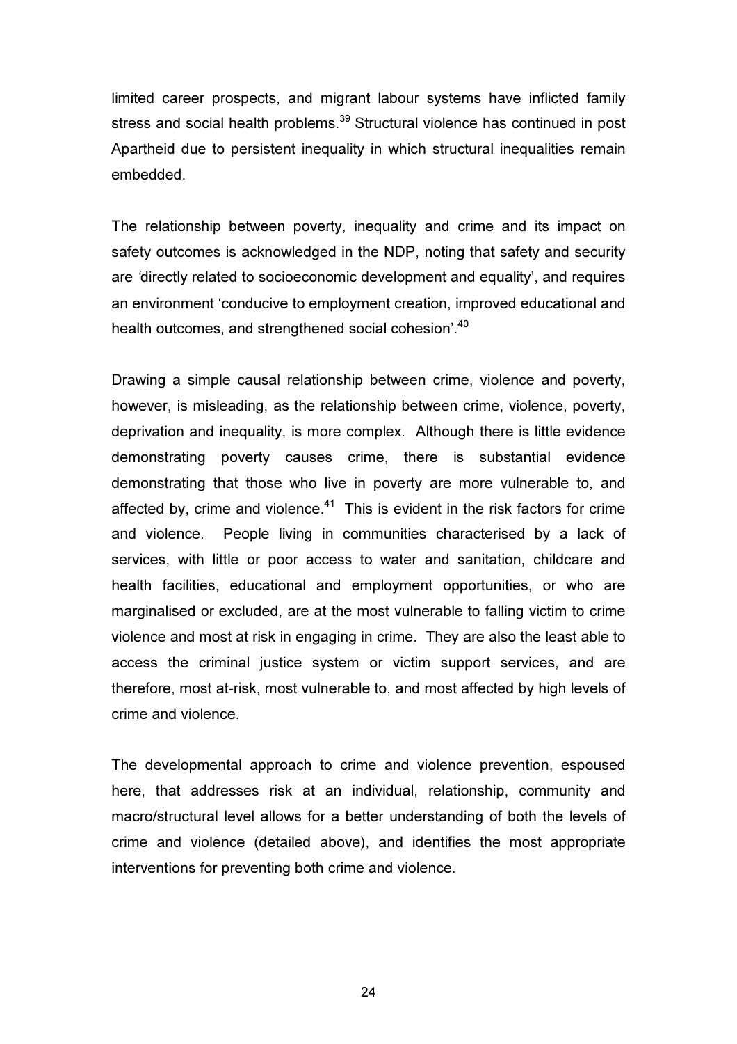limited career prospects, and migrant labour systems have inflicted family stress and social health problems.[39] Structural violence has continued in post Apartheid due to persistent inequality in which structural inequalities remain embedded.

The relationship between poverty, inequality and crime and its impact on safety outcomes is acknowledged in the NDP, noting that safety and security are 'directly related to socioeconomic development and equality', and requires an environment 'conducive to employment creation, improved educational and health outcomes, and strengthened social cohesion'.[40]

Drawing a simple causal relationship between crime, violence and poverty, however, is misleading, as the relationship between crime, violence, poverty, deprivation and inequality, is more complex. Although there is little evidence demonstrating poverty causes crime, there is substantial evidence demonstrating that those who live in poverty are more vulnerable to, and affected by, crime and violence.[41] This is evident in the risk factors for crime and violence. People living in communities characterised by a lack of services, with little or poor access to water and sanitation, childcare and health facilities, educational and employment opportunities, or who are marginalised or excluded, are at the most vulnerable to falling victim to crime violence and most at risk in engaging in crime. They are also the least able to access the criminal justice system or victim support services, and are therefore, most at-risk, most vulnerable to, and most affected by high levels of crime and violence.

The developmental approach to crime and violence prevention, espoused here, that addresses risk at an individual, relationship, community and macro/structural level allows for a better understanding of both the levels of crime and violence (detailed above), and identifies the most appropriate interventions for preventing both crime and violence.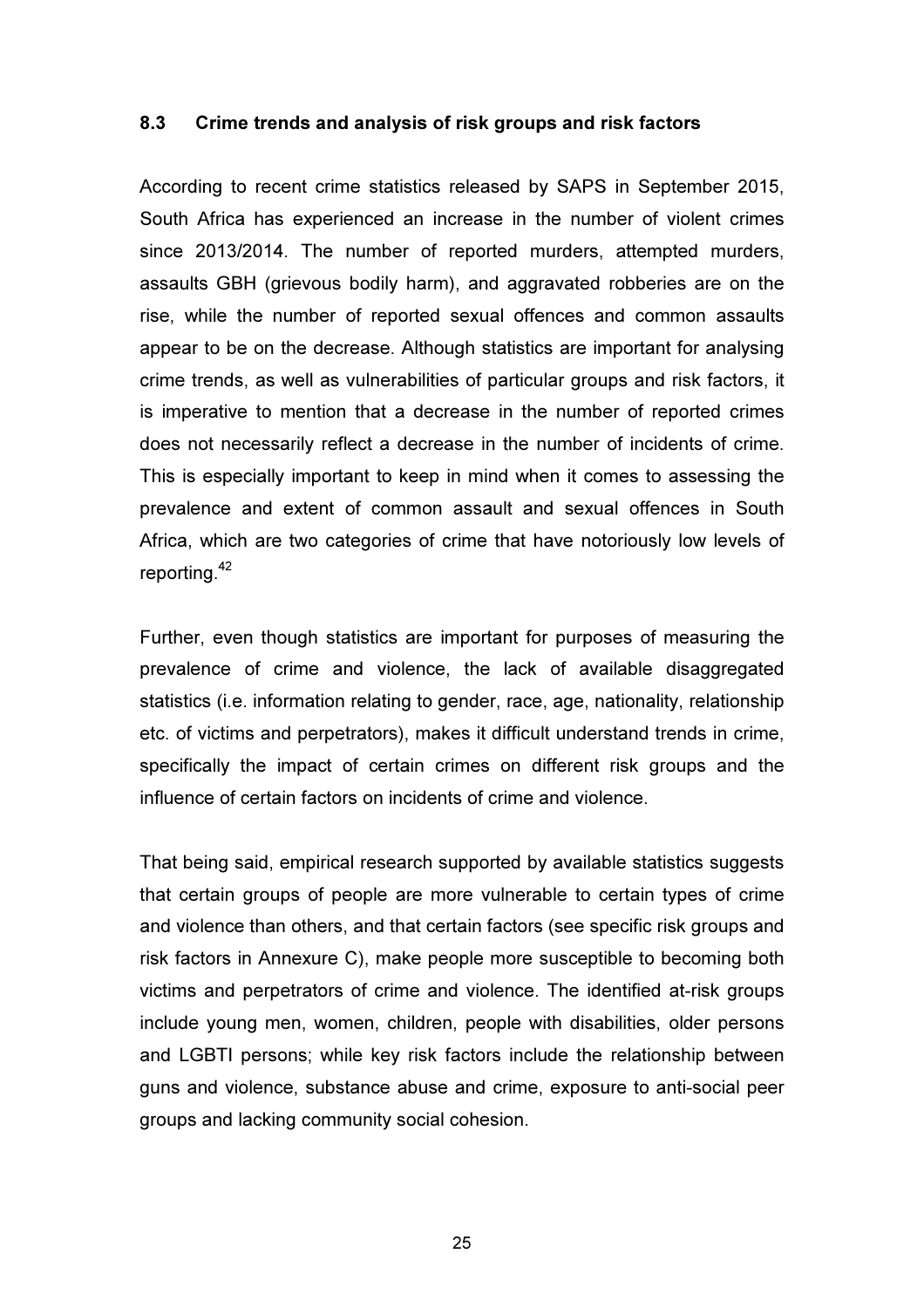### 8.3 Crime trends and analysis of risk groups and risk factors

According to recent crime statistics released by SAPS in September 2015, South Africa has experienced an increase in the number of violent crimes since 2013/2014. The number of reported murders, attempted murders, assaults GBH (grievous bodily harm), and aggravated robberies are on the rise, while the number of reported sexual offences and common assaults appear to be on the decrease. Although statistics are important for analysing crime trends, as well as vulnerabilities of particular groups and risk factors, it is imperative to mention that a decrease in the number of reported crimes does not necessarily reflect a decrease in the number of incidents of crime. This is especially important to keep in mind when it comes to assessing the prevalence and extent of common assault and sexual offences in South Africa, which are two categories of crime that have notoriously low levels of reporting.[42]

Further, even though statistics are important for purposes of measuring the prevalence of crime and violence, the lack of available disaggregated statistics (i.e. information relating to gender, race, age, nationality, relationship etc. of victims and perpetrators), makes it difficult understand trends in crime, specifically the impact of certain crimes on different risk groups and the influence of certain factors on incidents of crime and violence.

That being said, empirical research supported by available statistics suggests that certain groups of people are more vulnerable to certain types of crime and violence than others, and that certain factors (see specific risk groups and risk factors in Annexure C), make people more susceptible to becoming both victims and perpetrators of crime and violence. The identified at-risk groups include young men, women, children, people with disabilities, older persons and LGBTI persons; while key risk factors include the relationship between guns and violence, substance abuse and crime, exposure to anti-social peer groups and lacking community social cohesion.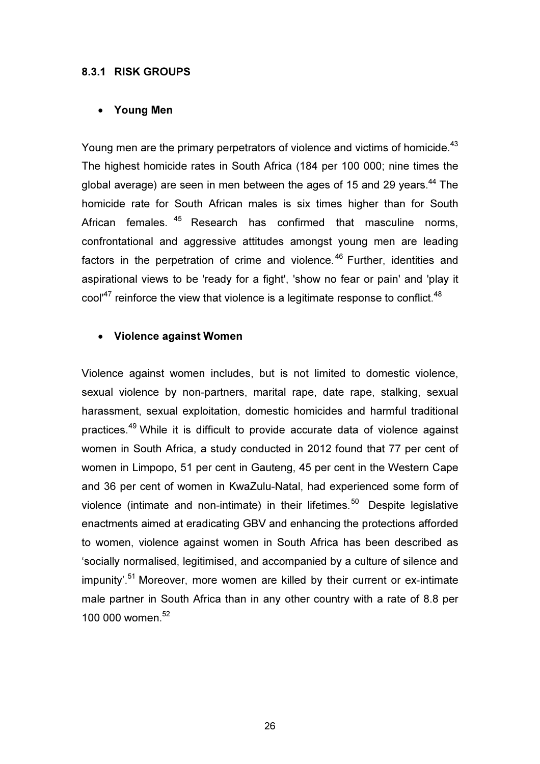### 8.3.1 RISK GROUPS

- **Young Men**

Young men are the primary perpetrators of violence and victims of homicide.[43] The highest homicide rates in South Africa (184 per 100 000; nine times the global average) are seen in men between the ages of 15 and 29 years.[44] The homicide rate for South African males is six times higher than for South African females.[45] Research has confirmed that masculine norms, confrontational and aggressive attitudes amongst young men are leading factors in the perpetration of crime and violence.[46] Further, identities and aspirational views to be 'ready for a fight', 'show no fear or pain' and 'play it cool'[47] reinforce the view that violence is a legitimate response to conflict.[48]

- **Violence against Women**

Violence against women includes, but is not limited to domestic violence, sexual violence by non-partners, marital rape, date rape, stalking, sexual harassment, sexual exploitation, domestic homicides and harmful traditional practices.[49] While it is difficult to provide accurate data of violence against women in South Africa, a study conducted in 2012 found that 77 per cent of women in Limpopo, 51 per cent in Gauteng, 45 per cent in the Western Cape and 36 per cent of women in KwaZulu-Natal, had experienced some form of violence (intimate and non-intimate) in their lifetimes.[50] Despite legislative enactments aimed at eradicating GBV and enhancing the protections afforded to women, violence against women in South Africa has been described as 'socially normalised, legitimised, and accompanied by a culture of silence and impunity'.[51] Moreover, more women are killed by their current or ex-intimate male partner in South Africa than in any other country with a rate of 8.8 per 100 000 women.[52]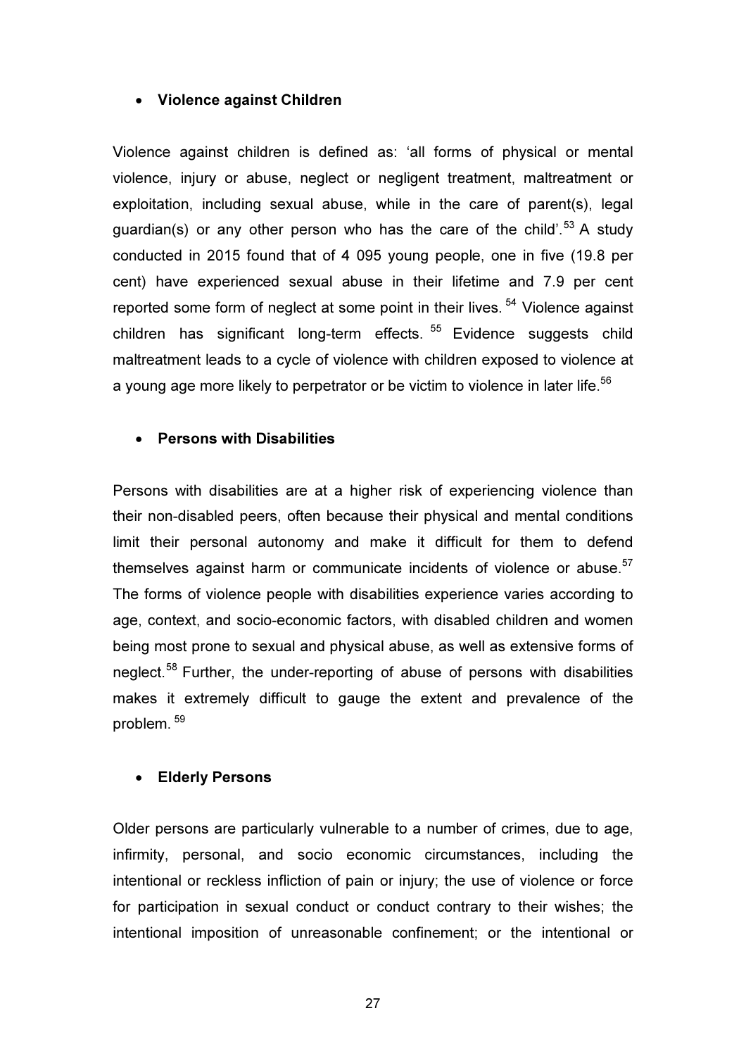- **Violence against Children**

Violence against children is defined as: 'all forms of physical or mental violence, injury or abuse, neglect or negligent treatment, maltreatment or exploitation, including sexual abuse, while in the care of parent(s), legal guardian(s) or any other person who has the care of the child'.[53] A study conducted in 2015 found that of 4 095 young people, one in five (19.8 per cent) have experienced sexual abuse in their lifetime and 7.9 per cent reported some form of neglect at some point in their lives.[54] Violence against children has significant long-term effects.[55] Evidence suggests child maltreatment leads to a cycle of violence with children exposed to violence at a young age more likely to perpetrator or be victim to violence in later life.[56]

- **Persons with Disabilities**

Persons with disabilities are at a higher risk of experiencing violence than their non-disabled peers, often because their physical and mental conditions limit their personal autonomy and make it difficult for them to defend themselves against harm or communicate incidents of violence or abuse.[57] The forms of violence people with disabilities experience varies according to age, context, and socio-economic factors, with disabled children and women being most prone to sexual and physical abuse, as well as extensive forms of neglect.[58] Further, the under-reporting of abuse of persons with disabilities makes it extremely difficult to gauge the extent and prevalence of the problem.[59]

- **Elderly Persons**

Older persons are particularly vulnerable to a number of crimes, due to age, infirmity, personal, and socio economic circumstances, including the intentional or reckless infliction of pain or injury; the use of violence or force for participation in sexual conduct or conduct contrary to their wishes; the intentional imposition of unreasonable confinement; or the intentional or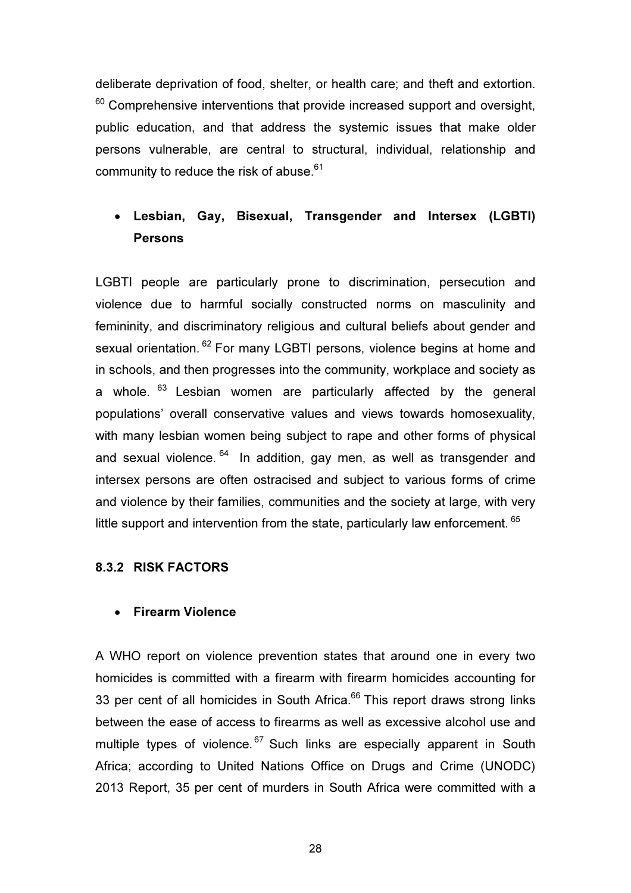deliberate deprivation of food, shelter, or health care; and theft and extortion. [60] Comprehensive interventions that provide increased support and oversight, public education, and that address the systemic issues that make older persons vulnerable, are central to structural, individual, relationship and community to reduce the risk of abuse.[61]

- **Lesbian, Gay, Bisexual, Transgender and Intersex (LGBTI) Persons**

LGBTI people are particularly prone to discrimination, persecution and violence due to harmful socially constructed norms on masculinity and femininity, and discriminatory religious and cultural beliefs about gender and sexual orientation. [62] For many LGBTI persons, violence begins at home and in schools, and then progresses into the community, workplace and society as a whole. [63] Lesbian women are particularly affected by the general populations' overall conservative values and views towards homosexuality, with many lesbian women being subject to rape and other forms of physical and sexual violence. [64] In addition, gay men, as well as transgender and intersex persons are often ostracised and subject to various forms of crime and violence by their families, communities and the society at large, with very little support and intervention from the state, particularly law enforcement. [65]

### 8.3.2 RISK FACTORS

- **Firearm Violence**

A WHO report on violence prevention states that around one in every two homicides is committed with a firearm with firearm homicides accounting for 33 per cent of all homicides in South Africa.[66] This report draws strong links between the ease of access to firearms as well as excessive alcohol use and multiple types of violence. [67] Such links are especially apparent in South Africa; according to United Nations Office on Drugs and Crime (UNODC) 2013 Report, 35 per cent of murders in South Africa were committed with a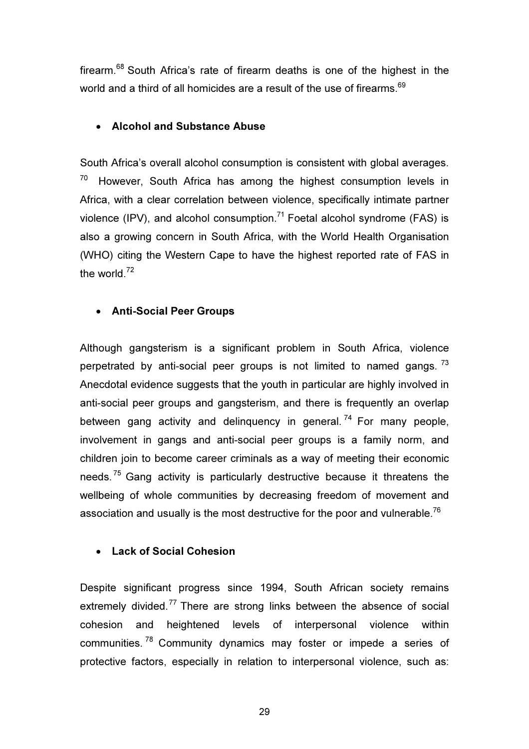firearm.[68] South Africa's rate of firearm deaths is one of the highest in the world and a third of all homicides are a result of the use of firearms.[69]

- **Alcohol and Substance Abuse**

South Africa's overall alcohol consumption is consistent with global averages.[70] However, South Africa has among the highest consumption levels in Africa, with a clear correlation between violence, specifically intimate partner violence (IPV), and alcohol consumption.[71] Foetal alcohol syndrome (FAS) is also a growing concern in South Africa, with the World Health Organisation (WHO) citing the Western Cape to have the highest reported rate of FAS in the world.[72]

- **Anti-Social Peer Groups**

Although gangsterism is a significant problem in South Africa, violence perpetrated by anti-social peer groups is not limited to named gangs.[73] Anecdotal evidence suggests that the youth in particular are highly involved in anti-social peer groups and gangsterism, and there is frequently an overlap between gang activity and delinquency in general.[74] For many people, involvement in gangs and anti-social peer groups is a family norm, and children join to become career criminals as a way of meeting their economic needs.[75] Gang activity is particularly destructive because it threatens the wellbeing of whole communities by decreasing freedom of movement and association and usually is the most destructive for the poor and vulnerable.[76]

- **Lack of Social Cohesion**

Despite significant progress since 1994, South African society remains extremely divided.[77] There are strong links between the absence of social cohesion and heightened levels of interpersonal violence within communities.[78] Community dynamics may foster or impede a series of protective factors, especially in relation to interpersonal violence, such as: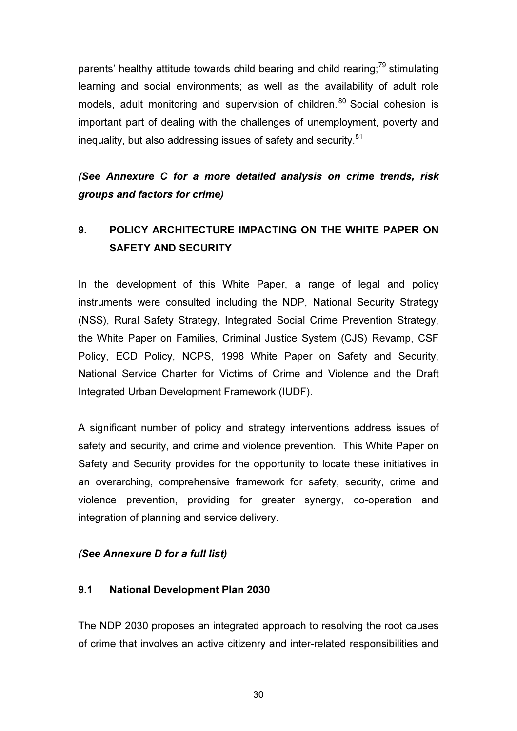parents' healthy attitude towards child bearing and child rearing;[79] stimulating learning and social environments; as well as the availability of adult role models, adult monitoring and supervision of children.[80] Social cohesion is important part of dealing with the challenges of unemployment, poverty and inequality, but also addressing issues of safety and security.[81]

***(See Annexure C for a more detailed analysis on crime trends, risk groups and factors for crime)***

## 9. POLICY ARCHITECTURE IMPACTING ON THE WHITE PAPER ON SAFETY AND SECURITY

In the development of this White Paper, a range of legal and policy instruments were consulted including the NDP, National Security Strategy (NSS), Rural Safety Strategy, Integrated Social Crime Prevention Strategy, the White Paper on Families, Criminal Justice System (CJS) Revamp, CSF Policy, ECD Policy, NCPS, 1998 White Paper on Safety and Security, National Service Charter for Victims of Crime and Violence and the Draft Integrated Urban Development Framework (IUDF).

A significant number of policy and strategy interventions address issues of safety and security, and crime and violence prevention. This White Paper on Safety and Security provides for the opportunity to locate these initiatives in an overarching, comprehensive framework for safety, security, crime and violence prevention, providing for greater synergy, co-operation and integration of planning and service delivery.

***(See Annexure D for a full list)***

### 9.1 National Development Plan 2030

The NDP 2030 proposes an integrated approach to resolving the root causes of crime that involves an active citizenry and inter-related responsibilities and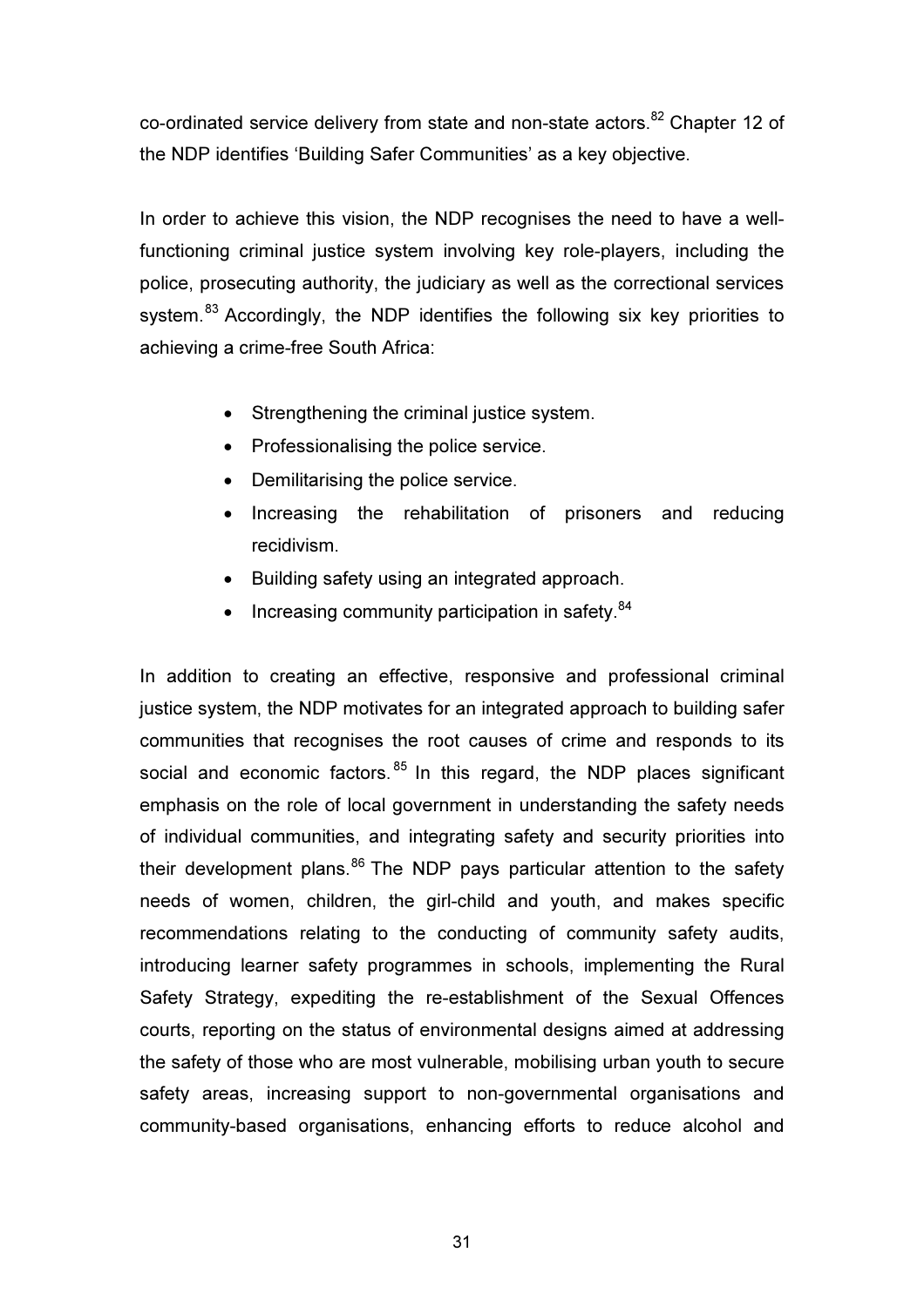co-ordinated service delivery from state and non-state actors.[82] Chapter 12 of the NDP identifies 'Building Safer Communities' as a key objective.

In order to achieve this vision, the NDP recognises the need to have a well-functioning criminal justice system involving key role-players, including the police, prosecuting authority, the judiciary as well as the correctional services system.[83] Accordingly, the NDP identifies the following six key priorities to achieving a crime-free South Africa:

- Strengthening the criminal justice system.
- Professionalising the police service.
- Demilitarising the police service.
- Increasing the rehabilitation of prisoners and reducing recidivism.
- Building safety using an integrated approach.
- Increasing community participation in safety.[84]

In addition to creating an effective, responsive and professional criminal justice system, the NDP motivates for an integrated approach to building safer communities that recognises the root causes of crime and responds to its social and economic factors.[85] In this regard, the NDP places significant emphasis on the role of local government in understanding the safety needs of individual communities, and integrating safety and security priorities into their development plans.[86] The NDP pays particular attention to the safety needs of women, children, the girl-child and youth, and makes specific recommendations relating to the conducting of community safety audits, introducing learner safety programmes in schools, implementing the Rural Safety Strategy, expediting the re-establishment of the Sexual Offences courts, reporting on the status of environmental designs aimed at addressing the safety of those who are most vulnerable, mobilising urban youth to secure safety areas, increasing support to non-governmental organisations and community-based organisations, enhancing efforts to reduce alcohol and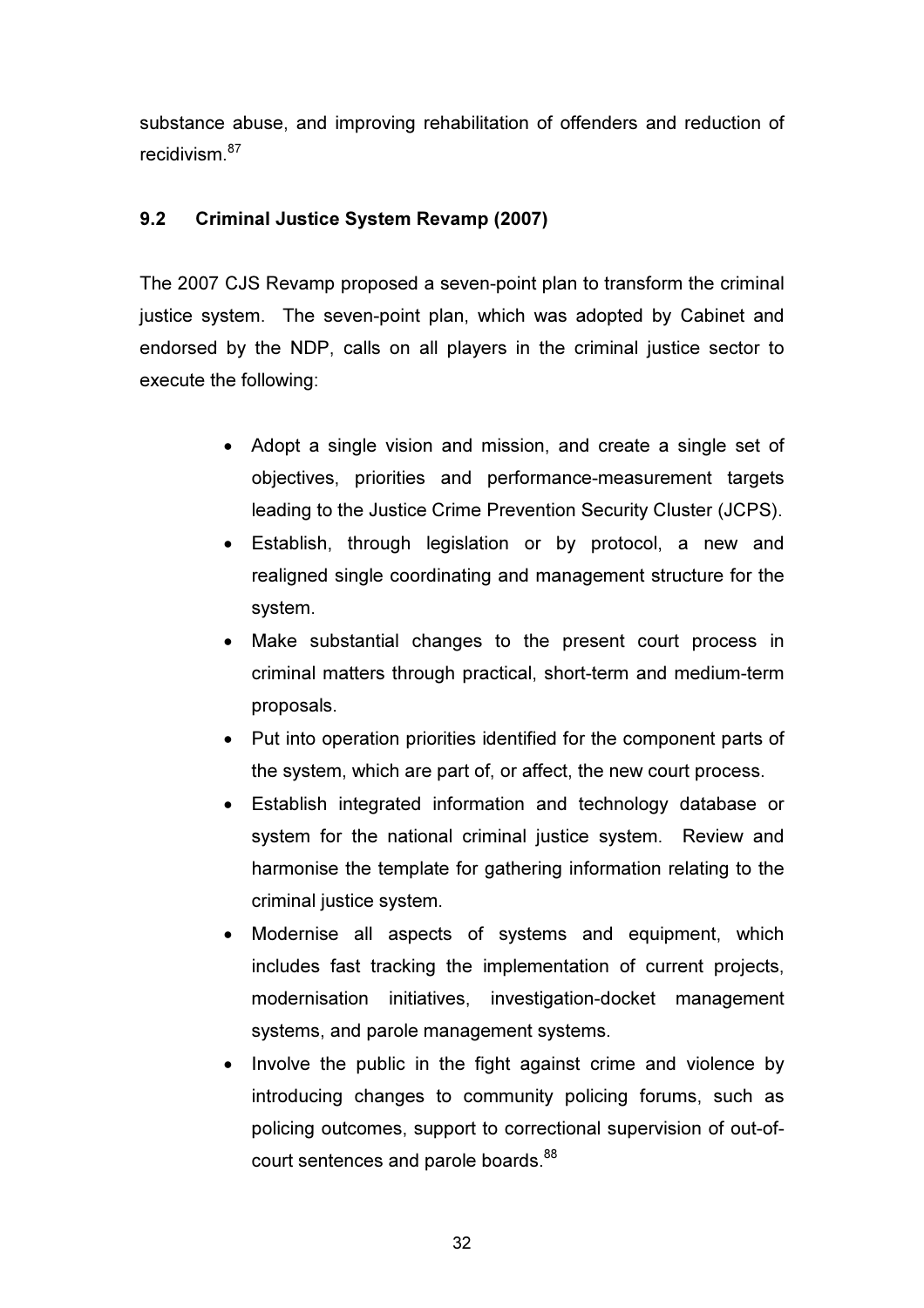substance abuse, and improving rehabilitation of offenders and reduction of recidivism.[87]

## 9.2 Criminal Justice System Revamp (2007)

The 2007 CJS Revamp proposed a seven-point plan to transform the criminal justice system. The seven-point plan, which was adopted by Cabinet and endorsed by the NDP, calls on all players in the criminal justice sector to execute the following:

- Adopt a single vision and mission, and create a single set of objectives, priorities and performance-measurement targets leading to the Justice Crime Prevention Security Cluster (JCPS).
- Establish, through legislation or by protocol, a new and realigned single coordinating and management structure for the system.
- Make substantial changes to the present court process in criminal matters through practical, short-term and medium-term proposals.
- Put into operation priorities identified for the component parts of the system, which are part of, or affect, the new court process.
- Establish integrated information and technology database or system for the national criminal justice system. Review and harmonise the template for gathering information relating to the criminal justice system.
- Modernise all aspects of systems and equipment, which includes fast tracking the implementation of current projects, modernisation initiatives, investigation-docket management systems, and parole management systems.
- Involve the public in the fight against crime and violence by introducing changes to community policing forums, such as policing outcomes, support to correctional supervision of out-of-court sentences and parole boards.[88]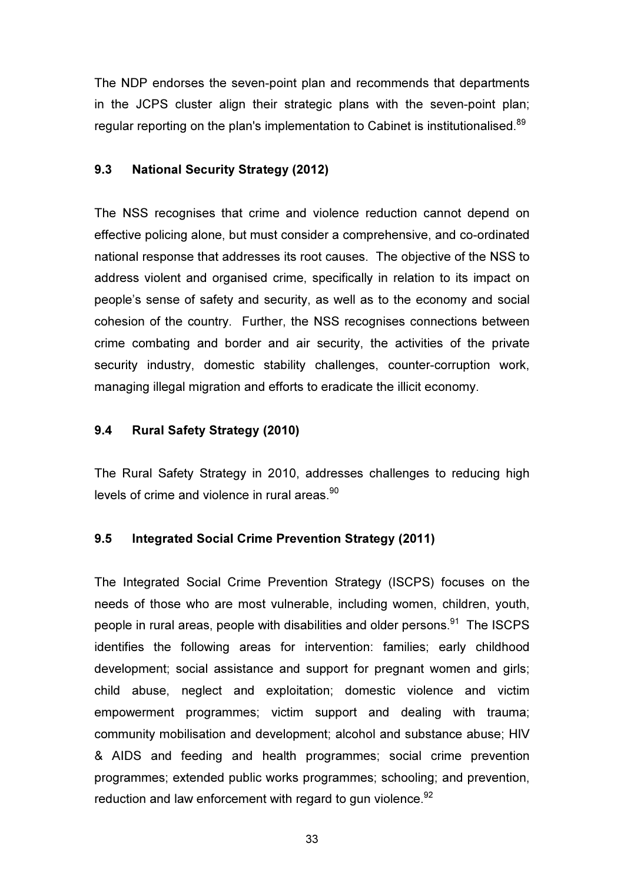The NDP endorses the seven-point plan and recommends that departments in the JCPS cluster align their strategic plans with the seven-point plan; regular reporting on the plan's implementation to Cabinet is institutionalised.[89]

### 9.3 National Security Strategy (2012)

The NSS recognises that crime and violence reduction cannot depend on effective policing alone, but must consider a comprehensive, and co-ordinated national response that addresses its root causes. The objective of the NSS to address violent and organised crime, specifically in relation to its impact on people's sense of safety and security, as well as to the economy and social cohesion of the country. Further, the NSS recognises connections between crime combating and border and air security, the activities of the private security industry, domestic stability challenges, counter-corruption work, managing illegal migration and efforts to eradicate the illicit economy.

### 9.4 Rural Safety Strategy (2010)

The Rural Safety Strategy in 2010, addresses challenges to reducing high levels of crime and violence in rural areas.[90]

### 9.5 Integrated Social Crime Prevention Strategy (2011)

The Integrated Social Crime Prevention Strategy (ISCPS) focuses on the needs of those who are most vulnerable, including women, children, youth, people in rural areas, people with disabilities and older persons.[91] The ISCPS identifies the following areas for intervention: families; early childhood development; social assistance and support for pregnant women and girls; child abuse, neglect and exploitation; domestic violence and victim empowerment programmes; victim support and dealing with trauma; community mobilisation and development; alcohol and substance abuse; HIV & AIDS and feeding and health programmes; social crime prevention programmes; extended public works programmes; schooling; and prevention, reduction and law enforcement with regard to gun violence.[92]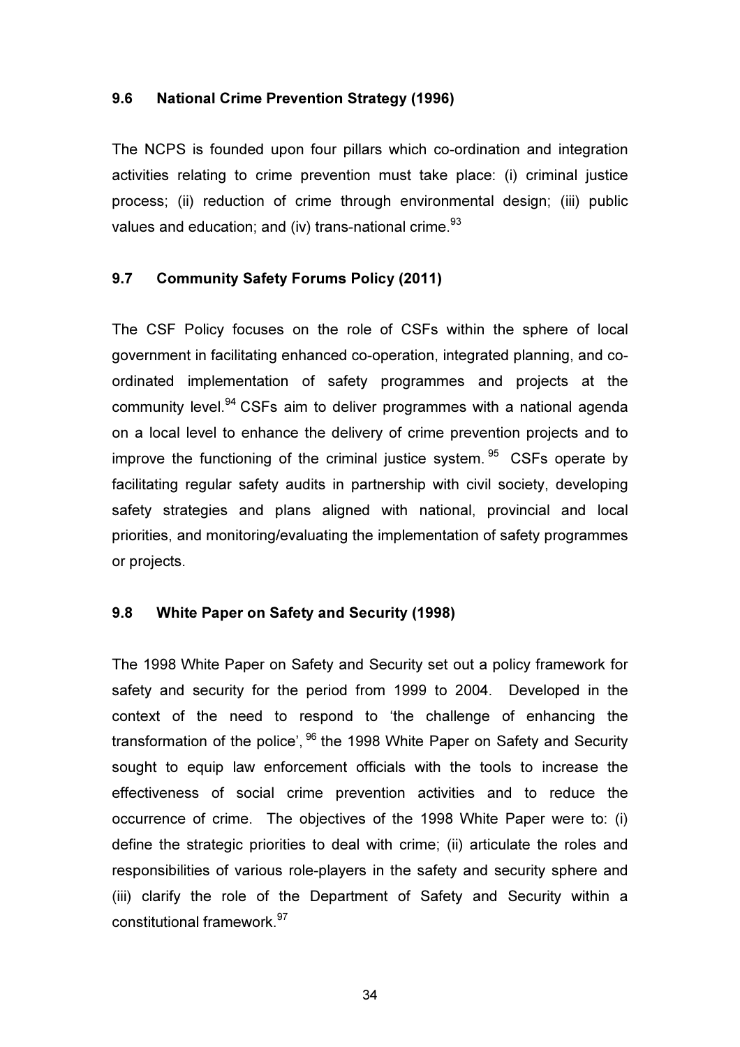### 9.6 National Crime Prevention Strategy (1996)

The NCPS is founded upon four pillars which co-ordination and integration activities relating to crime prevention must take place: (i) criminal justice process; (ii) reduction of crime through environmental design; (iii) public values and education; and (iv) trans-national crime.[93]

### 9.7 Community Safety Forums Policy (2011)

The CSF Policy focuses on the role of CSFs within the sphere of local government in facilitating enhanced co-operation, integrated planning, and co-ordinated implementation of safety programmes and projects at the community level.[94] CSFs aim to deliver programmes with a national agenda on a local level to enhance the delivery of crime prevention projects and to improve the functioning of the criminal justice system.[95] CSFs operate by facilitating regular safety audits in partnership with civil society, developing safety strategies and plans aligned with national, provincial and local priorities, and monitoring/evaluating the implementation of safety programmes or projects.

### 9.8 White Paper on Safety and Security (1998)

The 1998 White Paper on Safety and Security set out a policy framework for safety and security for the period from 1999 to 2004. Developed in the context of the need to respond to 'the challenge of enhancing the transformation of the police',[96] the 1998 White Paper on Safety and Security sought to equip law enforcement officials with the tools to increase the effectiveness of social crime prevention activities and to reduce the occurrence of crime. The objectives of the 1998 White Paper were to: (i) define the strategic priorities to deal with crime; (ii) articulate the roles and responsibilities of various role-players in the safety and security sphere and (iii) clarify the role of the Department of Safety and Security within a constitutional framework.[97]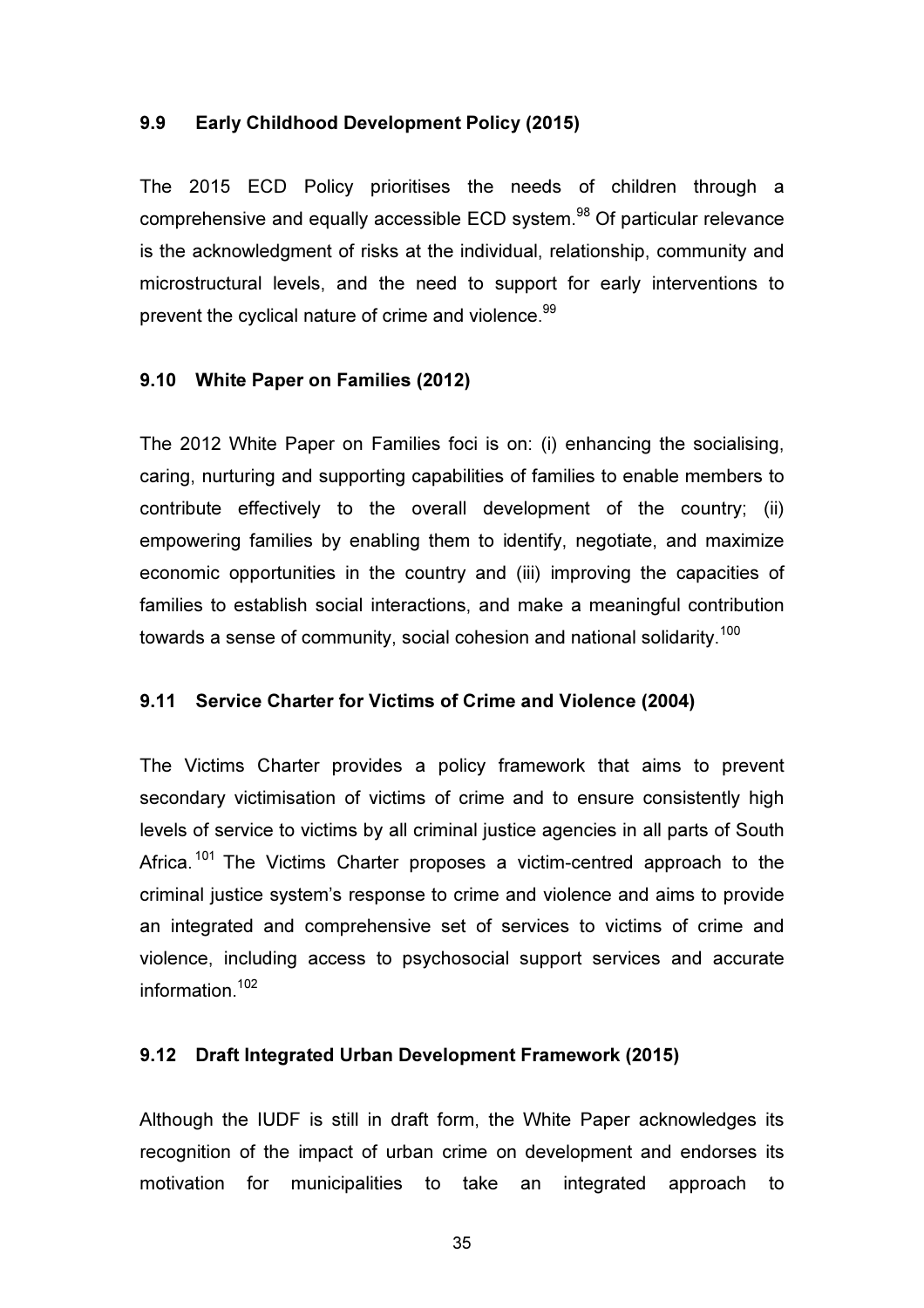### 9.9 Early Childhood Development Policy (2015)

The 2015 ECD Policy prioritises the needs of children through a comprehensive and equally accessible ECD system.[98] Of particular relevance is the acknowledgment of risks at the individual, relationship, community and microstructural levels, and the need to support for early interventions to prevent the cyclical nature of crime and violence.[99]

### 9.10 White Paper on Families (2012)

The 2012 White Paper on Families foci is on: (i) enhancing the socialising, caring, nurturing and supporting capabilities of families to enable members to contribute effectively to the overall development of the country; (ii) empowering families by enabling them to identify, negotiate, and maximize economic opportunities in the country and (iii) improving the capacities of families to establish social interactions, and make a meaningful contribution towards a sense of community, social cohesion and national solidarity.[100]

### 9.11 Service Charter for Victims of Crime and Violence (2004)

The Victims Charter provides a policy framework that aims to prevent secondary victimisation of victims of crime and to ensure consistently high levels of service to victims by all criminal justice agencies in all parts of South Africa.[101] The Victims Charter proposes a victim-centred approach to the criminal justice system's response to crime and violence and aims to provide an integrated and comprehensive set of services to victims of crime and violence, including access to psychosocial support services and accurate information.[102]

### 9.12 Draft Integrated Urban Development Framework (2015)

Although the IUDF is still in draft form, the White Paper acknowledges its recognition of the impact of urban crime on development and endorses its motivation for municipalities to take an integrated approach to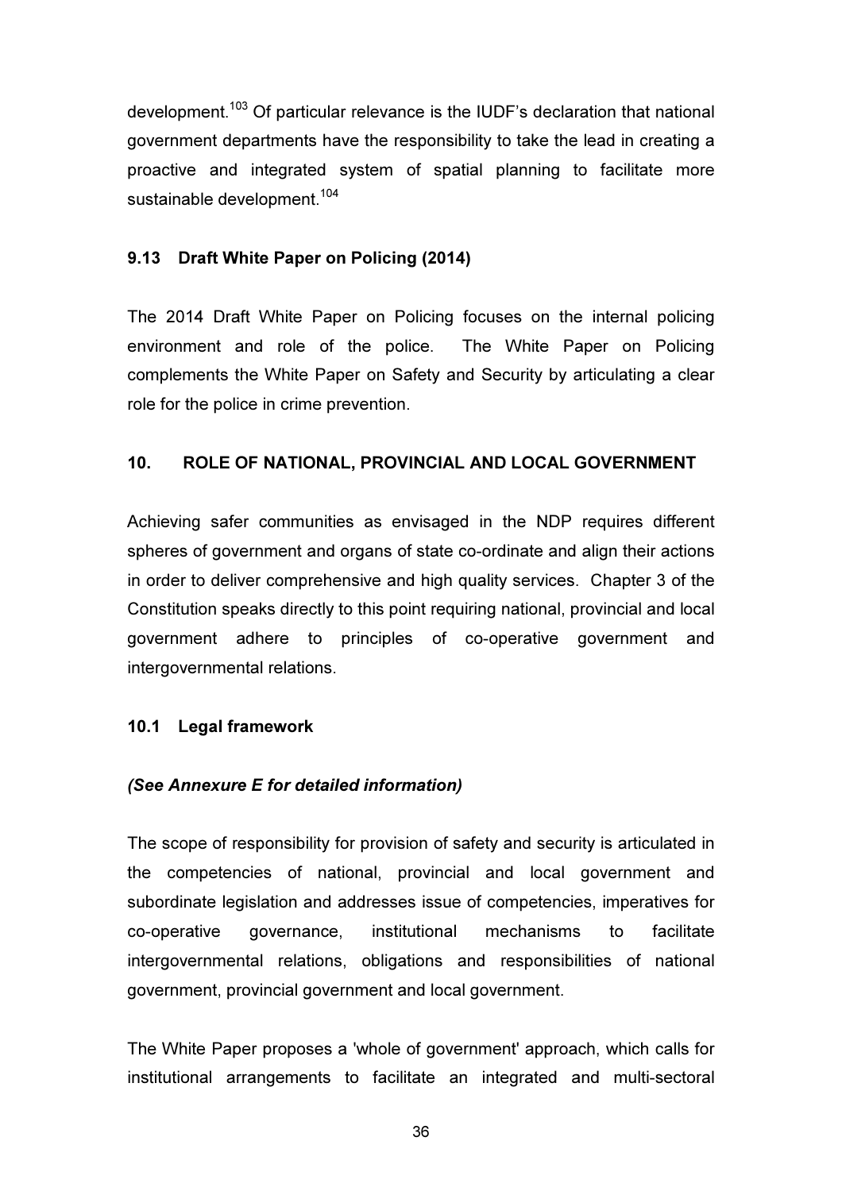development.[103] Of particular relevance is the IUDF's declaration that national government departments have the responsibility to take the lead in creating a proactive and integrated system of spatial planning to facilitate more sustainable development.[104]

### 9.13 Draft White Paper on Policing (2014)

The 2014 Draft White Paper on Policing focuses on the internal policing environment and role of the police. The White Paper on Policing complements the White Paper on Safety and Security by articulating a clear role for the police in crime prevention.

## 10. ROLE OF NATIONAL, PROVINCIAL AND LOCAL GOVERNMENT

Achieving safer communities as envisaged in the NDP requires different spheres of government and organs of state co-ordinate and align their actions in order to deliver comprehensive and high quality services. Chapter 3 of the Constitution speaks directly to this point requiring national, provincial and local government adhere to principles of co-operative government and intergovernmental relations.

### 10.1 Legal framework

***(See Annexure E for detailed information)***

The scope of responsibility for provision of safety and security is articulated in the competencies of national, provincial and local government and subordinate legislation and addresses issue of competencies, imperatives for co-operative governance, institutional mechanisms to facilitate intergovernmental relations, obligations and responsibilities of national government, provincial government and local government.

The White Paper proposes a 'whole of government' approach, which calls for institutional arrangements to facilitate an integrated and multi-sectoral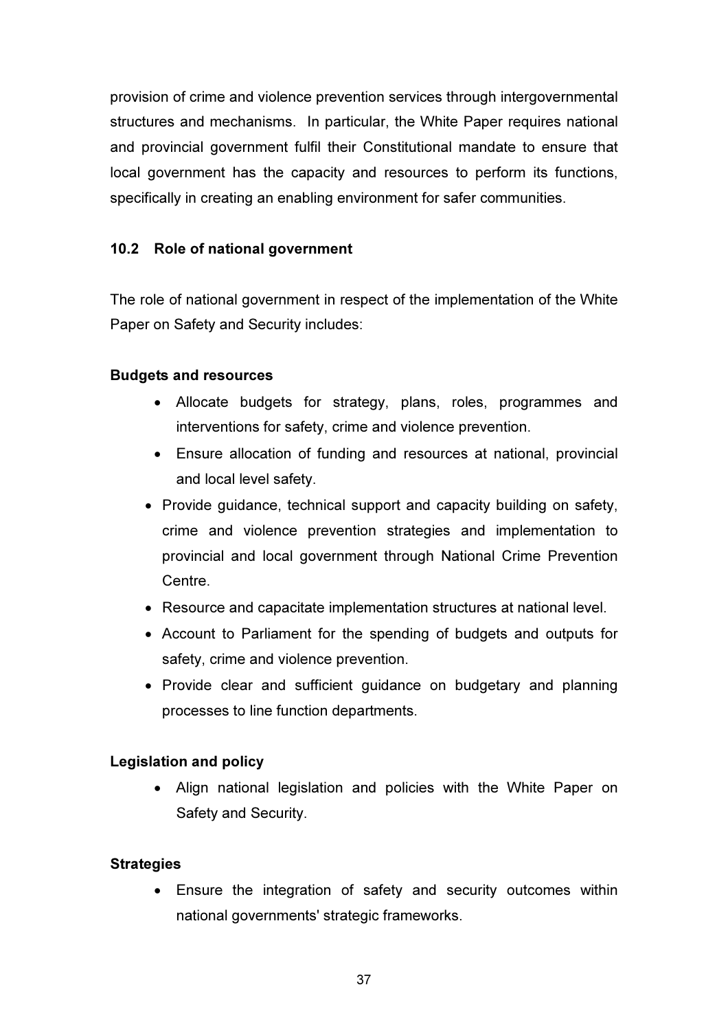provision of crime and violence prevention services through intergovernmental structures and mechanisms. In particular, the White Paper requires national and provincial government fulfil their Constitutional mandate to ensure that local government has the capacity and resources to perform its functions, specifically in creating an enabling environment for safer communities.

## 10.2 Role of national government

The role of national government in respect of the implementation of the White Paper on Safety and Security includes:

**Budgets and resources**

- Allocate budgets for strategy, plans, roles, programmes and interventions for safety, crime and violence prevention.
- Ensure allocation of funding and resources at national, provincial and local level safety.
- Provide guidance, technical support and capacity building on safety, crime and violence prevention strategies and implementation to provincial and local government through National Crime Prevention Centre.
- Resource and capacitate implementation structures at national level.
- Account to Parliament for the spending of budgets and outputs for safety, crime and violence prevention.
- Provide clear and sufficient guidance on budgetary and planning processes to line function departments.

**Legislation and policy**

- Align national legislation and policies with the White Paper on Safety and Security.

**Strategies**

- Ensure the integration of safety and security outcomes within national governments' strategic frameworks.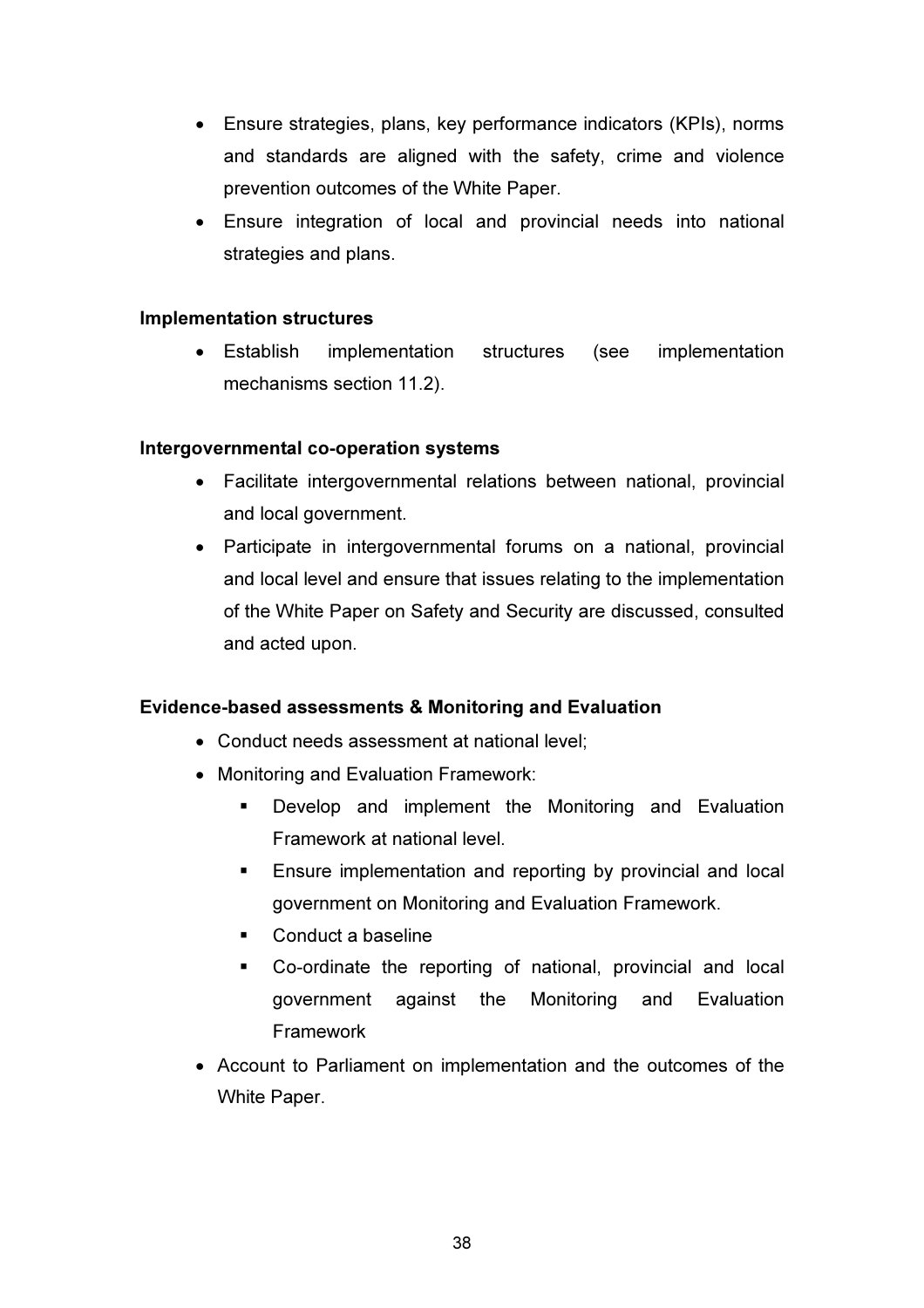- Ensure strategies, plans, key performance indicators (KPIs), norms and standards are aligned with the safety, crime and violence prevention outcomes of the White Paper.
- Ensure integration of local and provincial needs into national strategies and plans.

**Implementation structures**

- Establish implementation structures (see implementation mechanisms section 11.2).

**Intergovernmental co-operation systems**

- Facilitate intergovernmental relations between national, provincial and local government.
- Participate in intergovernmental forums on a national, provincial and local level and ensure that issues relating to the implementation of the White Paper on Safety and Security are discussed, consulted and acted upon.

**Evidence-based assessments & Monitoring and Evaluation**

- Conduct needs assessment at national level;
- Monitoring and Evaluation Framework:
  - Develop and implement the Monitoring and Evaluation Framework at national level.
  - Ensure implementation and reporting by provincial and local government on Monitoring and Evaluation Framework.
  - Conduct a baseline
  - Co-ordinate the reporting of national, provincial and local government against the Monitoring and Evaluation Framework
- Account to Parliament on implementation and the outcomes of the White Paper.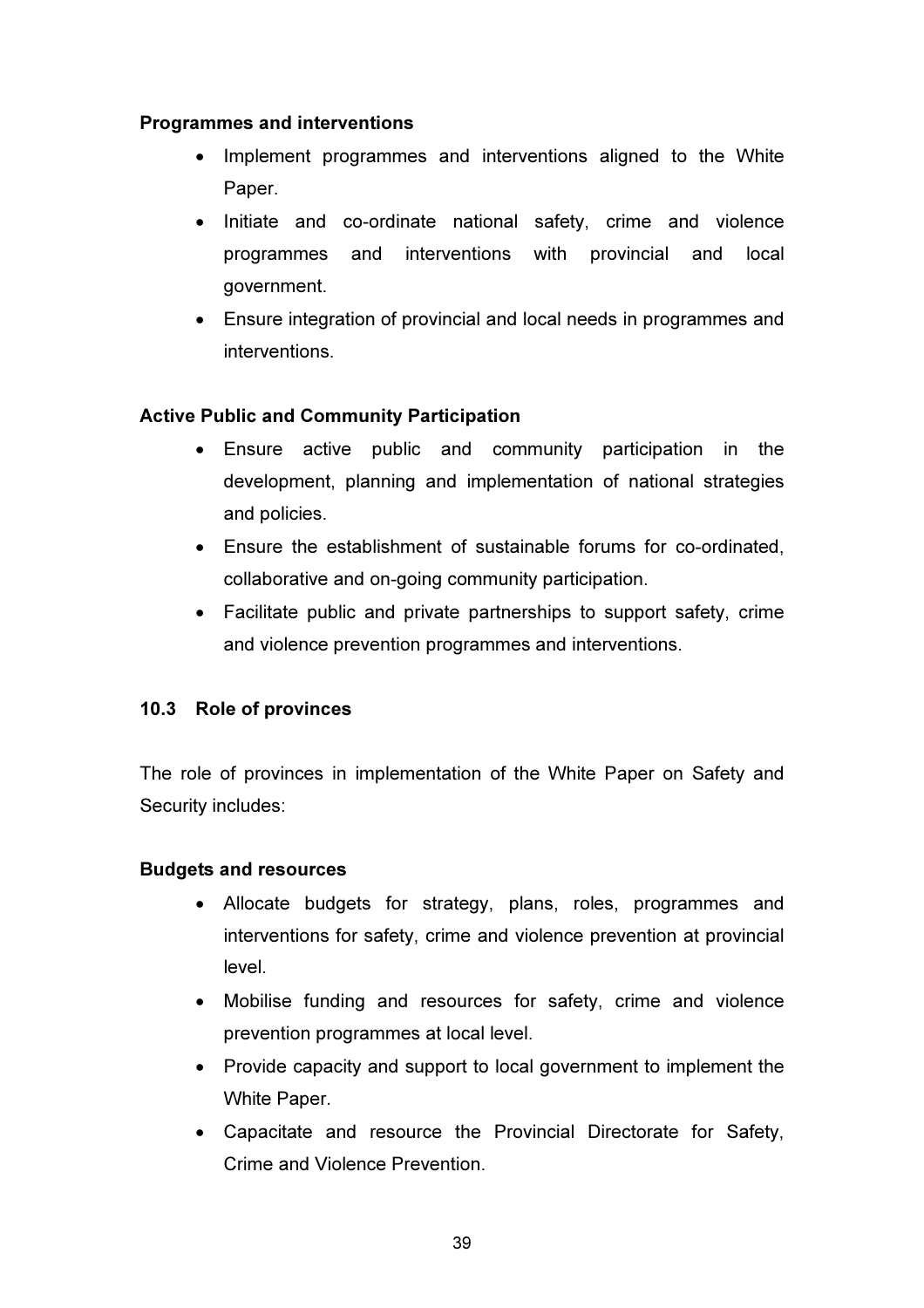**Programmes and interventions**

- Implement programmes and interventions aligned to the White Paper.
- Initiate and co-ordinate national safety, crime and violence programmes and interventions with provincial and local government.
- Ensure integration of provincial and local needs in programmes and interventions.

**Active Public and Community Participation**

- Ensure active public and community participation in the development, planning and implementation of national strategies and policies.
- Ensure the establishment of sustainable forums for co-ordinated, collaborative and on-going community participation.
- Facilitate public and private partnerships to support safety, crime and violence prevention programmes and interventions.

### 10.3 Role of provinces

The role of provinces in implementation of the White Paper on Safety and Security includes:

**Budgets and resources**

- Allocate budgets for strategy, plans, roles, programmes and interventions for safety, crime and violence prevention at provincial level.
- Mobilise funding and resources for safety, crime and violence prevention programmes at local level.
- Provide capacity and support to local government to implement the White Paper.
- Capacitate and resource the Provincial Directorate for Safety, Crime and Violence Prevention.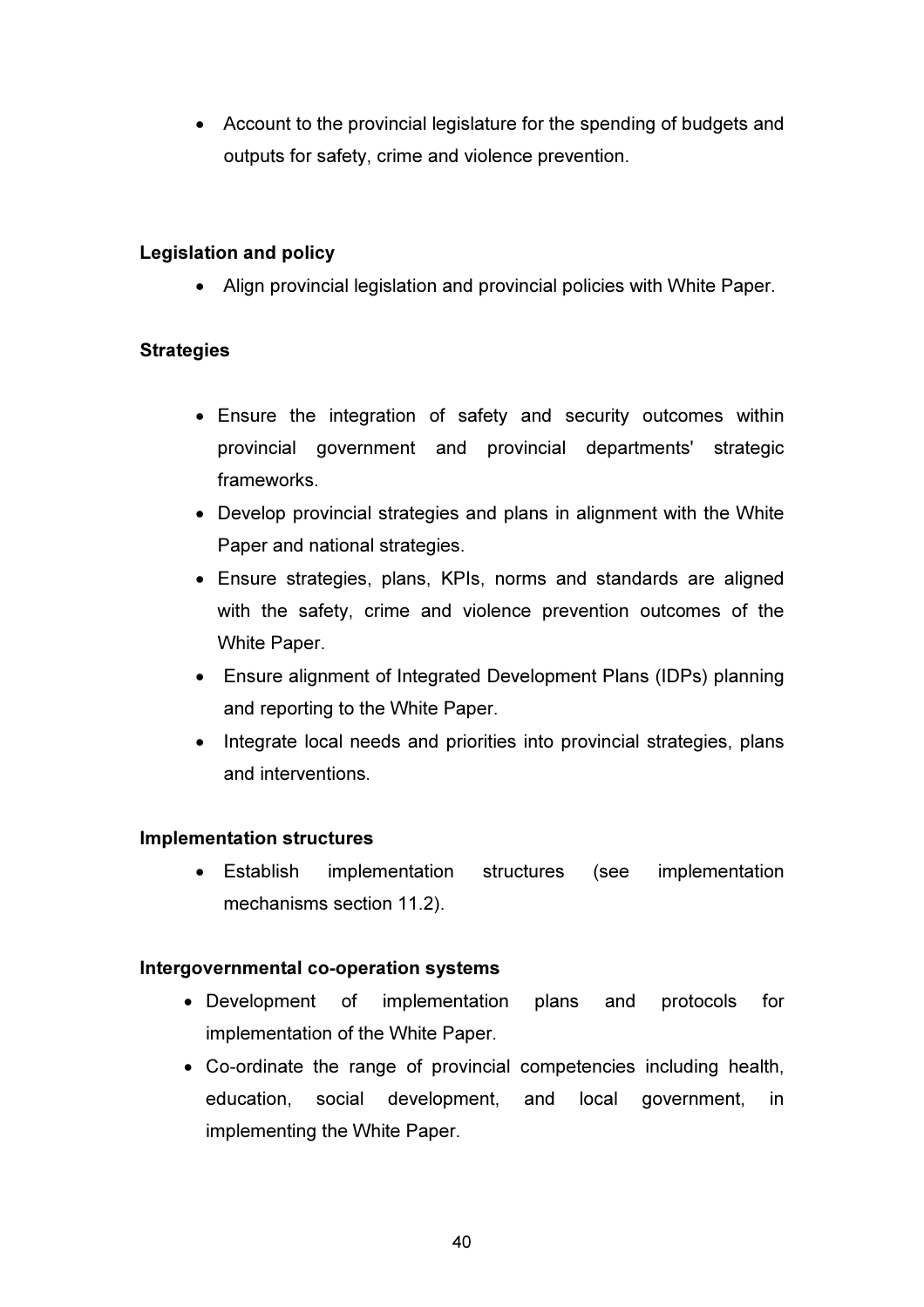- Account to the provincial legislature for the spending of budgets and outputs for safety, crime and violence prevention.

**Legislation and policy**

- Align provincial legislation and provincial policies with White Paper.

**Strategies**

- Ensure the integration of safety and security outcomes within provincial government and provincial departments' strategic frameworks.
- Develop provincial strategies and plans in alignment with the White Paper and national strategies.
- Ensure strategies, plans, KPIs, norms and standards are aligned with the safety, crime and violence prevention outcomes of the White Paper.
- Ensure alignment of Integrated Development Plans (IDPs) planning and reporting to the White Paper.
- Integrate local needs and priorities into provincial strategies, plans and interventions.

**Implementation structures**

- Establish implementation structures (see implementation mechanisms section 11.2).

**Intergovernmental co-operation systems**

- Development of implementation plans and protocols for implementation of the White Paper.
- Co-ordinate the range of provincial competencies including health, education, social development, and local government, in implementing the White Paper.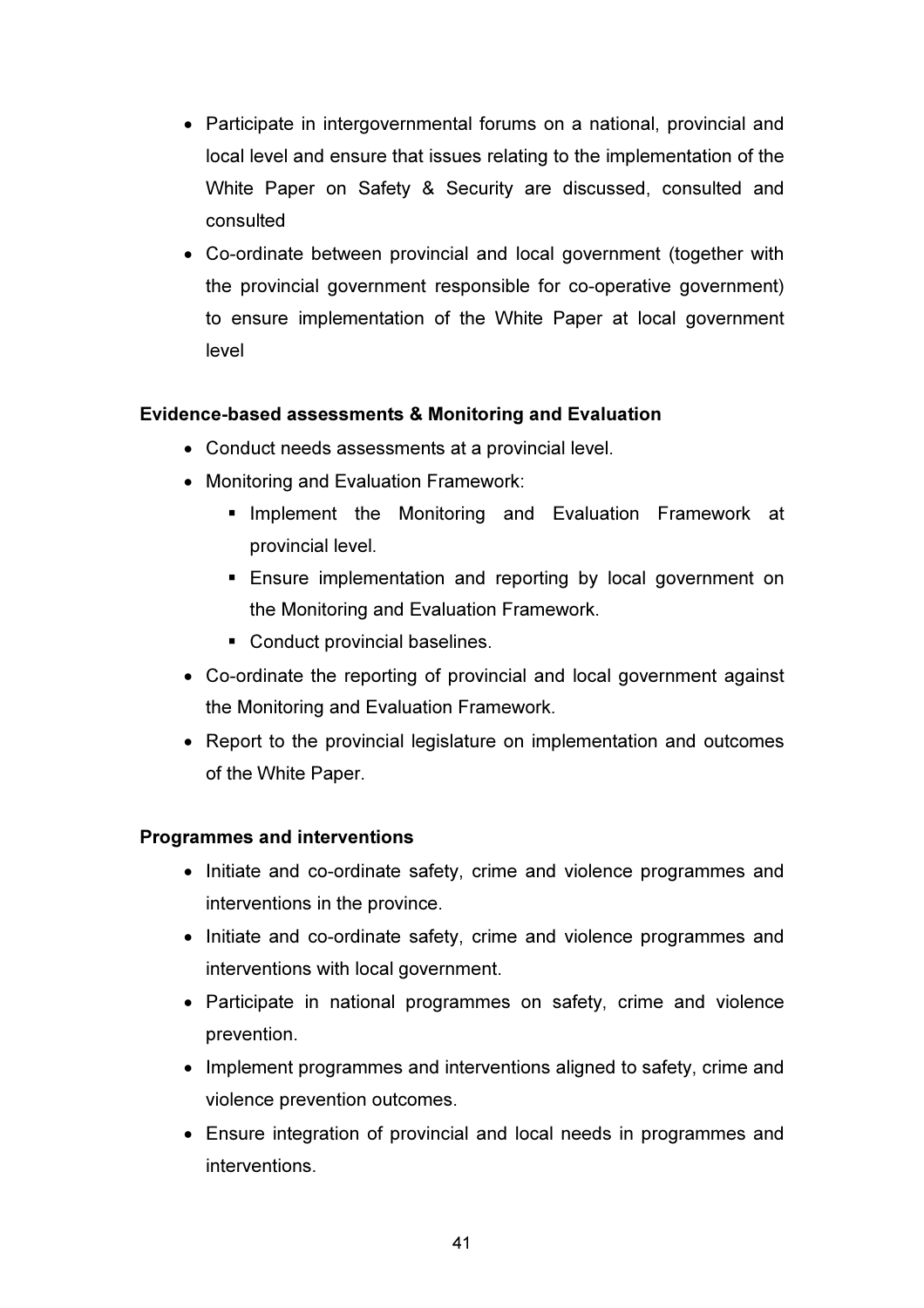- Participate in intergovernmental forums on a national, provincial and local level and ensure that issues relating to the implementation of the White Paper on Safety & Security are discussed, consulted and consulted
- Co-ordinate between provincial and local government (together with the provincial government responsible for co-operative government) to ensure implementation of the White Paper at local government level

**Evidence-based assessments & Monitoring and Evaluation**

- Conduct needs assessments at a provincial level.
- Monitoring and Evaluation Framework:
  - Implement the Monitoring and Evaluation Framework at provincial level.
  - Ensure implementation and reporting by local government on the Monitoring and Evaluation Framework.
  - Conduct provincial baselines.
- Co-ordinate the reporting of provincial and local government against the Monitoring and Evaluation Framework.
- Report to the provincial legislature on implementation and outcomes of the White Paper.

**Programmes and interventions**

- Initiate and co-ordinate safety, crime and violence programmes and interventions in the province.
- Initiate and co-ordinate safety, crime and violence programmes and interventions with local government.
- Participate in national programmes on safety, crime and violence prevention.
- Implement programmes and interventions aligned to safety, crime and violence prevention outcomes.
- Ensure integration of provincial and local needs in programmes and interventions.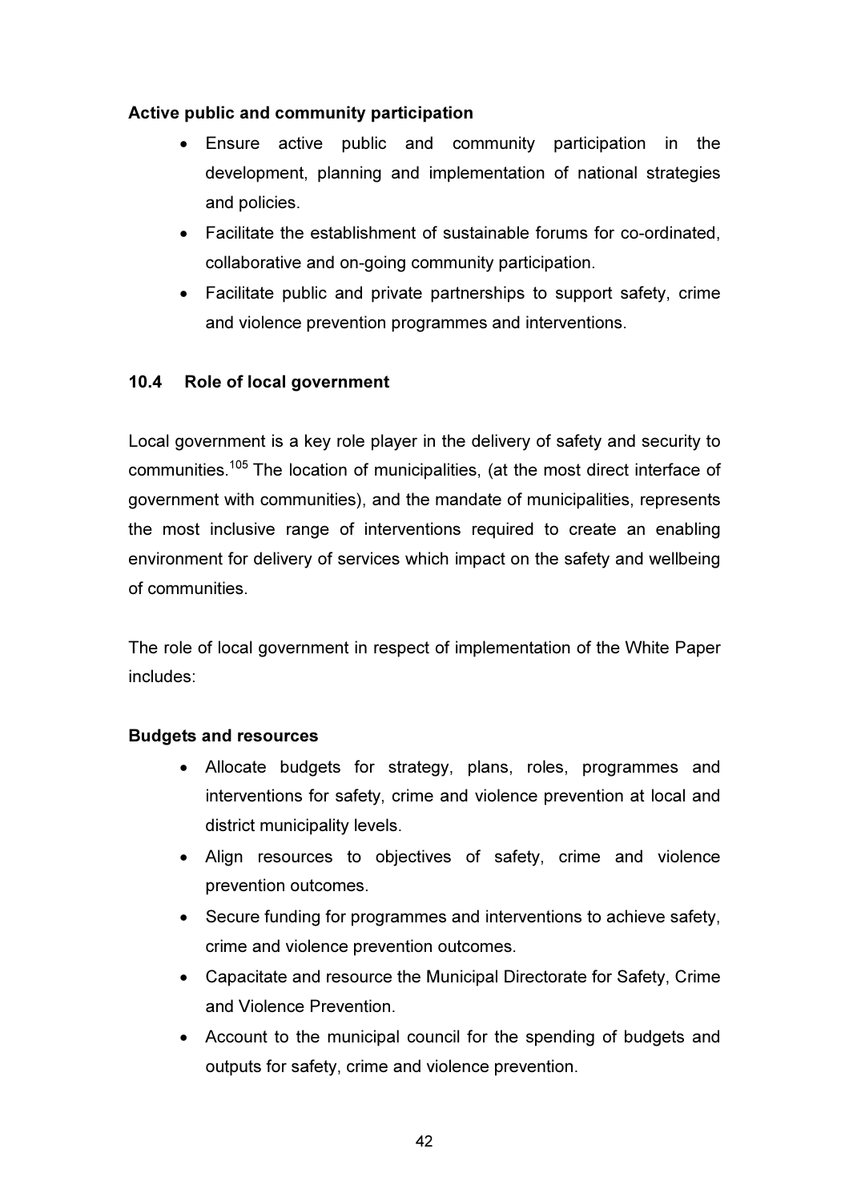**Active public and community participation**

- Ensure active public and community participation in the development, planning and implementation of national strategies and policies.
- Facilitate the establishment of sustainable forums for co-ordinated, collaborative and on-going community participation.
- Facilitate public and private partnerships to support safety, crime and violence prevention programmes and interventions.

## 10.4 Role of local government

Local government is a key role player in the delivery of safety and security to communities.[105] The location of municipalities, (at the most direct interface of government with communities), and the mandate of municipalities, represents the most inclusive range of interventions required to create an enabling environment for delivery of services which impact on the safety and wellbeing of communities.

The role of local government in respect of implementation of the White Paper includes:

**Budgets and resources**

- Allocate budgets for strategy, plans, roles, programmes and interventions for safety, crime and violence prevention at local and district municipality levels.
- Align resources to objectives of safety, crime and violence prevention outcomes.
- Secure funding for programmes and interventions to achieve safety, crime and violence prevention outcomes.
- Capacitate and resource the Municipal Directorate for Safety, Crime and Violence Prevention.
- Account to the municipal council for the spending of budgets and outputs for safety, crime and violence prevention.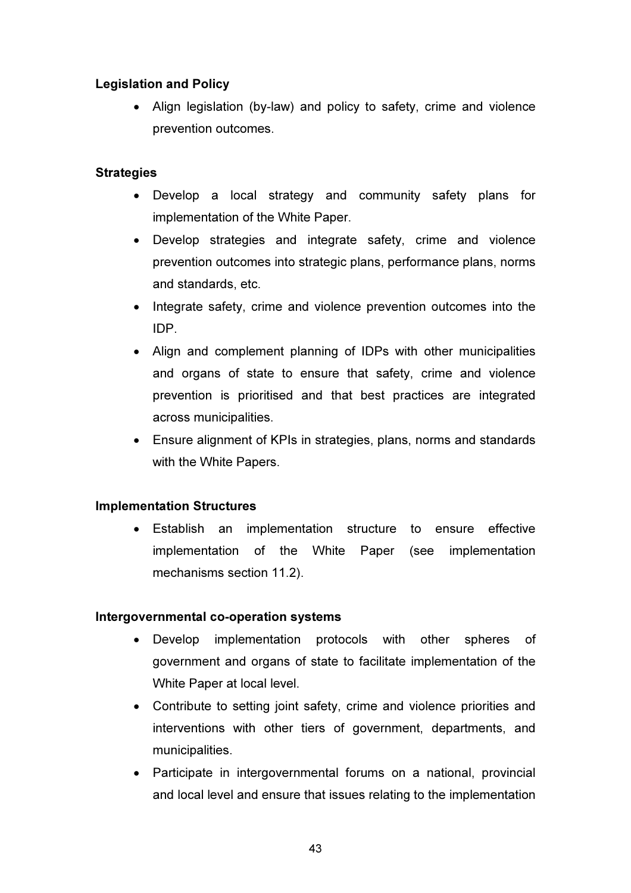**Legislation and Policy**

- Align legislation (by-law) and policy to safety, crime and violence prevention outcomes.

**Strategies**

- Develop a local strategy and community safety plans for implementation of the White Paper.
- Develop strategies and integrate safety, crime and violence prevention outcomes into strategic plans, performance plans, norms and standards, etc.
- Integrate safety, crime and violence prevention outcomes into the IDP.
- Align and complement planning of IDPs with other municipalities and organs of state to ensure that safety, crime and violence prevention is prioritised and that best practices are integrated across municipalities.
- Ensure alignment of KPIs in strategies, plans, norms and standards with the White Papers.

**Implementation Structures**

- Establish an implementation structure to ensure effective implementation of the White Paper (see implementation mechanisms section 11.2).

**Intergovernmental co-operation systems**

- Develop implementation protocols with other spheres of government and organs of state to facilitate implementation of the White Paper at local level.
- Contribute to setting joint safety, crime and violence priorities and interventions with other tiers of government, departments, and municipalities.
- Participate in intergovernmental forums on a national, provincial and local level and ensure that issues relating to the implementation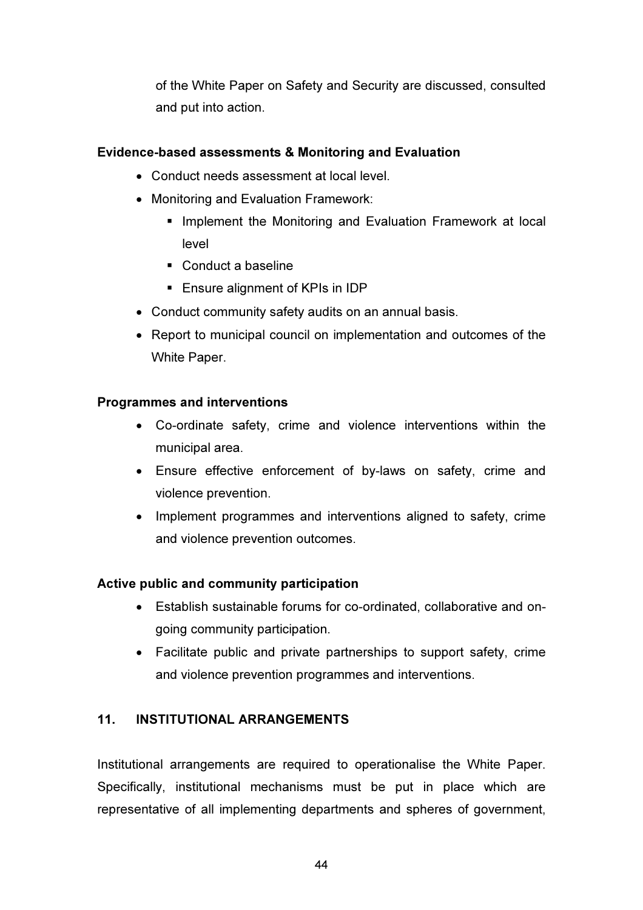of the White Paper on Safety and Security are discussed, consulted and put into action.

**Evidence-based assessments & Monitoring and Evaluation**

- Conduct needs assessment at local level.
- Monitoring and Evaluation Framework:
  - Implement the Monitoring and Evaluation Framework at local level
  - Conduct a baseline
  - Ensure alignment of KPIs in IDP
- Conduct community safety audits on an annual basis.
- Report to municipal council on implementation and outcomes of the White Paper.

**Programmes and interventions**

- Co-ordinate safety, crime and violence interventions within the municipal area.
- Ensure effective enforcement of by-laws on safety, crime and violence prevention.
- Implement programmes and interventions aligned to safety, crime and violence prevention outcomes.

**Active public and community participation**

- Establish sustainable forums for co-ordinated, collaborative and on-going community participation.
- Facilitate public and private partnerships to support safety, crime and violence prevention programmes and interventions.

## 11. INSTITUTIONAL ARRANGEMENTS

Institutional arrangements are required to operationalise the White Paper. Specifically, institutional mechanisms must be put in place which are representative of all implementing departments and spheres of government,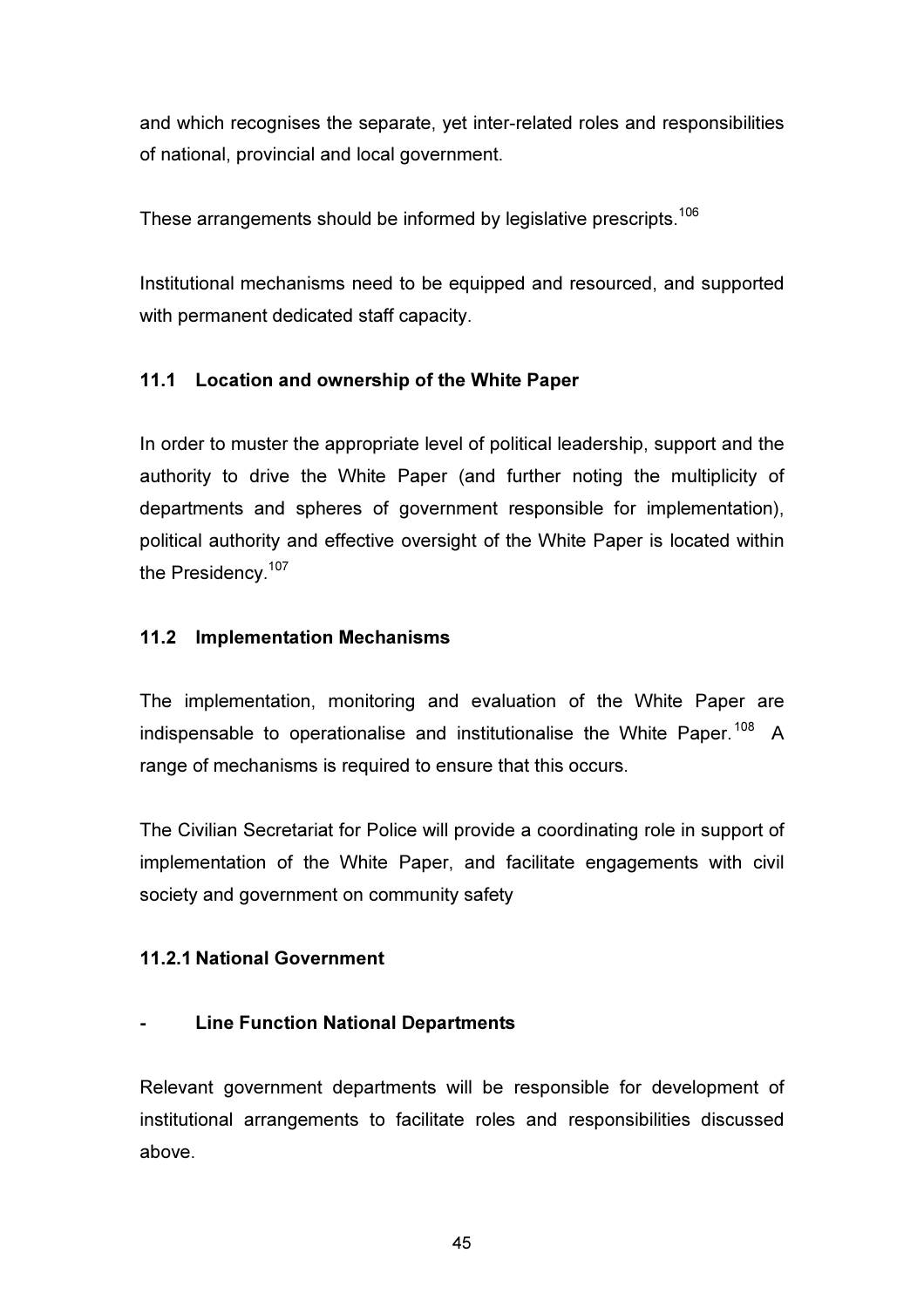and which recognises the separate, yet inter-related roles and responsibilities of national, provincial and local government.

These arrangements should be informed by legislative prescripts.[106]

Institutional mechanisms need to be equipped and resourced, and supported with permanent dedicated staff capacity.

### 11.1 Location and ownership of the White Paper

In order to muster the appropriate level of political leadership, support and the authority to drive the White Paper (and further noting the multiplicity of departments and spheres of government responsible for implementation), political authority and effective oversight of the White Paper is located within the Presidency.[107]

### 11.2 Implementation Mechanisms

The implementation, monitoring and evaluation of the White Paper are indispensable to operationalise and institutionalise the White Paper.[108] A range of mechanisms is required to ensure that this occurs.

The Civilian Secretariat for Police will provide a coordinating role in support of implementation of the White Paper, and facilitate engagements with civil society and government on community safety

#### 11.2.1 National Government

- **Line Function National Departments**

Relevant government departments will be responsible for development of institutional arrangements to facilitate roles and responsibilities discussed above.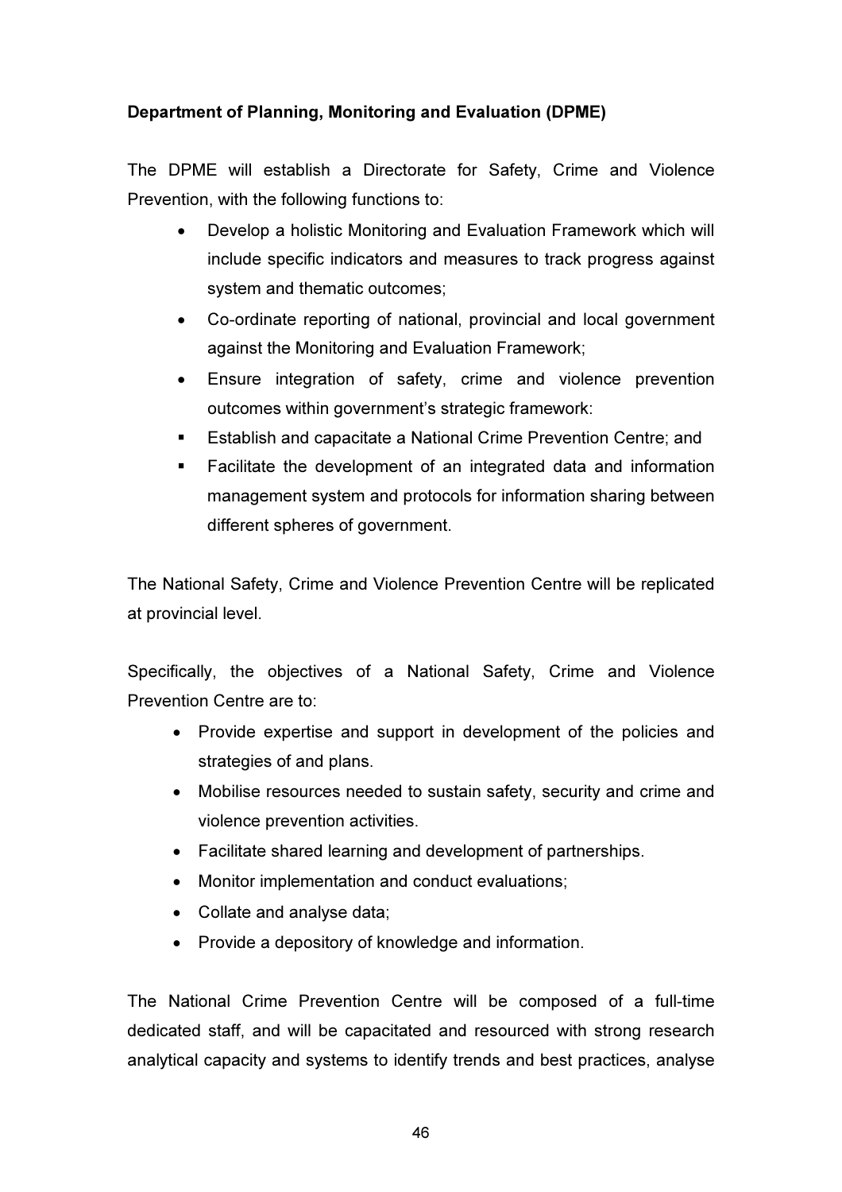**Department of Planning, Monitoring and Evaluation (DPME)**

The DPME will establish a Directorate for Safety, Crime and Violence Prevention, with the following functions to:

- Develop a holistic Monitoring and Evaluation Framework which will include specific indicators and measures to track progress against system and thematic outcomes;
- Co-ordinate reporting of national, provincial and local government against the Monitoring and Evaluation Framework;
- Ensure integration of safety, crime and violence prevention outcomes within government's strategic framework:
- Establish and capacitate a National Crime Prevention Centre; and
- Facilitate the development of an integrated data and information management system and protocols for information sharing between different spheres of government.

The National Safety, Crime and Violence Prevention Centre will be replicated at provincial level.

Specifically, the objectives of a National Safety, Crime and Violence Prevention Centre are to:

- Provide expertise and support in development of the policies and strategies of and plans.
- Mobilise resources needed to sustain safety, security and crime and violence prevention activities.
- Facilitate shared learning and development of partnerships.
- Monitor implementation and conduct evaluations;
- Collate and analyse data;
- Provide a depository of knowledge and information.

The National Crime Prevention Centre will be composed of a full-time dedicated staff, and will be capacitated and resourced with strong research analytical capacity and systems to identify trends and best practices, analyse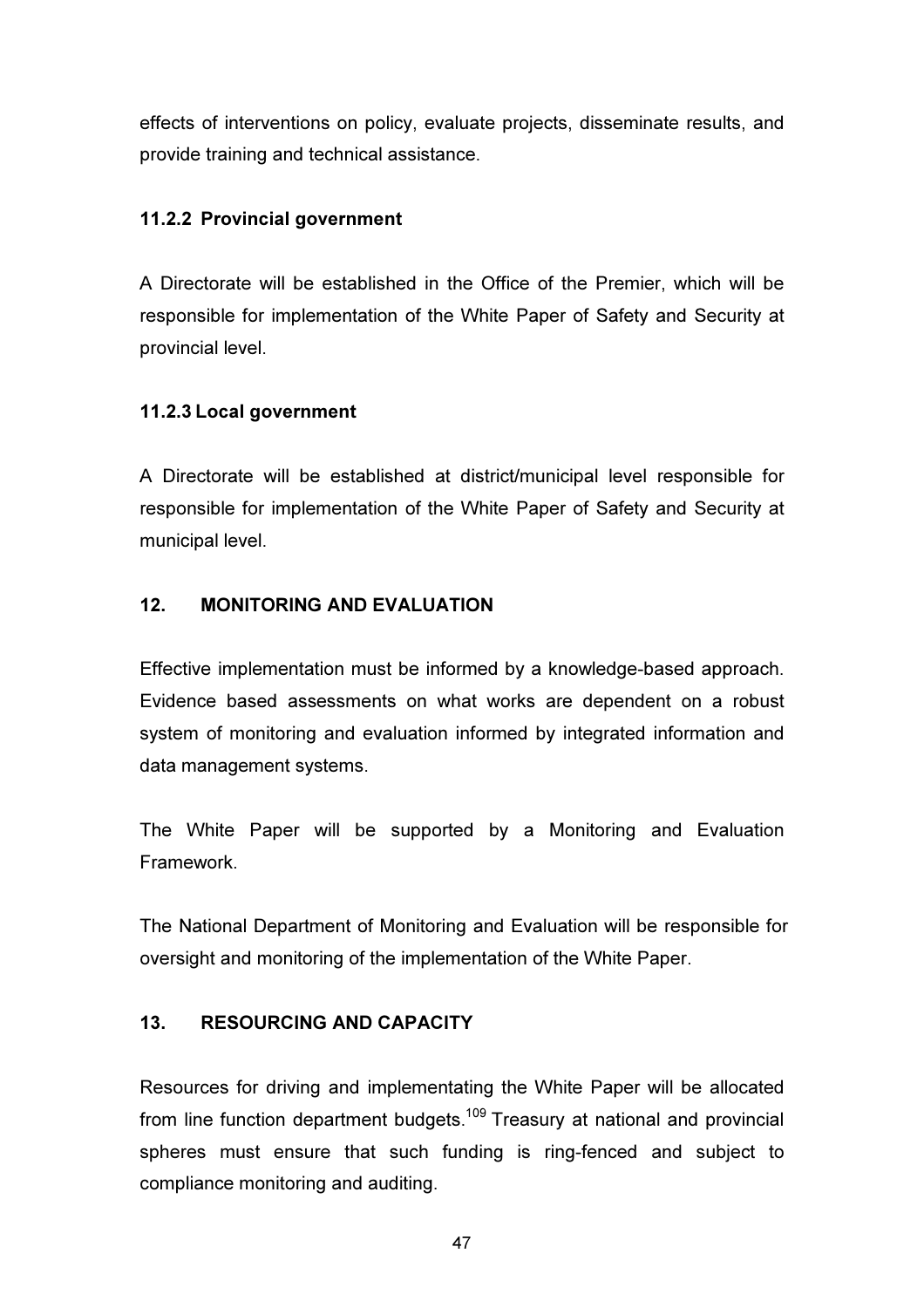effects of interventions on policy, evaluate projects, disseminate results, and provide training and technical assistance.

### 11.2.2 Provincial government

A Directorate will be established in the Office of the Premier, which will be responsible for implementation of the White Paper of Safety and Security at provincial level.

### 11.2.3 Local government

A Directorate will be established at district/municipal level responsible for responsible for implementation of the White Paper of Safety and Security at municipal level.

## 12. MONITORING AND EVALUATION

Effective implementation must be informed by a knowledge-based approach. Evidence based assessments on what works are dependent on a robust system of monitoring and evaluation informed by integrated information and data management systems.

The White Paper will be supported by a Monitoring and Evaluation Framework.

The National Department of Monitoring and Evaluation will be responsible for oversight and monitoring of the implementation of the White Paper.

## 13. RESOURCING AND CAPACITY

Resources for driving and implementating the White Paper will be allocated from line function department budgets.[109] Treasury at national and provincial spheres must ensure that such funding is ring-fenced and subject to compliance monitoring and auditing.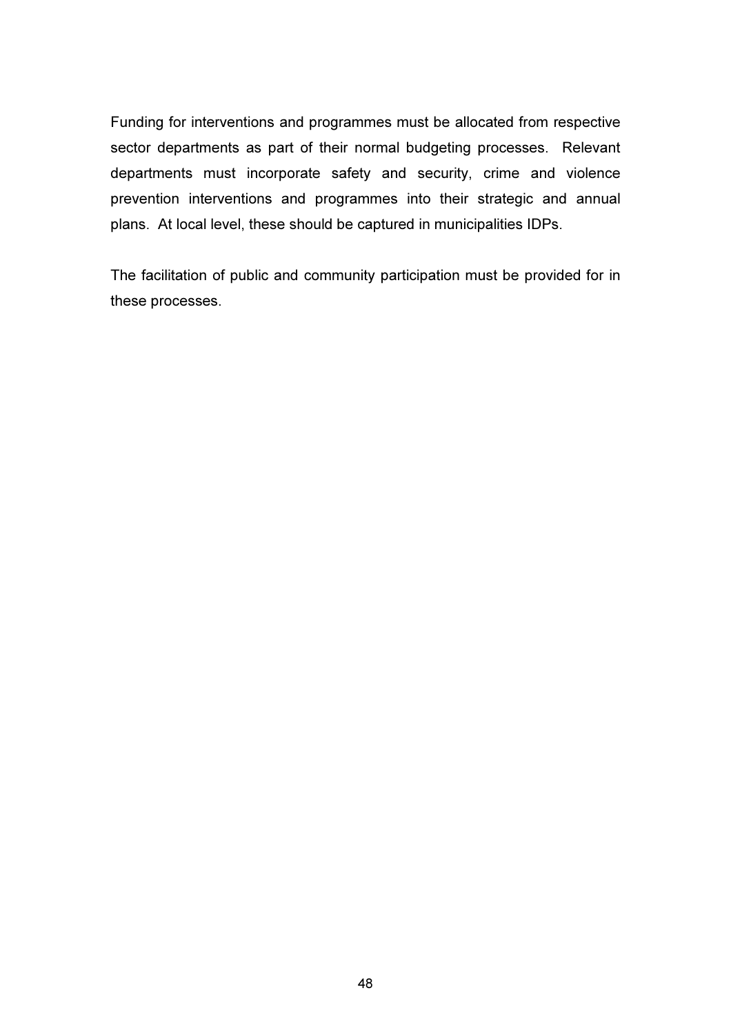Funding for interventions and programmes must be allocated from respective sector departments as part of their normal budgeting processes. Relevant departments must incorporate safety and security, crime and violence prevention interventions and programmes into their strategic and annual plans. At local level, these should be captured in municipalities IDPs.

The facilitation of public and community participation must be provided for in these processes.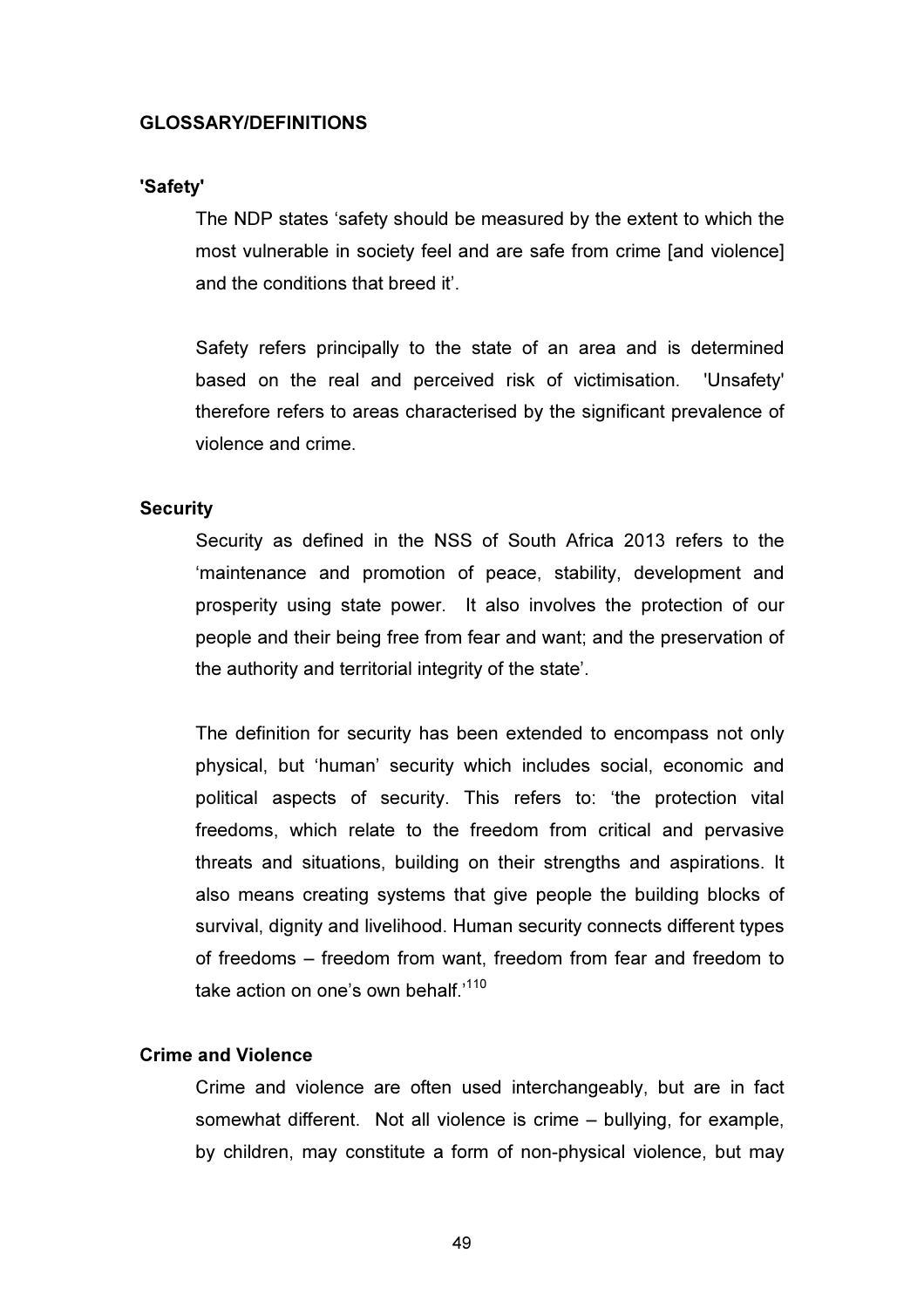## GLOSSARY/DEFINITIONS

### 'Safety'

The NDP states 'safety should be measured by the extent to which the most vulnerable in society feel and are safe from crime [and violence] and the conditions that breed it'.

Safety refers principally to the state of an area and is determined based on the real and perceived risk of victimisation. 'Unsafety' therefore refers to areas characterised by the significant prevalence of violence and crime.

### Security

Security as defined in the NSS of South Africa 2013 refers to the 'maintenance and promotion of peace, stability, development and prosperity using state power. It also involves the protection of our people and their being free from fear and want; and the preservation of the authority and territorial integrity of the state'.

The definition for security has been extended to encompass not only physical, but 'human' security which includes social, economic and political aspects of security. This refers to: 'the protection vital freedoms, which relate to the freedom from critical and pervasive threats and situations, building on their strengths and aspirations. It also means creating systems that give people the building blocks of survival, dignity and livelihood. Human security connects different types of freedoms – freedom from want, freedom from fear and freedom to take action on one's own behalf.'[110]

### Crime and Violence

Crime and violence are often used interchangeably, but are in fact somewhat different. Not all violence is crime – bullying, for example, by children, may constitute a form of non-physical violence, but may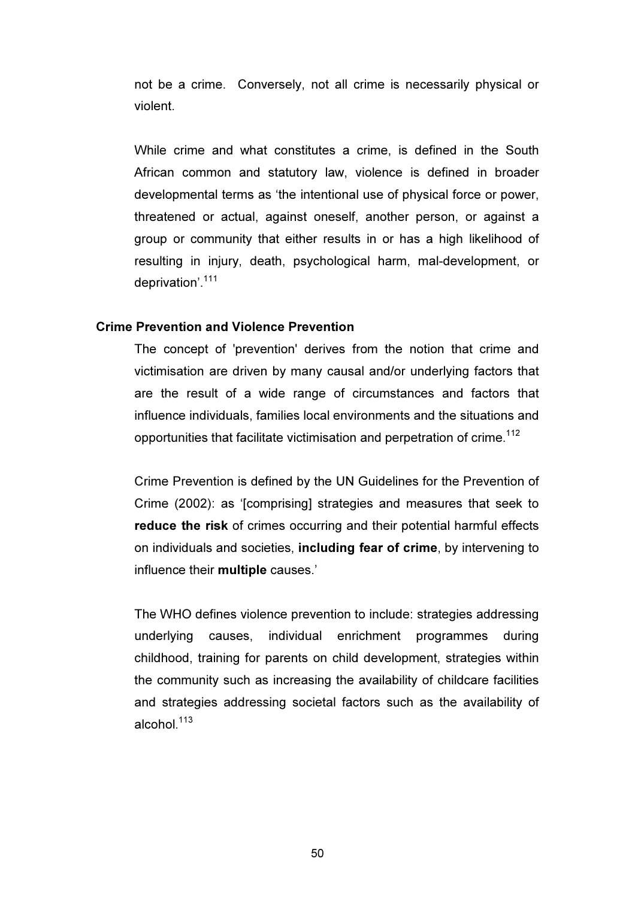not be a crime. Conversely, not all crime is necessarily physical or violent.

While crime and what constitutes a crime, is defined in the South African common and statutory law, violence is defined in broader developmental terms as ‘the intentional use of physical force or power, threatened or actual, against oneself, another person, or against a group or community that either results in or has a high likelihood of resulting in injury, death, psychological harm, mal-development, or deprivation’.[111]

**Crime Prevention and Violence Prevention**

The concept of 'prevention' derives from the notion that crime and victimisation are driven by many causal and/or underlying factors that are the result of a wide range of circumstances and factors that influence individuals, families local environments and the situations and opportunities that facilitate victimisation and perpetration of crime.[112]

Crime Prevention is defined by the UN Guidelines for the Prevention of Crime (2002): as ‘[comprising] strategies and measures that seek to **reduce the risk** of crimes occurring and their potential harmful effects on individuals and societies, **including fear of crime**, by intervening to influence their **multiple** causes.’

The WHO defines violence prevention to include: strategies addressing underlying causes, individual enrichment programmes during childhood, training for parents on child development, strategies within the community such as increasing the availability of childcare facilities and strategies addressing societal factors such as the availability of alcohol.[113]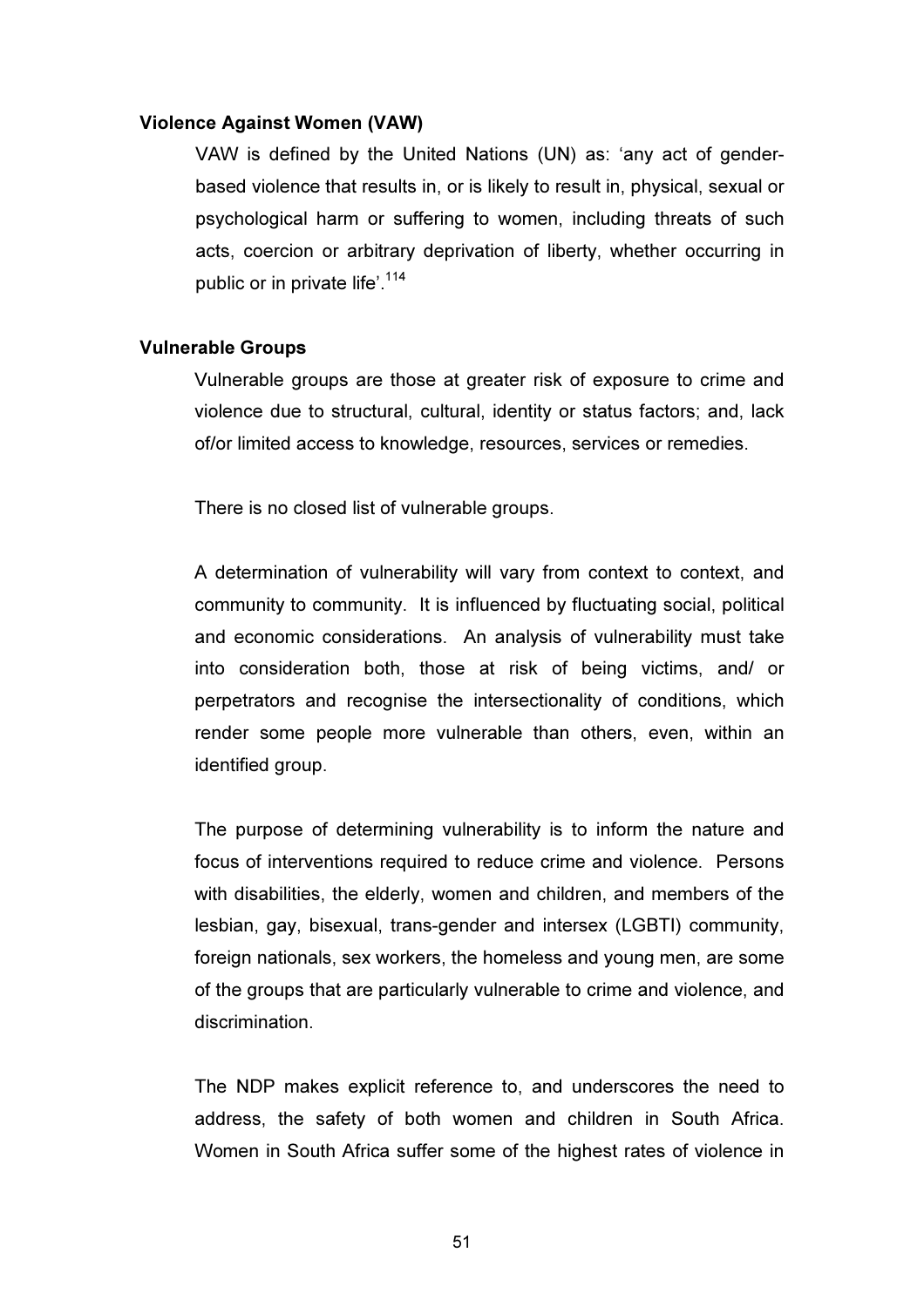**Violence Against Women (VAW)**

VAW is defined by the United Nations (UN) as: 'any act of gender-based violence that results in, or is likely to result in, physical, sexual or psychological harm or suffering to women, including threats of such acts, coercion or arbitrary deprivation of liberty, whether occurring in public or in private life'.[114]

**Vulnerable Groups**

Vulnerable groups are those at greater risk of exposure to crime and violence due to structural, cultural, identity or status factors; and, lack of/or limited access to knowledge, resources, services or remedies.

There is no closed list of vulnerable groups.

A determination of vulnerability will vary from context to context, and community to community. It is influenced by fluctuating social, political and economic considerations. An analysis of vulnerability must take into consideration both, those at risk of being victims, and/ or perpetrators and recognise the intersectionality of conditions, which render some people more vulnerable than others, even, within an identified group.

The purpose of determining vulnerability is to inform the nature and focus of interventions required to reduce crime and violence. Persons with disabilities, the elderly, women and children, and members of the lesbian, gay, bisexual, trans-gender and intersex (LGBTI) community, foreign nationals, sex workers, the homeless and young men, are some of the groups that are particularly vulnerable to crime and violence, and discrimination.

The NDP makes explicit reference to, and underscores the need to address, the safety of both women and children in South Africa. Women in South Africa suffer some of the highest rates of violence in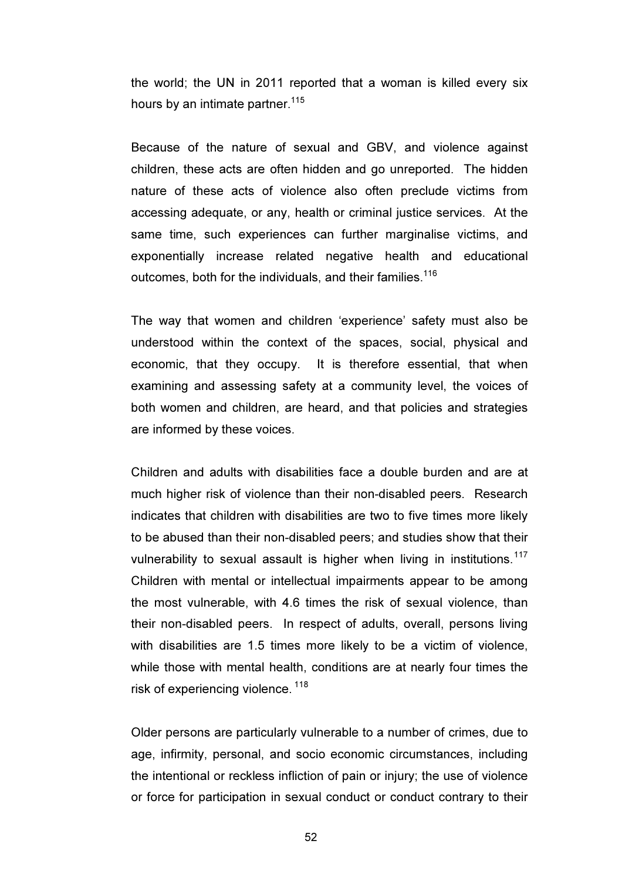the world; the UN in 2011 reported that a woman is killed every six hours by an intimate partner.[115]

Because of the nature of sexual and GBV, and violence against children, these acts are often hidden and go unreported. The hidden nature of these acts of violence also often preclude victims from accessing adequate, or any, health or criminal justice services. At the same time, such experiences can further marginalise victims, and exponentially increase related negative health and educational outcomes, both for the individuals, and their families.[116]

The way that women and children 'experience' safety must also be understood within the context of the spaces, social, physical and economic, that they occupy. It is therefore essential, that when examining and assessing safety at a community level, the voices of both women and children, are heard, and that policies and strategies are informed by these voices.

Children and adults with disabilities face a double burden and are at much higher risk of violence than their non-disabled peers. Research indicates that children with disabilities are two to five times more likely to be abused than their non-disabled peers; and studies show that their vulnerability to sexual assault is higher when living in institutions.[117] Children with mental or intellectual impairments appear to be among the most vulnerable, with 4.6 times the risk of sexual violence, than their non-disabled peers. In respect of adults, overall, persons living with disabilities are 1.5 times more likely to be a victim of violence, while those with mental health, conditions are at nearly four times the risk of experiencing violence.[118]

Older persons are particularly vulnerable to a number of crimes, due to age, infirmity, personal, and socio economic circumstances, including the intentional or reckless infliction of pain or injury; the use of violence or force for participation in sexual conduct or conduct contrary to their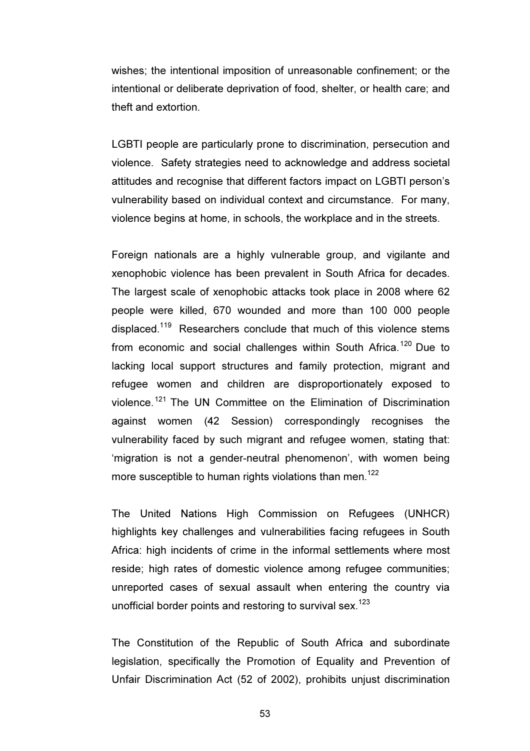wishes; the intentional imposition of unreasonable confinement; or the intentional or deliberate deprivation of food, shelter, or health care; and theft and extortion.

LGBTI people are particularly prone to discrimination, persecution and violence. Safety strategies need to acknowledge and address societal attitudes and recognise that different factors impact on LGBTI person's vulnerability based on individual context and circumstance. For many, violence begins at home, in schools, the workplace and in the streets.

Foreign nationals are a highly vulnerable group, and vigilante and xenophobic violence has been prevalent in South Africa for decades. The largest scale of xenophobic attacks took place in 2008 where 62 people were killed, 670 wounded and more than 100 000 people displaced.[119] Researchers conclude that much of this violence stems from economic and social challenges within South Africa.[120] Due to lacking local support structures and family protection, migrant and refugee women and children are disproportionately exposed to violence.[121] The UN Committee on the Elimination of Discrimination against women (42 Session) correspondingly recognises the vulnerability faced by such migrant and refugee women, stating that: 'migration is not a gender-neutral phenomenon', with women being more susceptible to human rights violations than men.[122]

The United Nations High Commission on Refugees (UNHCR) highlights key challenges and vulnerabilities facing refugees in South Africa: high incidents of crime in the informal settlements where most reside; high rates of domestic violence among refugee communities; unreported cases of sexual assault when entering the country via unofficial border points and restoring to survival sex.[123]

The Constitution of the Republic of South Africa and subordinate legislation, specifically the Promotion of Equality and Prevention of Unfair Discrimination Act (52 of 2002), prohibits unjust discrimination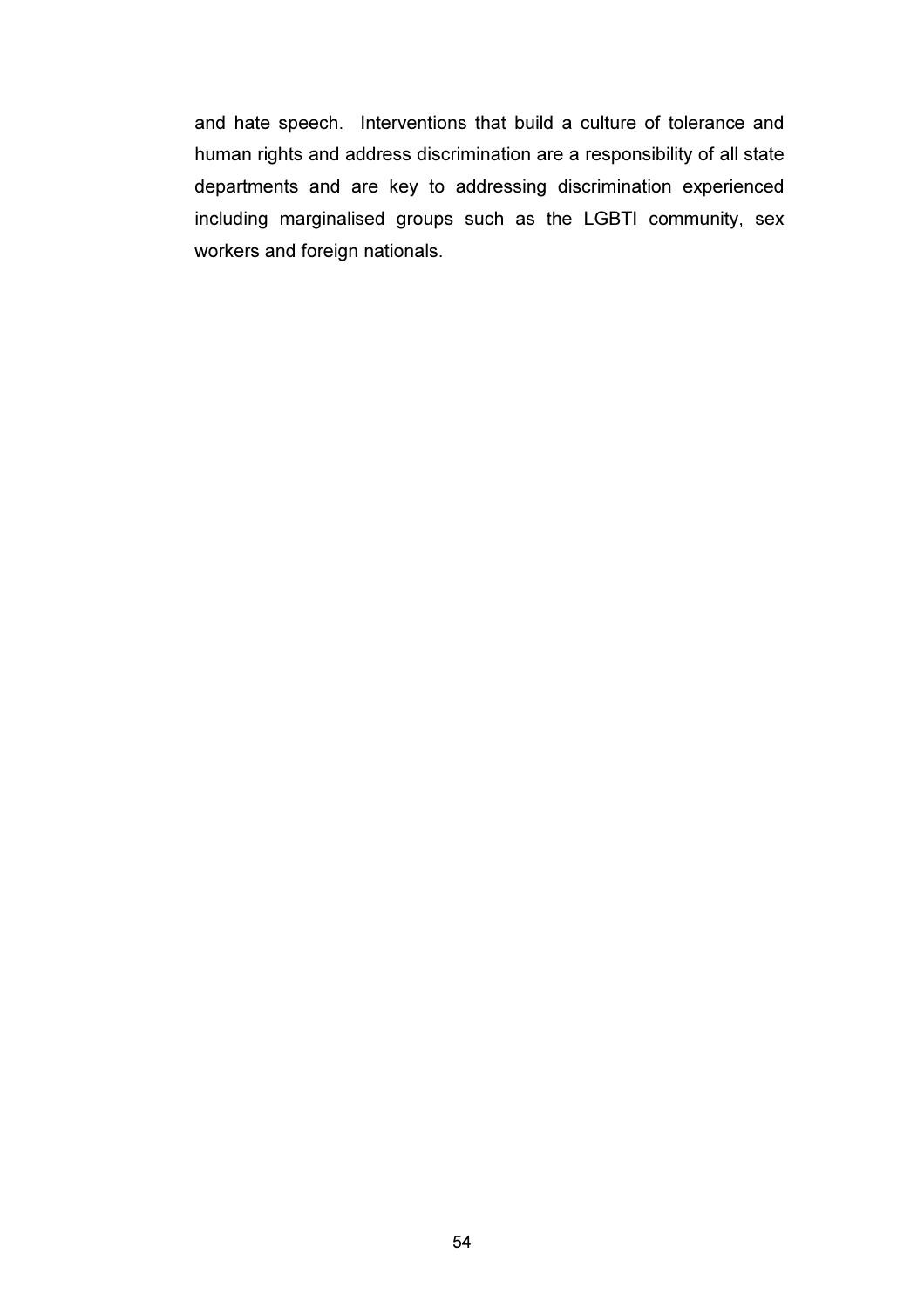and hate speech. Interventions that build a culture of tolerance and human rights and address discrimination are a responsibility of all state departments and are key to addressing discrimination experienced including marginalised groups such as the LGBTI community, sex workers and foreign nationals.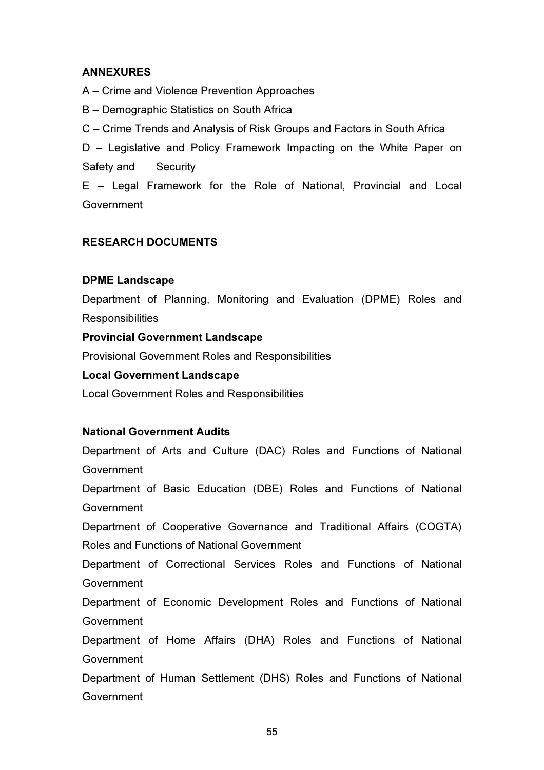**ANNEXURES**

A – Crime and Violence Prevention Approaches

B – Demographic Statistics on South Africa

C – Crime Trends and Analysis of Risk Groups and Factors in South Africa

D – Legislative and Policy Framework Impacting on the White Paper on Safety and Security

E – Legal Framework for the Role of National, Provincial and Local Government

**RESEARCH DOCUMENTS**

**DPME Landscape**

Department of Planning, Monitoring and Evaluation (DPME) Roles and Responsibilities

**Provincial Government Landscape**

Provisional Government Roles and Responsibilities

**Local Government Landscape**

Local Government Roles and Responsibilities

**National Government Audits**

Department of Arts and Culture (DAC) Roles and Functions of National Government

Department of Basic Education (DBE) Roles and Functions of National Government

Department of Cooperative Governance and Traditional Affairs (COGTA) Roles and Functions of National Government

Department of Correctional Services Roles and Functions of National Government

Department of Economic Development Roles and Functions of National Government

Department of Home Affairs (DHA) Roles and Functions of National Government

Department of Human Settlement (DHS) Roles and Functions of National Government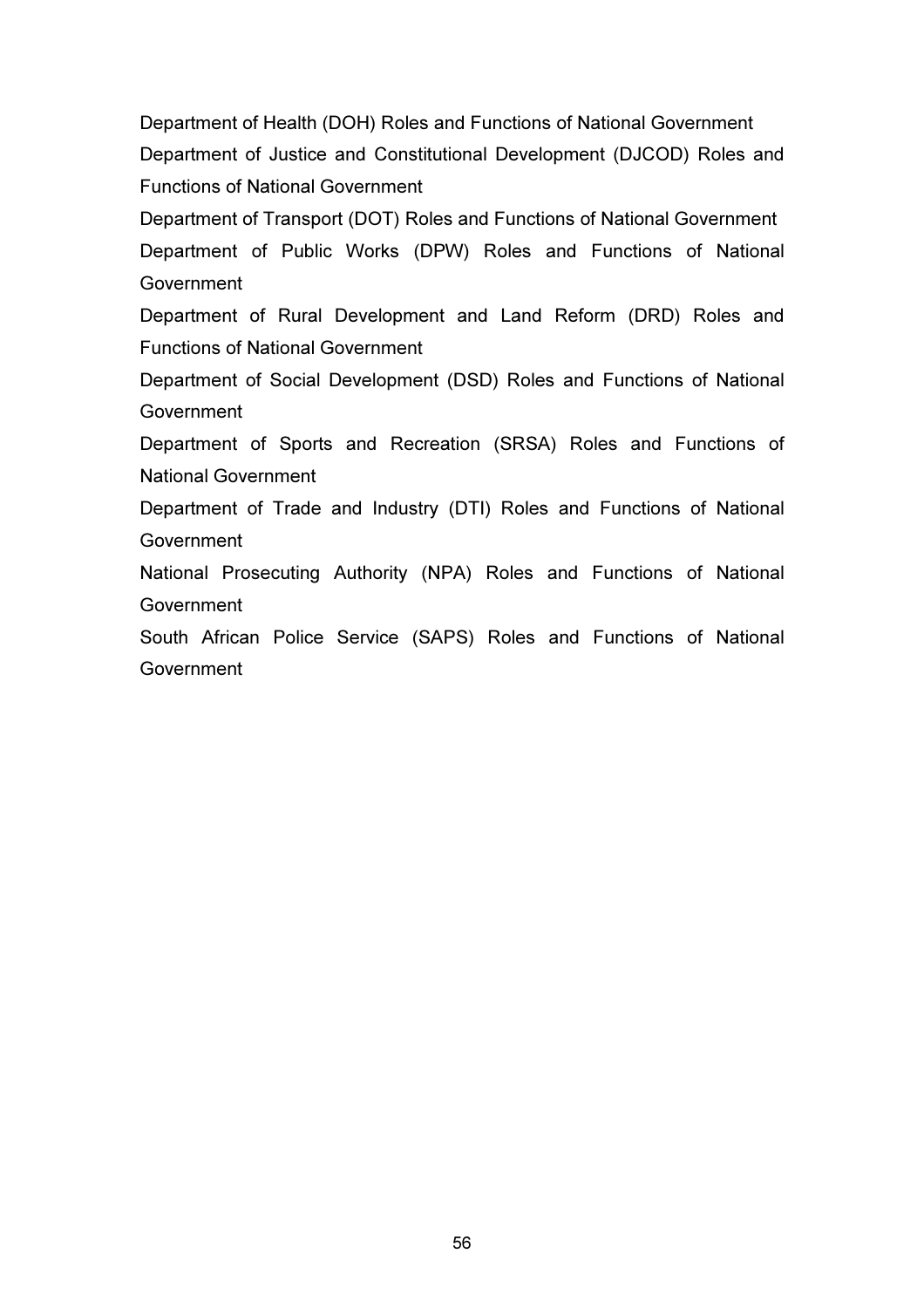Department of Health (DOH) Roles and Functions of National Government

Department of Justice and Constitutional Development (DJCOD) Roles and Functions of National Government

Department of Transport (DOT) Roles and Functions of National Government

Department of Public Works (DPW) Roles and Functions of National Government

Department of Rural Development and Land Reform (DRD) Roles and Functions of National Government

Department of Social Development (DSD) Roles and Functions of National Government

Department of Sports and Recreation (SRSA) Roles and Functions of National Government

Department of Trade and Industry (DTI) Roles and Functions of National Government

National Prosecuting Authority (NPA) Roles and Functions of National Government

South African Police Service (SAPS) Roles and Functions of National Government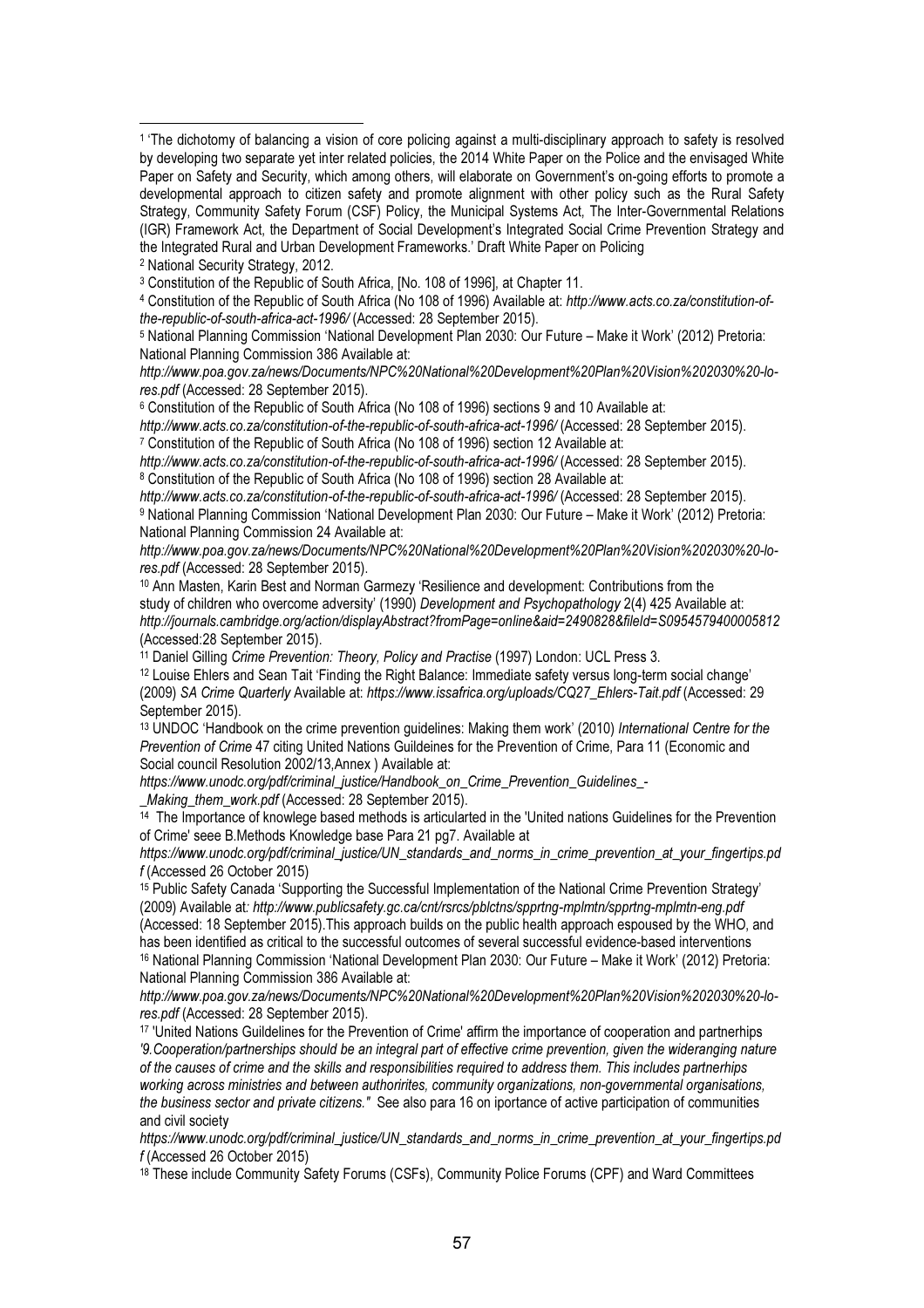[1] 'The dichotomy of balancing a vision of core policing against a multi-disciplinary approach to safety is resolved by developing two separate yet inter related policies, the 2014 White Paper on the Police and the envisaged White Paper on Safety and Security, which among others, will elaborate on Government's on-going efforts to promote a developmental approach to citizen safety and promote alignment with other policy such as the Rural Safety Strategy, Community Safety Forum (CSF) Policy, the Municipal Systems Act, The Inter-Governmental Relations (IGR) Framework Act, the Department of Social Development's Integrated Social Crime Prevention Strategy and the Integrated Rural and Urban Development Frameworks.' Draft White Paper on Policing

[2] National Security Strategy, 2012.

[3] Constitution of the Republic of South Africa, [No. 108 of 1996], at Chapter 11.

[4] Constitution of the Republic of South Africa (No 108 of 1996) Available at: *http://www.acts.co.za/constitution-of-the-republic-of-south-africa-act-1996/* (Accessed: 28 September 2015).

[5] National Planning Commission 'National Development Plan 2030: Our Future – Make it Work' (2012) Pretoria: National Planning Commission 386 Available at: *http://www.poa.gov.za/news/Documents/NPC%20National%20Development%20Plan%20Vision%202030%20-lo-res.pdf* (Accessed: 28 September 2015).

[6] Constitution of the Republic of South Africa (No 108 of 1996) sections 9 and 10 Available at: *http://www.acts.co.za/constitution-of-the-republic-of-south-africa-act-1996/* (Accessed: 28 September 2015).

[7] Constitution of the Republic of South Africa (No 108 of 1996) section 12 Available at: *http://www.acts.co.za/constitution-of-the-republic-of-south-africa-act-1996/* (Accessed: 28 September 2015).

[8] Constitution of the Republic of South Africa (No 108 of 1996) section 28 Available at: *http://www.acts.co.za/constitution-of-the-republic-of-south-africa-act-1996/* (Accessed: 28 September 2015).

[9] National Planning Commission 'National Development Plan 2030: Our Future – Make it Work' (2012) Pretoria: National Planning Commission 24 Available at: *http://www.poa.gov.za/news/Documents/NPC%20National%20Development%20Plan%20Vision%202030%20-lo-res.pdf* (Accessed: 28 September 2015).

[10] Ann Masten, Karin Best and Norman Garmezy 'Resilience and development: Contributions from the study of children who overcome adversity' (1990) *Development and Psychopathology* 2(4) 425 Available at: *http://journals.cambridge.org/action/displayAbstract?fromPage=online&aid=2490828&fileId=S0954579400005812* (Accessed:28 September 2015).

[11] Daniel Gilling *Crime Prevention: Theory, Policy and Practise* (1997) London: UCL Press 3.

[12] Louise Ehlers and Sean Tait 'Finding the Right Balance: Immediate safety versus long-term social change' (2009) *SA Crime Quarterly* Available at: *https://www.issafrica.org/uploads/CQ27_Ehlers-Tait.pdf* (Accessed: 29 September 2015).

[13] UNDOC 'Handbook on the crime prevention guidelines: Making them work' (2010) *International Centre for the Prevention of Crime* 47 citing United Nations Guildeines for the Prevention of Crime, Para 11 (Economic and Social council Resolution 2002/13,Annex ) Available at: *https://www.unodc.org/pdf/criminal_justice/Handbook_on_Crime_Prevention_Guidelines_-_Making_them_work.pdf* (Accessed: 28 September 2015).

[14] The Importance of knowlege based methods is articularted in the 'United nations Guidelines for the Prevention of Crime' seee B.Methods Knowledge base Para 21 pg7. Available at *https://www.unodc.org/pdf/criminal_justice/UN_standards_and_norms_in_crime_prevention_at_your_fingertips.pdf* (Accessed 26 October 2015)

[15] Public Safety Canada 'Supporting the Successful Implementation of the National Crime Prevention Strategy' (2009) Available at*: http://www.publicsafety.gc.ca/cnt/rsrcs/pblctns/spprtng-mplmtn/spprtng-mplmtn-eng.pdf* (Accessed: 18 September 2015).This approach builds on the public health approach espoused by the WHO, and has been identified as critical to the successful outcomes of several successful evidence-based interventions

[16] National Planning Commission 'National Development Plan 2030: Our Future – Make it Work' (2012) Pretoria: National Planning Commission 386 Available at: *http://www.poa.gov.za/news/Documents/NPC%20National%20Development%20Plan%20Vision%202030%20-lo-res.pdf* (Accessed: 28 September 2015).

[17] 'United Nations Guildelines for the Prevention of Crime' affirm the importance of cooperation and partnerhips *'9.Cooperation/partnerships should be an integral part of effective crime prevention, given the wideranging nature of the causes of crime and the skills and responsibilities required to address them. This includes partnerhips working across ministries and between authoririties, community organizations, non-governmental organisations, the business sector and private citizens."* See also para 16 on iportance of active participation of communities and civil society *https://www.unodc.org/pdf/criminal_justice/UN_standards_and_norms_in_crime_prevention_at_your_fingertips.pdf* (Accessed 26 October 2015)

[18] These include Community Safety Forums (CSFs), Community Police Forums (CPF) and Ward Committees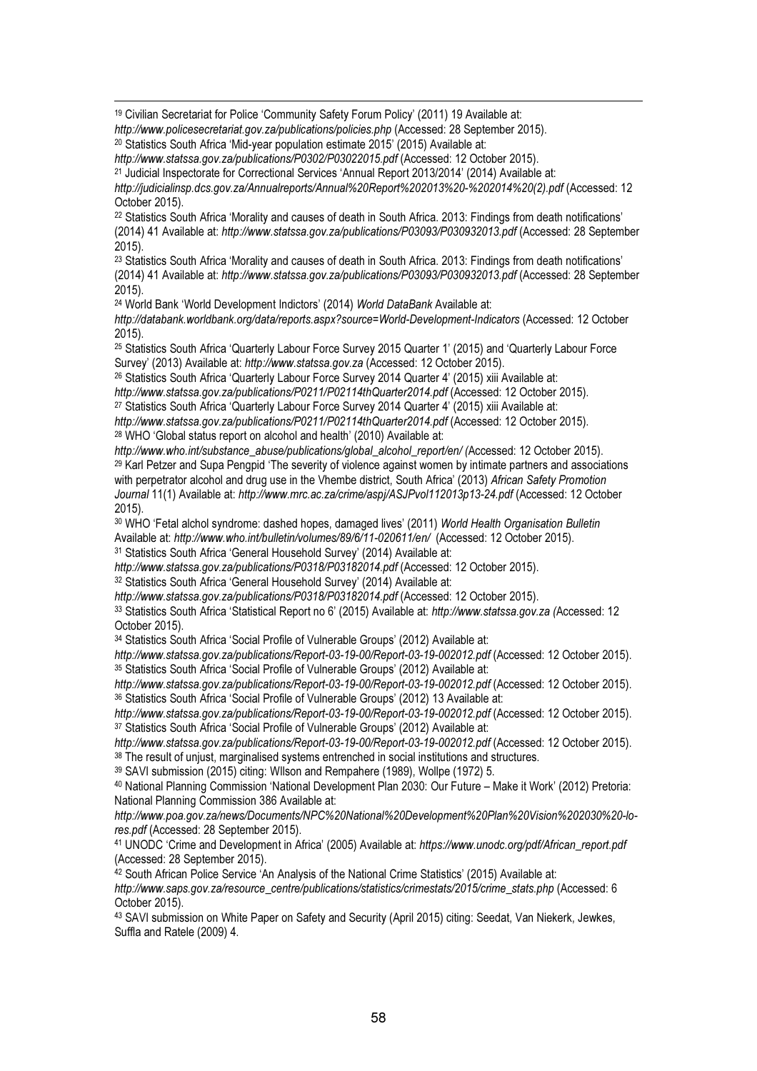[19] Civilian Secretariat for Police 'Community Safety Forum Policy' (2011) 19 Available at: *http://www.policesecretariat.gov.za/publications/policies.php* (Accessed: 28 September 2015).

[20] Statistics South Africa 'Mid-year population estimate 2015' (2015) Available at: *http://www.statssa.gov.za/publications/P0302/P03022015.pdf* (Accessed: 12 October 2015).

[21] Judicial Inspectorate for Correctional Services 'Annual Report 2013/2014' (2014) Available at: *http://judicialinsp.dcs.gov.za/Annualreports/Annual%20Report%202013%20-%202014%20(2).pdf* (Accessed: 12 October 2015).

[22] Statistics South Africa 'Morality and causes of death in South Africa. 2013: Findings from death notifications' (2014) 41 Available at: *http://www.statssa.gov.za/publications/P03093/P030932013.pdf* (Accessed: 28 September 2015).

[23] Statistics South Africa 'Morality and causes of death in South Africa. 2013: Findings from death notifications' (2014) 41 Available at: *http://www.statssa.gov.za/publications/P03093/P030932013.pdf* (Accessed: 28 September 2015).

[24] World Bank 'World Development Indictors' (2014) *World DataBank* Available at: *http://databank.worldbank.org/data/reports.aspx?source=World-Development-Indicators* (Accessed: 12 October 2015).

[25] Statistics South Africa 'Quarterly Labour Force Survey 2015 Quarter 1' (2015) and 'Quarterly Labour Force Survey' (2013) Available at: *http://www.statssa.gov.za* (Accessed: 12 October 2015).

[26] Statistics South Africa 'Quarterly Labour Force Survey 2014 Quarter 4' (2015) xiii Available at: *http://www.statssa.gov.za/publications/P0211/P02114thQuarter2014.pdf* (Accessed: 12 October 2015).

[27] Statistics South Africa 'Quarterly Labour Force Survey 2014 Quarter 4' (2015) xiii Available at: *http://www.statssa.gov.za/publications/P0211/P02114thQuarter2014.pdf* (Accessed: 12 October 2015).

[28] WHO 'Global status report on alcohol and health' (2010) Available at: *http://www.who.int/substance_abuse/publications/global_alcohol_report/en/ (*Accessed: 12 October 2015).

[29] Karl Petzer and Supa Pengpid 'The severity of violence against women by intimate partners and associations with perpetrator alcohol and drug use in the Vhembe district, South Africa' (2013) *African Safety Promotion Journal* 11(1) Available at: *http://www.mrc.ac.za/crime/aspj/ASJPvol112013p13-24.pdf* (Accessed: 12 October 2015).

[30] WHO 'Fetal alchol syndrome: dashed hopes, damaged lives' (2011) *World Health Organisation Bulletin* Available at: *http://www.who.int/bulletin/volumes/89/6/11-020611/en/* (Accessed: 12 October 2015).

[31] Statistics South Africa 'General Household Survey' (2014) Available at: *http://www.statssa.gov.za/publications/P0318/P03182014.pdf* (Accessed: 12 October 2015).

[32] Statistics South Africa 'General Household Survey' (2014) Available at: *http://www.statssa.gov.za/publications/P0318/P03182014.pdf* (Accessed: 12 October 2015).

[33] Statistics South Africa 'Statistical Report no 6' (2015) Available at: *http://www.statssa.gov.za (*Accessed: 12 October 2015).

[34] Statistics South Africa 'Social Profile of Vulnerable Groups' (2012) Available at: *http://www.statssa.gov.za/publications/Report-03-19-00/Report-03-19-002012.pdf* (Accessed: 12 October 2015).

[35] Statistics South Africa 'Social Profile of Vulnerable Groups' (2012) Available at: *http://www.statssa.gov.za/publications/Report-03-19-00/Report-03-19-002012.pdf* (Accessed: 12 October 2015).

[36] Statistics South Africa 'Social Profile of Vulnerable Groups' (2012) 13 Available at: *http://www.statssa.gov.za/publications/Report-03-19-00/Report-03-19-002012.pdf* (Accessed: 12 October 2015).

[37] Statistics South Africa 'Social Profile of Vulnerable Groups' (2012) Available at: *http://www.statssa.gov.za/publications/Report-03-19-00/Report-03-19-002012.pdf* (Accessed: 12 October 2015).

[38] The result of unjust, marginalised systems entrenched in social institutions and structures.

[39] SAVI submission (2015) citing: WIlson and Rempahere (1989), Wollpe (1972) 5.

[40] National Planning Commission 'National Development Plan 2030: Our Future – Make it Work' (2012) Pretoria: National Planning Commission 386 Available at: *http://www.poa.gov.za/news/Documents/NPC%20National%20Development%20Plan%20Vision%202030%20-lo-res.pdf* (Accessed: 28 September 2015).

[41] UNODC 'Crime and Development in Africa' (2005) Available at: *https://www.unodc.org/pdf/African_report.pdf* (Accessed: 28 September 2015).

[42] South African Police Service 'An Analysis of the National Crime Statistics' (2015) Available at: *http://www.saps.gov.za/resource_centre/publications/statistics/crimestats/2015/crime_stats.php* (Accessed: 6 October 2015).

[43] SAVI submission on White Paper on Safety and Security (April 2015) citing: Seedat, Van Niekerk, Jewkes, Suffla and Ratele (2009) 4.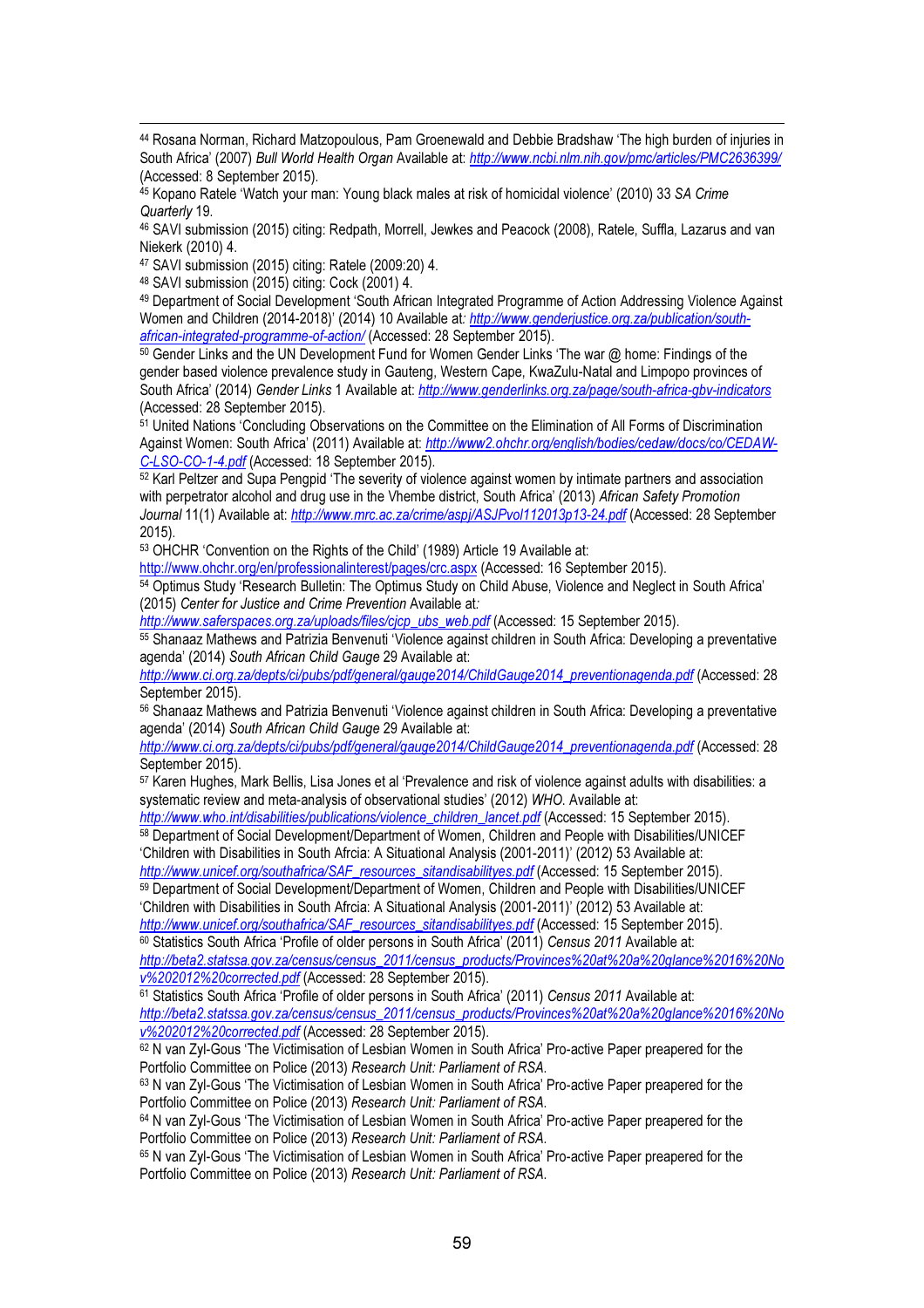[44] Rosana Norman, Richard Matzopoulous, Pam Groenewald and Debbie Bradshaw 'The high burden of injuries in South Africa' (2007) *Bull World Health Organ* Available at: *http://www.ncbi.nlm.nih.gov/pmc/articles/PMC2636399/* (Accessed: 8 September 2015).

[45] Kopano Ratele 'Watch your man: Young black males at risk of homicidal violence' (2010) 33 *SA Crime Quarterly* 19.

[46] SAVI submission (2015) citing: Redpath, Morrell, Jewkes and Peacock (2008), Ratele, Suffla, Lazarus and van Niekerk (2010) 4.

[47] SAVI submission (2015) citing: Ratele (2009:20) 4.

[48] SAVI submission (2015) citing: Cock (2001) 4.

[49] Department of Social Development 'South African Integrated Programme of Action Addressing Violence Against Women and Children (2014-2018)' (2014) 10 Available at*: http://www.genderjustice.org.za/publication/south-african-integrated-programme-of-action/* (Accessed: 28 September 2015).

[50] Gender Links and the UN Development Fund for Women Gender Links 'The war @ home: Findings of the gender based violence prevalence study in Gauteng, Western Cape, KwaZulu-Natal and Limpopo provinces of South Africa' (2014) *Gender Links* 1 Available at: *http://www.genderlinks.org.za/page/south-africa-gbv-indicators* (Accessed: 28 September 2015).

[51] United Nations 'Concluding Observations on the Committee on the Elimination of All Forms of Discrimination Against Women: South Africa' (2011) Available at: *http://www2.ohchr.org/english/bodies/cedaw/docs/co/CEDAW-C-LSO-CO-1-4.pdf* (Accessed: 18 September 2015).

[52] Karl Peltzer and Supa Pengpid 'The severity of violence against women by intimate partners and association with perpetrator alcohol and drug use in the Vhembe district, South Africa' (2013) *African Safety Promotion Journal* 11(1) Available at: *http://www.mrc.ac.za/crime/aspj/ASJPvol112013p13-24.pdf* (Accessed: 28 September 2015).

[53] OHCHR 'Convention on the Rights of the Child' (1989) Article 19 Available at: http://www.ohchr.org/en/professionalinterest/pages/crc.aspx (Accessed: 16 September 2015).

[54] Optimus Study 'Research Bulletin: The Optimus Study on Child Abuse, Violence and Neglect in South Africa' (2015) *Center for Justice and Crime Prevention* Available at*:* *http://www.saferspaces.org.za/uploads/files/cjcp_ubs_web.pdf* (Accessed: 15 September 2015).

[55] Shanaaz Mathews and Patrizia Benvenuti 'Violence against children in South Africa: Developing a preventative agenda' (2014) *South African Child Gauge* 29 Available at: *http://www.ci.org.za/depts/ci/pubs/pdf/general/gauge2014/ChildGauge2014_preventionagenda.pdf* (Accessed: 28 September 2015).

[56] Shanaaz Mathews and Patrizia Benvenuti 'Violence against children in South Africa: Developing a preventative agenda' (2014) *South African Child Gauge* 29 Available at: *http://www.ci.org.za/depts/ci/pubs/pdf/general/gauge2014/ChildGauge2014_preventionagenda.pdf* (Accessed: 28 September 2015).

[57] Karen Hughes, Mark Bellis, Lisa Jones et al 'Prevalence and risk of violence against adults with disabilities: a systematic review and meta-analysis of observational studies' (2012) *WHO.* Available at: *http://www.who.int/disabilities/publications/violence_children_lancet.pdf* (Accessed: 15 September 2015).

[58] Department of Social Development/Department of Women, Children and People with Disabilities/UNICEF 'Children with Disabilities in South Afrcia: A Situational Analysis (2001-2011)' (2012) 53 Available at: *http://www.unicef.org/southafrica/SAF_resources_sitandisabilityes.pdf* (Accessed: 15 September 2015).

[59] Department of Social Development/Department of Women, Children and People with Disabilities/UNICEF 'Children with Disabilities in South Afrcia: A Situational Analysis (2001-2011)' (2012) 53 Available at: *http://www.unicef.org/southafrica/SAF_resources_sitandisabilityes.pdf* (Accessed: 15 September 2015).

[60] Statistics South Africa 'Profile of older persons in South Africa' (2011) *Census 2011* Available at: *http://beta2.statssa.gov.za/census/census_2011/census_products/Provinces%20at%20a%20glance%2016%20Nov%202012%20corrected.pdf* (Accessed: 28 September 2015).

[61] Statistics South Africa 'Profile of older persons in South Africa' (2011) *Census 2011* Available at: *http://beta2.statssa.gov.za/census/census_2011/census_products/Provinces%20at%20a%20glance%2016%20Nov%202012%20corrected.pdf* (Accessed: 28 September 2015).

[62] N van Zyl-Gous 'The Victimisation of Lesbian Women in South Africa' Pro-active Paper preapered for the Portfolio Committee on Police (2013) *Research Unit: Parliament of RSA.*

[63] N van Zyl-Gous 'The Victimisation of Lesbian Women in South Africa' Pro-active Paper preapered for the Portfolio Committee on Police (2013) *Research Unit: Parliament of RSA.*

[64] N van Zyl-Gous 'The Victimisation of Lesbian Women in South Africa' Pro-active Paper preapered for the Portfolio Committee on Police (2013) *Research Unit: Parliament of RSA.*

[65] N van Zyl-Gous 'The Victimisation of Lesbian Women in South Africa' Pro-active Paper preapered for the Portfolio Committee on Police (2013) *Research Unit: Parliament of RSA.*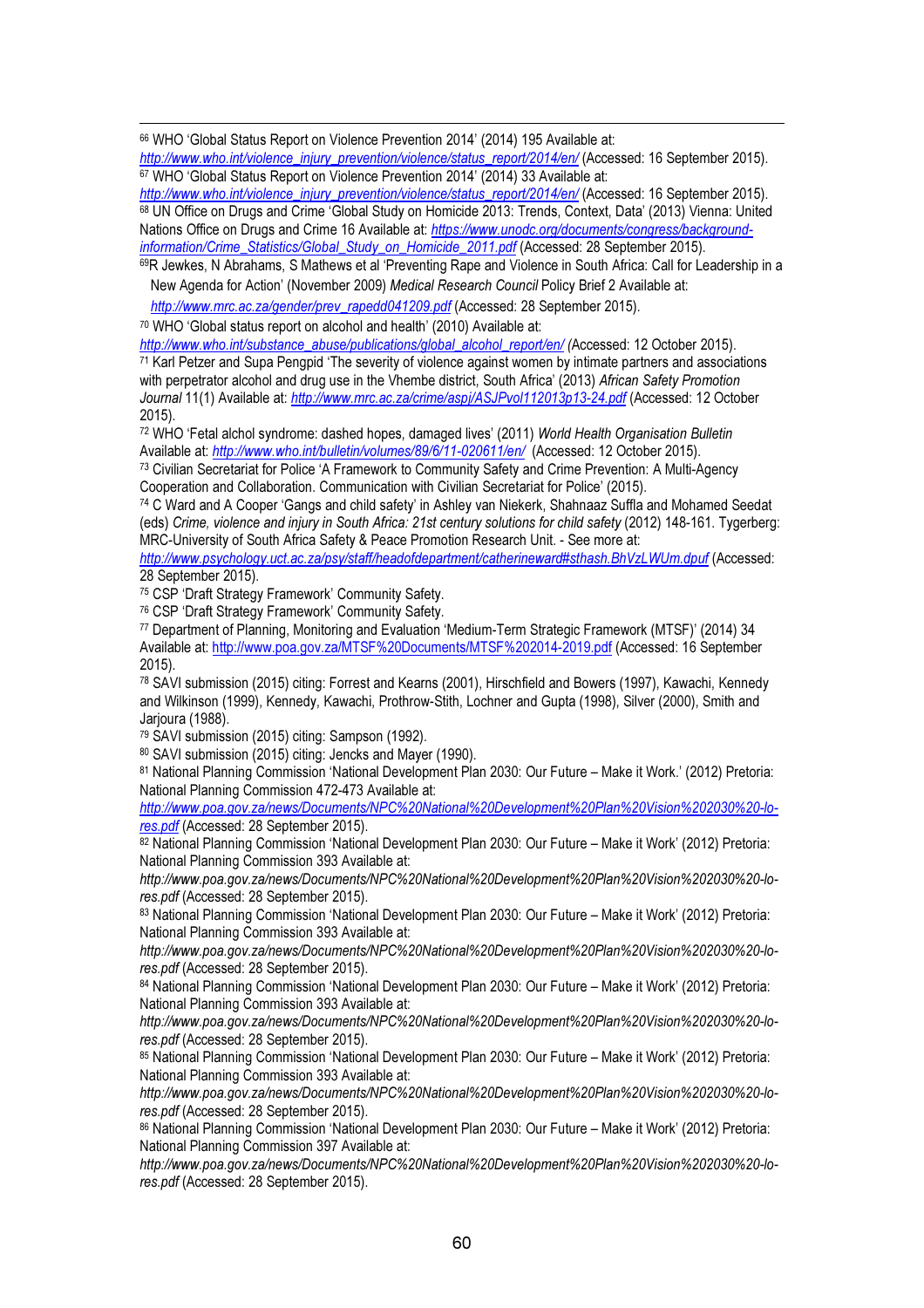[66] WHO 'Global Status Report on Violence Prevention 2014' (2014) 195 Available at: *http://www.who.int/violence_injury_prevention/violence/status_report/2014/en/* (Accessed: 16 September 2015).

[67] WHO 'Global Status Report on Violence Prevention 2014' (2014) 33 Available at: *http://www.who.int/violence_injury_prevention/violence/status_report/2014/en/* (Accessed: 16 September 2015).

[68] UN Office on Drugs and Crime 'Global Study on Homicide 2013: Trends, Context, Data' (2013) Vienna: United Nations Office on Drugs and Crime 16 Available at: *https://www.unodc.org/documents/congress/background-information/Crime_Statistics/Global_Study_on_Homicide_2011.pdf* (Accessed: 28 September 2015).

[69] R Jewkes, N Abrahams, S Mathews et al 'Preventing Rape and Violence in South Africa: Call for Leadership in a New Agenda for Action' (November 2009) *Medical Research Council* Policy Brief 2 Available at: *http://www.mrc.ac.za/gender/prev_rapedd041209.pdf* (Accessed: 28 September 2015).

[70] WHO 'Global status report on alcohol and health' (2010) Available at: *http://www.who.int/substance_abuse/publications/global_alcohol_report/en/* (Accessed: 12 October 2015).

[71] Karl Petzer and Supa Pengpid 'The severity of violence against women by intimate partners and associations with perpetrator alcohol and drug use in the Vhembe district, South Africa' (2013) *African Safety Promotion Journal* 11(1) Available at: *http://www.mrc.ac.za/crime/aspj/ASJPvol112013p13-24.pdf* (Accessed: 12 October 2015).

[72] WHO 'Fetal alchol syndrome: dashed hopes, damaged lives' (2011) *World Health Organisation Bulletin* Available at: *http://www.who.int/bulletin/volumes/89/6/11-020611/en/* (Accessed: 12 October 2015).

[73] Civilian Secretariat for Police 'A Framework to Community Safety and Crime Prevention: A Multi-Agency Cooperation and Collaboration. Communication with Civilian Secretariat for Police' (2015).

[74] C Ward and A Cooper 'Gangs and child safety' in Ashley van Niekerk, Shahnaaz Suffla and Mohamed Seedat (eds) *Crime, violence and injury in South Africa: 21st century solutions for child safety* (2012) 148-161. Tygerberg: MRC-University of South Africa Safety & Peace Promotion Research Unit. - See more at: *http://www.psychology.uct.ac.za/psy/staff/headofdepartment/catherineward#sthash.BhVzLWUm.dpuf* (Accessed: 28 September 2015).

[75] CSP 'Draft Strategy Framework' Community Safety.

[76] CSP 'Draft Strategy Framework' Community Safety.

[77] Department of Planning, Monitoring and Evaluation 'Medium-Term Strategic Framework (MTSF)' (2014) 34 Available at: http://www.poa.gov.za/MTSF%20Documents/MTSF%202014-2019.pdf (Accessed: 16 September 2015).

[78] SAVI submission (2015) citing: Forrest and Kearns (2001), Hirschfield and Bowers (1997), Kawachi, Kennedy and Wilkinson (1999), Kennedy, Kawachi, Prothrow-Stith, Lochner and Gupta (1998), Silver (2000), Smith and Jarjoura (1988).

[79] SAVI submission (2015) citing: Sampson (1992).

[80] SAVI submission (2015) citing: Jencks and Mayer (1990).

[81] National Planning Commission 'National Development Plan 2030: Our Future – Make it Work.' (2012) Pretoria: National Planning Commission 472-473 Available at: *http://www.poa.gov.za/news/Documents/NPC%20National%20Development%20Plan%20Vision%202030%20-lo-res.pdf* (Accessed: 28 September 2015).

[82] National Planning Commission 'National Development Plan 2030: Our Future – Make it Work' (2012) Pretoria: National Planning Commission 393 Available at: *http://www.poa.gov.za/news/Documents/NPC%20National%20Development%20Plan%20Vision%202030%20-lo-res.pdf* (Accessed: 28 September 2015).

[83] National Planning Commission 'National Development Plan 2030: Our Future – Make it Work' (2012) Pretoria: National Planning Commission 393 Available at: *http://www.poa.gov.za/news/Documents/NPC%20National%20Development%20Plan%20Vision%202030%20-lo-res.pdf* (Accessed: 28 September 2015).

[84] National Planning Commission 'National Development Plan 2030: Our Future – Make it Work' (2012) Pretoria: National Planning Commission 393 Available at: *http://www.poa.gov.za/news/Documents/NPC%20National%20Development%20Plan%20Vision%202030%20-lo-res.pdf* (Accessed: 28 September 2015).

[85] National Planning Commission 'National Development Plan 2030: Our Future – Make it Work' (2012) Pretoria: National Planning Commission 393 Available at: *http://www.poa.gov.za/news/Documents/NPC%20National%20Development%20Plan%20Vision%202030%20-lo-res.pdf* (Accessed: 28 September 2015).

[86] National Planning Commission 'National Development Plan 2030: Our Future – Make it Work' (2012) Pretoria: National Planning Commission 397 Available at: *http://www.poa.gov.za/news/Documents/NPC%20National%20Development%20Plan%20Vision%202030%20-lo-res.pdf* (Accessed: 28 September 2015).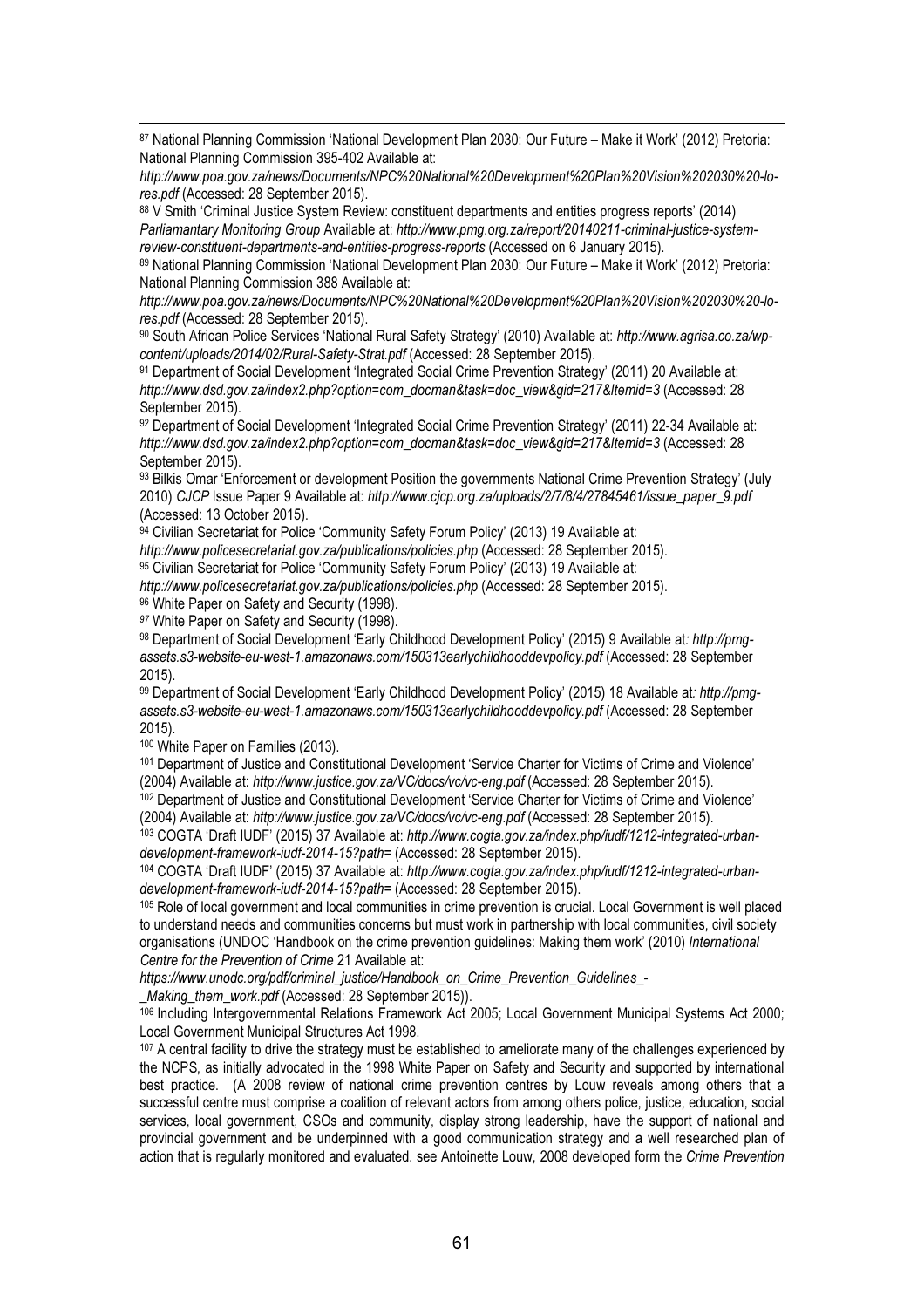[87] National Planning Commission 'National Development Plan 2030: Our Future – Make it Work' (2012) Pretoria: National Planning Commission 395-402 Available at: *http://www.poa.gov.za/news/Documents/NPC%20National%20Development%20Plan%20Vision%202030%20-lo-res.pdf* (Accessed: 28 September 2015).

[88] V Smith 'Criminal Justice System Review: constituent departments and entities progress reports' (2014) *Parliamantary Monitoring Group* Available at: *http://www.pmg.org.za/report/20140211-criminal-justice-system-review-constituent-departments-and-entities-progress-reports* (Accessed on 6 January 2015).

[89] National Planning Commission 'National Development Plan 2030: Our Future – Make it Work' (2012) Pretoria: National Planning Commission 388 Available at: *http://www.poa.gov.za/news/Documents/NPC%20National%20Development%20Plan%20Vision%202030%20-lo-res.pdf* (Accessed: 28 September 2015).

[90] South African Police Services 'National Rural Safety Strategy' (2010) Available at: *http://www.agrisa.co.za/wp-content/uploads/2014/02/Rural-Safety-Strat.pdf* (Accessed: 28 September 2015).

[91] Department of Social Development 'Integrated Social Crime Prevention Strategy' (2011) 20 Available at: *http://www.dsd.gov.za/index2.php?option=com_docman&task=doc_view&gid=217&Itemid=3* (Accessed: 28 September 2015).

[92] Department of Social Development 'Integrated Social Crime Prevention Strategy' (2011) 22-34 Available at: *http://www.dsd.gov.za/index2.php?option=com_docman&task=doc_view&gid=217&Itemid=3* (Accessed: 28 September 2015).

[93] Bilkis Omar 'Enforcement or development Position the governments National Crime Prevention Strategy' (July 2010) *CJCP* Issue Paper 9 Available at: *http://www.cjcp.org.za/uploads/2/7/8/4/27845461/issue_paper_9.pdf* (Accessed: 13 October 2015).

[94] Civilian Secretariat for Police 'Community Safety Forum Policy' (2013) 19 Available at: *http://www.policesecretariat.gov.za/publications/policies.php* (Accessed: 28 September 2015).

[95] Civilian Secretariat for Police 'Community Safety Forum Policy' (2013) 19 Available at: *http://www.policesecretariat.gov.za/publications/policies.php* (Accessed: 28 September 2015).

[96] White Paper on Safety and Security (1998).

[97] White Paper on Safety and Security (1998).

[98] Department of Social Development 'Early Childhood Development Policy' (2015) 9 Available at*: http://pmg-assets.s3-website-eu-west-1.amazonaws.com/150313earlychildhooddevpolicy.pdf* (Accessed: 28 September 2015).

[99] Department of Social Development 'Early Childhood Development Policy' (2015) 18 Available at*: http://pmg-assets.s3-website-eu-west-1.amazonaws.com/150313earlychildhooddevpolicy.pdf* (Accessed: 28 September 2015).

[100] White Paper on Families (2013).

[101] Department of Justice and Constitutional Development 'Service Charter for Victims of Crime and Violence' (2004) Available at: *http://www.justice.gov.za/VC/docs/vc/vc-eng.pdf* (Accessed: 28 September 2015).

[102] Department of Justice and Constitutional Development 'Service Charter for Victims of Crime and Violence' (2004) Available at: *http://www.justice.gov.za/VC/docs/vc/vc-eng.pdf* (Accessed: 28 September 2015).

[103] COGTA 'Draft IUDF' (2015) 37 Available at: *http://www.cogta.gov.za/index.php/iudf/1212-integrated-urban-development-framework-iudf-2014-15?path=* (Accessed: 28 September 2015).

[104] COGTA 'Draft IUDF' (2015) 37 Available at: *http://www.cogta.gov.za/index.php/iudf/1212-integrated-urban-development-framework-iudf-2014-15?path=* (Accessed: 28 September 2015).

[105] Role of local government and local communities in crime prevention is crucial. Local Government is well placed to understand needs and communities concerns but must work in partnership with local communities, civil society organisations (UNDOC 'Handbook on the crime prevention guidelines: Making them work' (2010) *International Centre for the Prevention of Crime* 21 Available at: *https://www.unodc.org/pdf/criminal_justice/Handbook_on_Crime_Prevention_Guidelines_-_Making_them_work.pdf* (Accessed: 28 September 2015)).

[106] Including Intergovernmental Relations Framework Act 2005; Local Government Municipal Systems Act 2000; Local Government Municipal Structures Act 1998.

[107] A central facility to drive the strategy must be established to ameliorate many of the challenges experienced by the NCPS, as initially advocated in the 1998 White Paper on Safety and Security and supported by international best practice. (A 2008 review of national crime prevention centres by Louw reveals among others that a successful centre must comprise a coalition of relevant actors from among others police, justice, education, social services, local government, CSOs and community, display strong leadership, have the support of national and provincial government and be underpinned with a good communication strategy and a well researched plan of action that is regularly monitored and evaluated. see Antoinette Louw, 2008 developed form the *Crime Prevention*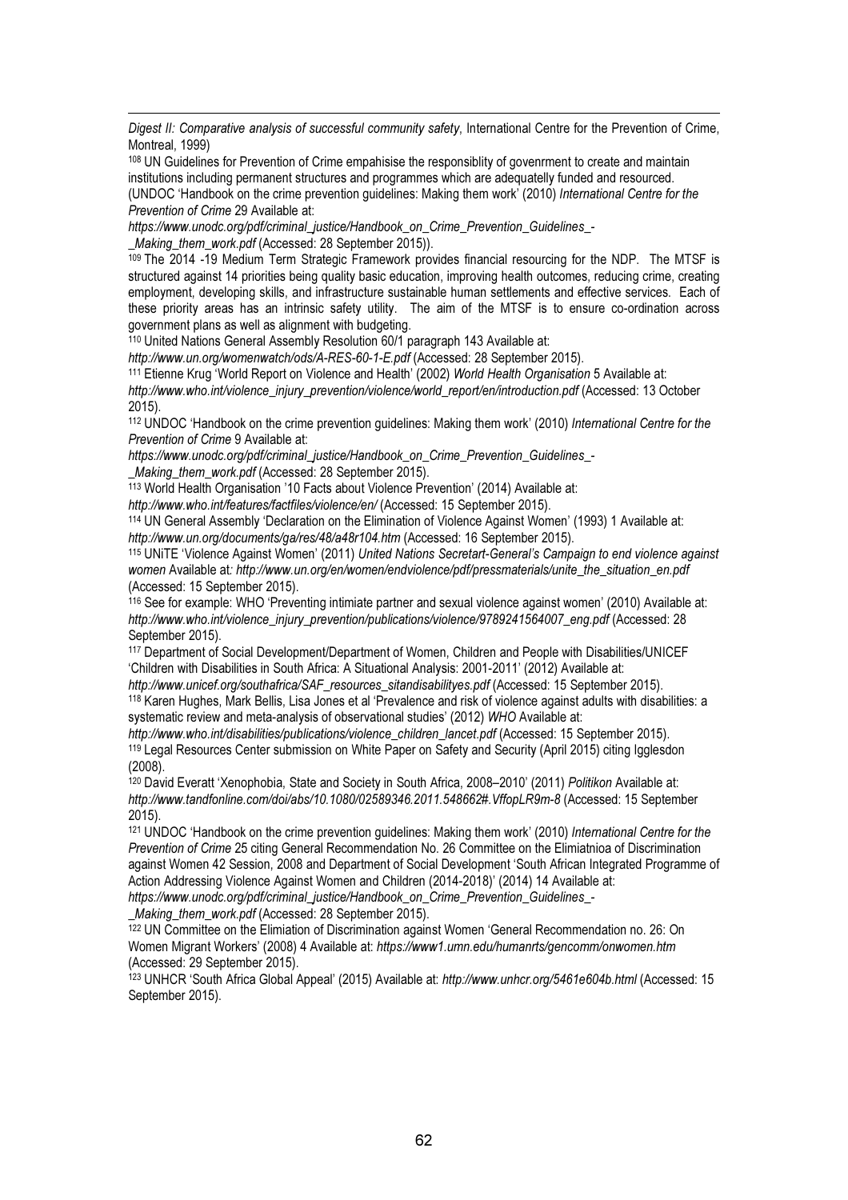*Digest II: Comparative analysis of successful community safety*, International Centre for the Prevention of Crime, Montreal, 1999)

[108] UN Guidelines for Prevention of Crime empahisise the responsiblity of govenrment to create and maintain institutions including permanent structures and programmes which are adequatelly funded and resourced. (UNDOC 'Handbook on the crime prevention guidelines: Making them work' (2010) *International Centre for the Prevention of Crime* 29 Available at: *https://www.unodc.org/pdf/criminal_justice/Handbook_on_Crime_Prevention_Guidelines_-_Making_them_work.pdf* (Accessed: 28 September 2015)).

[109] The 2014 -19 Medium Term Strategic Framework provides financial resourcing for the NDP. The MTSF is structured against 14 priorities being quality basic education, improving health outcomes, reducing crime, creating employment, developing skills, and infrastructure sustainable human settlements and effective services. Each of these priority areas has an intrinsic safety utility. The aim of the MTSF is to ensure co-ordination across government plans as well as alignment with budgeting.

[110] United Nations General Assembly Resolution 60/1 paragraph 143 Available at: *http://www.un.org/womenwatch/ods/A-RES-60-1-E.pdf* (Accessed: 28 September 2015).

[111] Etienne Krug 'World Report on Violence and Health' (2002) *World Health Organisation* 5 Available at: *http://www.who.int/violence_injury_prevention/violence/world_report/en/introduction.pdf* (Accessed: 13 October 2015).

[112] UNDOC 'Handbook on the crime prevention guidelines: Making them work' (2010) *International Centre for the Prevention of Crime* 9 Available at: *https://www.unodc.org/pdf/criminal_justice/Handbook_on_Crime_Prevention_Guidelines_-_Making_them_work.pdf* (Accessed: 28 September 2015).

[113] World Health Organisation '10 Facts about Violence Prevention' (2014) Available at: *http://www.who.int/features/factfiles/violence/en/* (Accessed: 15 September 2015).

[114] UN General Assembly 'Declaration on the Elimination of Violence Against Women' (1993) 1 Available at: *http://www.un.org/documents/ga/res/48/a48r104.htm* (Accessed: 16 September 2015).

[115] UNiTE 'Violence Against Women' (2011) *United Nations Secretart-General's Campaign to end violence against women* Available at*: http://www.un.org/en/women/endviolence/pdf/pressmaterials/unite_the_situation_en.pdf* (Accessed: 15 September 2015).

[116] See for example: WHO 'Preventing intimiate partner and sexual violence against women' (2010) Available at: *http://www.who.int/violence_injury_prevention/publications/violence/9789241564007_eng.pdf* (Accessed: 28 September 2015).

[117] Department of Social Development/Department of Women, Children and People with Disabilities/UNICEF 'Children with Disabilities in South Africa: A Situational Analysis: 2001-2011' (2012) Available at: *http://www.unicef.org/southafrica/SAF_resources_sitandisabilityes.pdf* (Accessed: 15 September 2015).

[118] Karen Hughes, Mark Bellis, Lisa Jones et al 'Prevalence and risk of violence against adults with disabilities: a systematic review and meta-analysis of observational studies' (2012) *WHO* Available at: *http://www.who.int/disabilities/publications/violence_children_lancet.pdf* (Accessed: 15 September 2015).

[119] Legal Resources Center submission on White Paper on Safety and Security (April 2015) citing Igglesdon (2008).

[120] David Everatt 'Xenophobia, State and Society in South Africa, 2008–2010' (2011) *Politikon* Available at: *http://www.tandfonline.com/doi/abs/10.1080/02589346.2011.548662#.VffopLR9m-8* (Accessed: 15 September 2015).

[121] UNDOC 'Handbook on the crime prevention guidelines: Making them work' (2010) *International Centre for the Prevention of Crime* 25 citing General Recommendation No. 26 Committee on the Elimiatnioa of Discrimination against Women 42 Session, 2008 and Department of Social Development 'South African Integrated Programme of Action Addressing Violence Against Women and Children (2014-2018)' (2014) 14 Available at: *https://www.unodc.org/pdf/criminal_justice/Handbook_on_Crime_Prevention_Guidelines_-_Making_them_work.pdf* (Accessed: 28 September 2015).

[122] UN Committee on the Elimiation of Discrimination against Women 'General Recommendation no. 26: On Women Migrant Workers' (2008) 4 Available at: *https://www1.umn.edu/humanrts/gencomm/onwomen.htm* (Accessed: 29 September 2015).

[123] UNHCR 'South Africa Global Appeal' (2015) Available at: *http://www.unhcr.org/5461e604b.html* (Accessed: 15 September 2015).